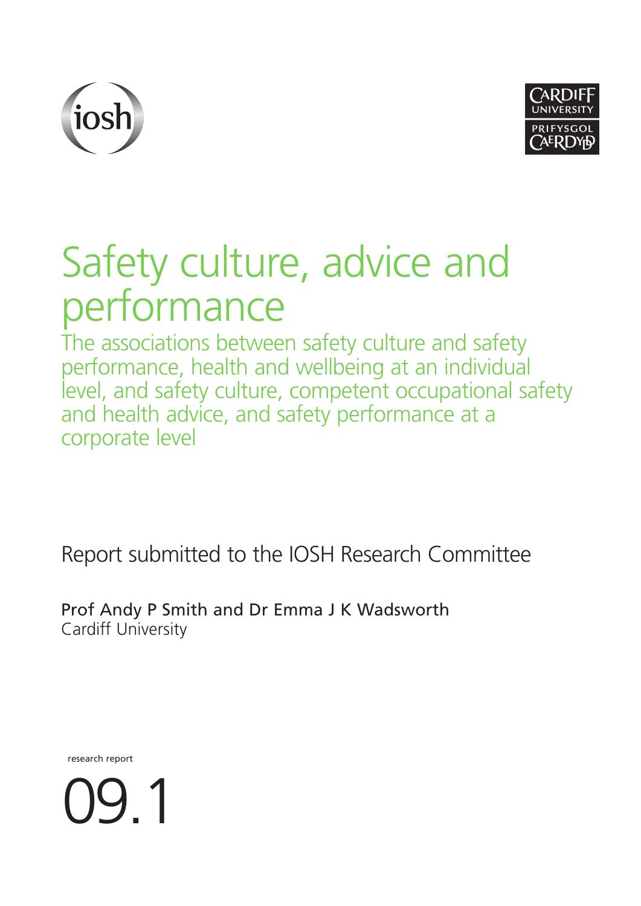iosh

CARDIFF UNIVERSITY
PRIFYSGOL CAERDYDD

# Safety culture, advice and performance

## The associations between safety culture and safety performance, health and wellbeing at an individual level, and safety culture, competent occupational safety and health advice, and safety performance at a corporate level

Report submitted to the IOSH Research Committee

Prof Andy P Smith and Dr Emma J K Wadsworth
Cardiff University

research report

09.1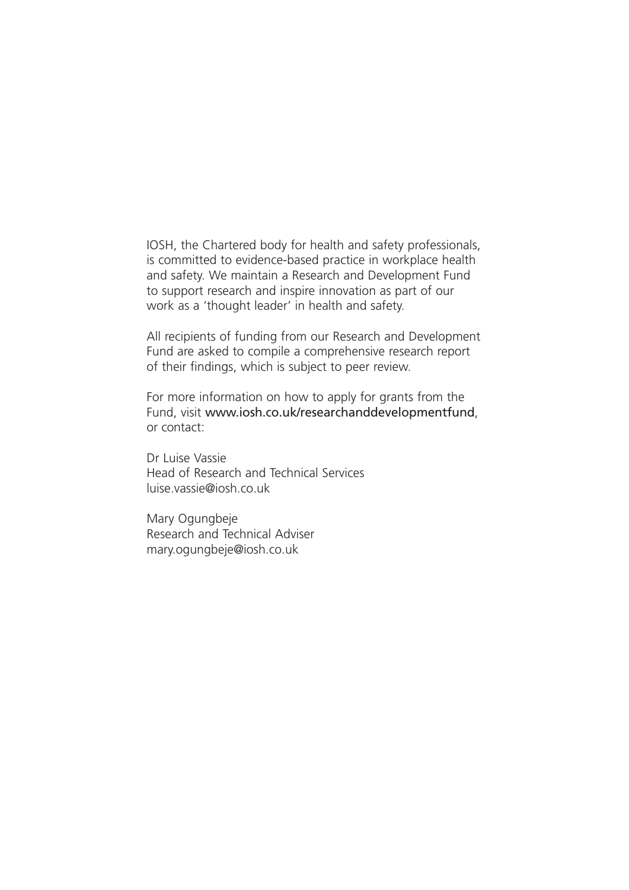IOSH, the Chartered body for health and safety professionals, is committed to evidence-based practice in workplace health and safety. We maintain a Research and Development Fund to support research and inspire innovation as part of our work as a 'thought leader' in health and safety.

All recipients of funding from our Research and Development Fund are asked to compile a comprehensive research report of their findings, which is subject to peer review.

For more information on how to apply for grants from the Fund, visit www.iosh.co.uk/researchanddevelopmentfund, or contact:

Dr Luise Vassie
Head of Research and Technical Services
luise.vassie@iosh.co.uk

Mary Ogungbeje
Research and Technical Adviser
mary.ogungbeje@iosh.co.uk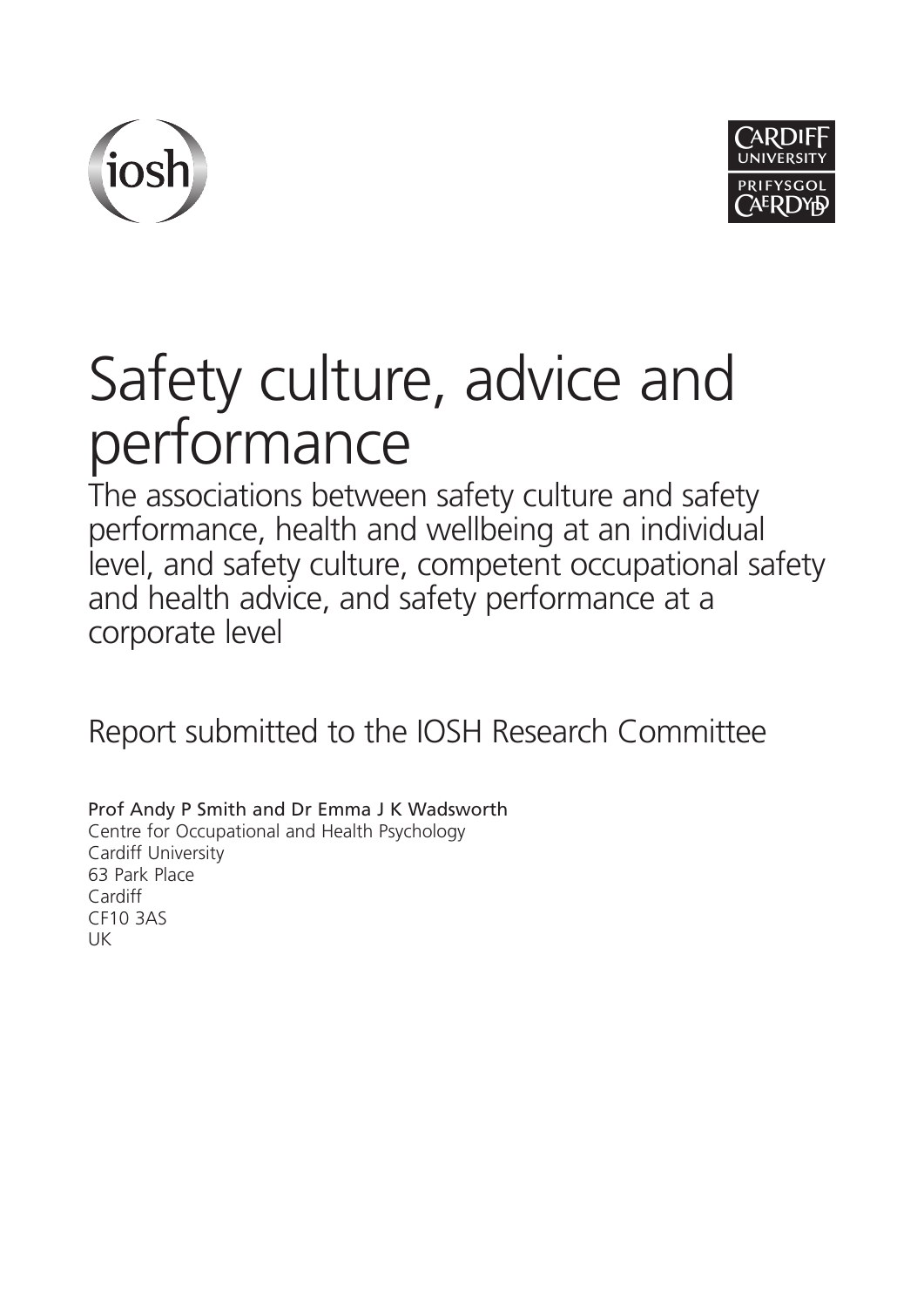# Safety culture, advice and performance

The associations between safety culture and safety performance, health and wellbeing at an individual level, and safety culture, competent occupational safety and health advice, and safety performance at a corporate level

Report submitted to the IOSH Research Committee

**Prof Andy P Smith and Dr Emma J K Wadsworth**
Centre for Occupational and Health Psychology
Cardiff University
63 Park Place
Cardiff
CF10 3AS
UK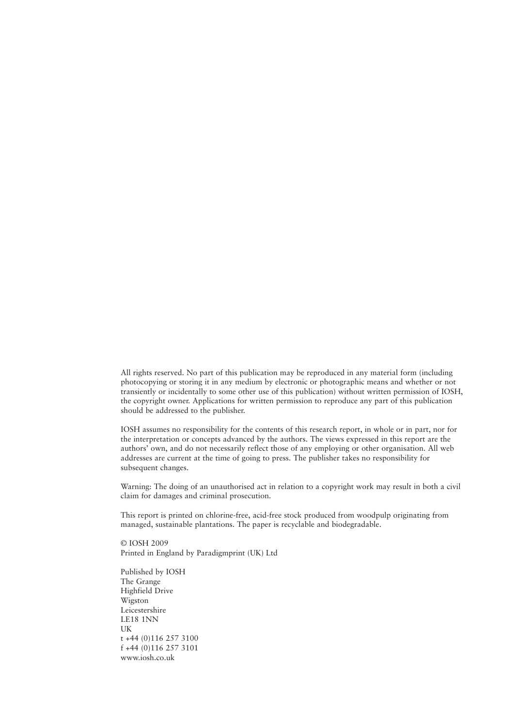All rights reserved. No part of this publication may be reproduced in any material form (including photocopying or storing it in any medium by electronic or photographic means and whether or not transiently or incidentally to some other use of this publication) without written permission of IOSH, the copyright owner. Applications for written permission to reproduce any part of this publication should be addressed to the publisher.

IOSH assumes no responsibility for the contents of this research report, in whole or in part, nor for the interpretation or concepts advanced by the authors. The views expressed in this report are the authors' own, and do not necessarily reflect those of any employing or other organisation. All web addresses are current at the time of going to press. The publisher takes no responsibility for subsequent changes.

Warning: The doing of an unauthorised act in relation to a copyright work may result in both a civil claim for damages and criminal prosecution.

This report is printed on chlorine-free, acid-free stock produced from woodpulp originating from managed, sustainable plantations. The paper is recyclable and biodegradable.

© IOSH 2009
Printed in England by Paradigmprint (UK) Ltd

Published by IOSH
The Grange
Highfield Drive
Wigston
Leicestershire
LE18 1NN
UK
t +44 (0)116 257 3100
f +44 (0)116 257 3101
www.iosh.co.uk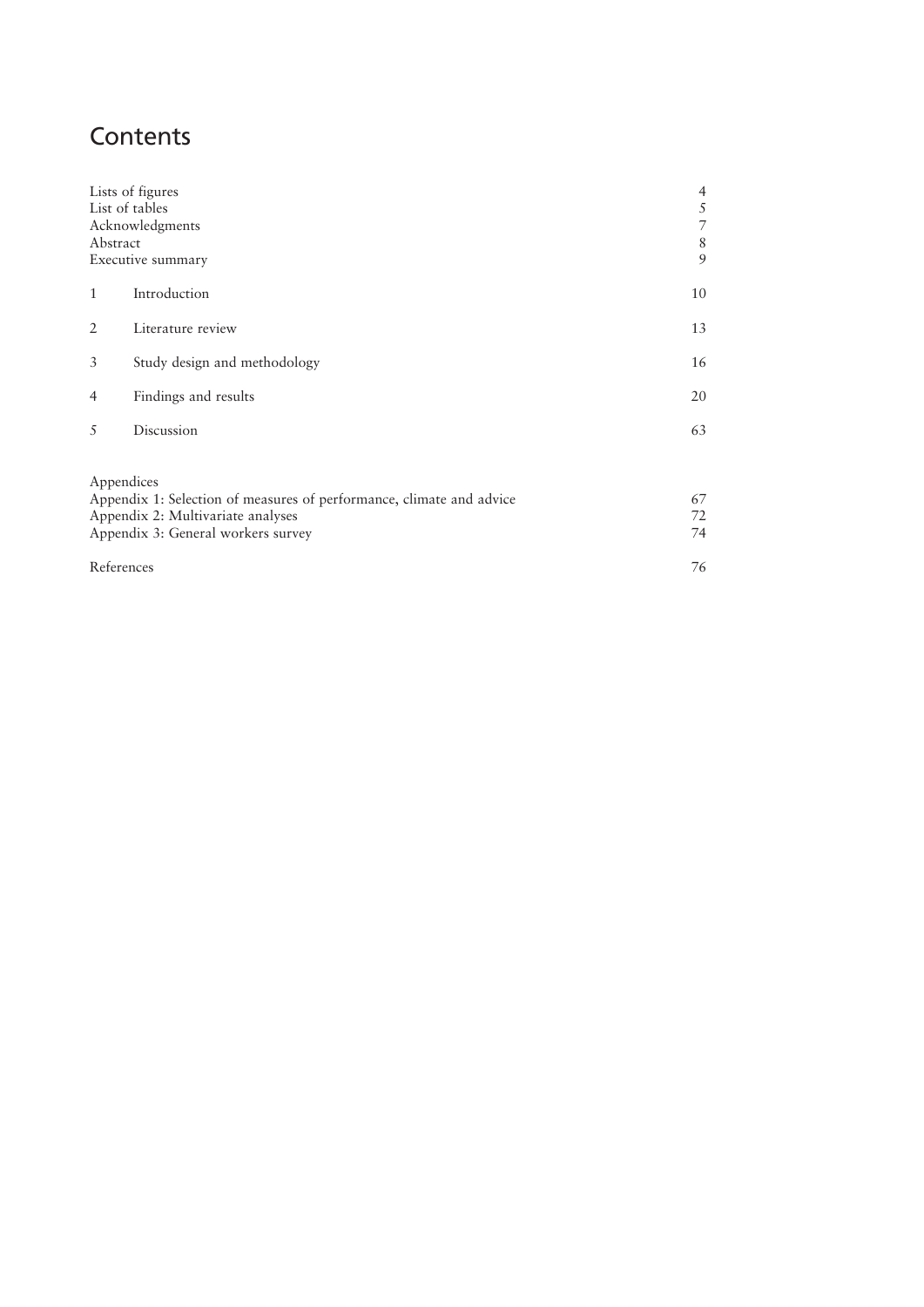# Contents

| | |
|---|---|
| Lists of figures | 4 |
| List of tables | 5 |
| Acknowledgments | 7 |
| Abstract | 8 |
| Executive summary | 9 |
| 1 Introduction | 10 |
| 2 Literature review | 13 |
| 3 Study design and methodology | 16 |
| 4 Findings and results | 20 |
| 5 Discussion | 63 |
| Appendices | |
| Appendix 1: Selection of measures of performance, climate and advice | 67 |
| Appendix 2: Multivariate analyses | 72 |
| Appendix 3: General workers survey | 74 |
| References | 76 |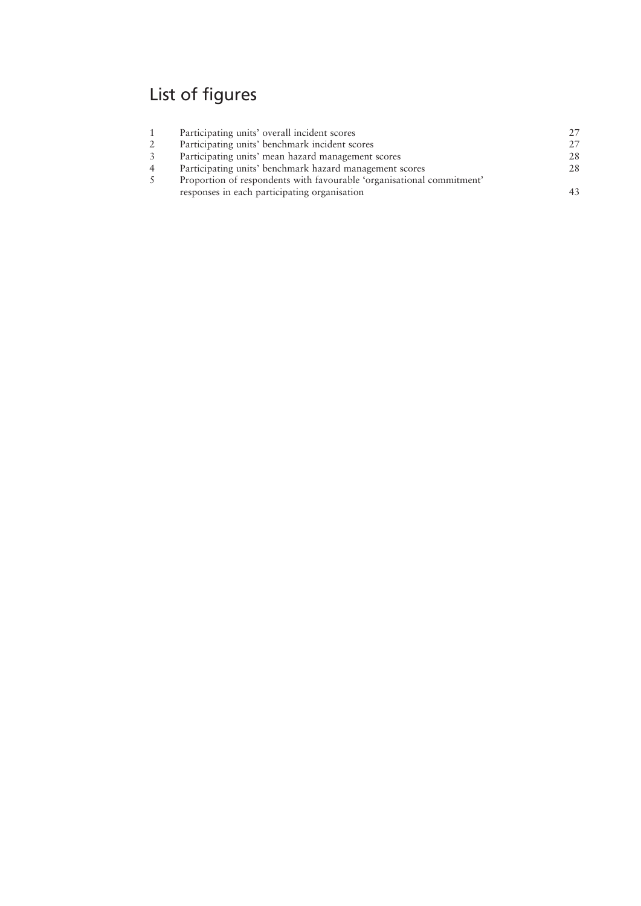# List of figures

| | | |
|---|---|---|
| 1 | Participating units' overall incident scores | 27 |
| 2 | Participating units' benchmark incident scores | 27 |
| 3 | Participating units' mean hazard management scores | 28 |
| 4 | Participating units' benchmark hazard management scores | 28 |
| 5 | Proportion of respondents with favourable 'organisational commitment' responses in each participating organisation | 43 |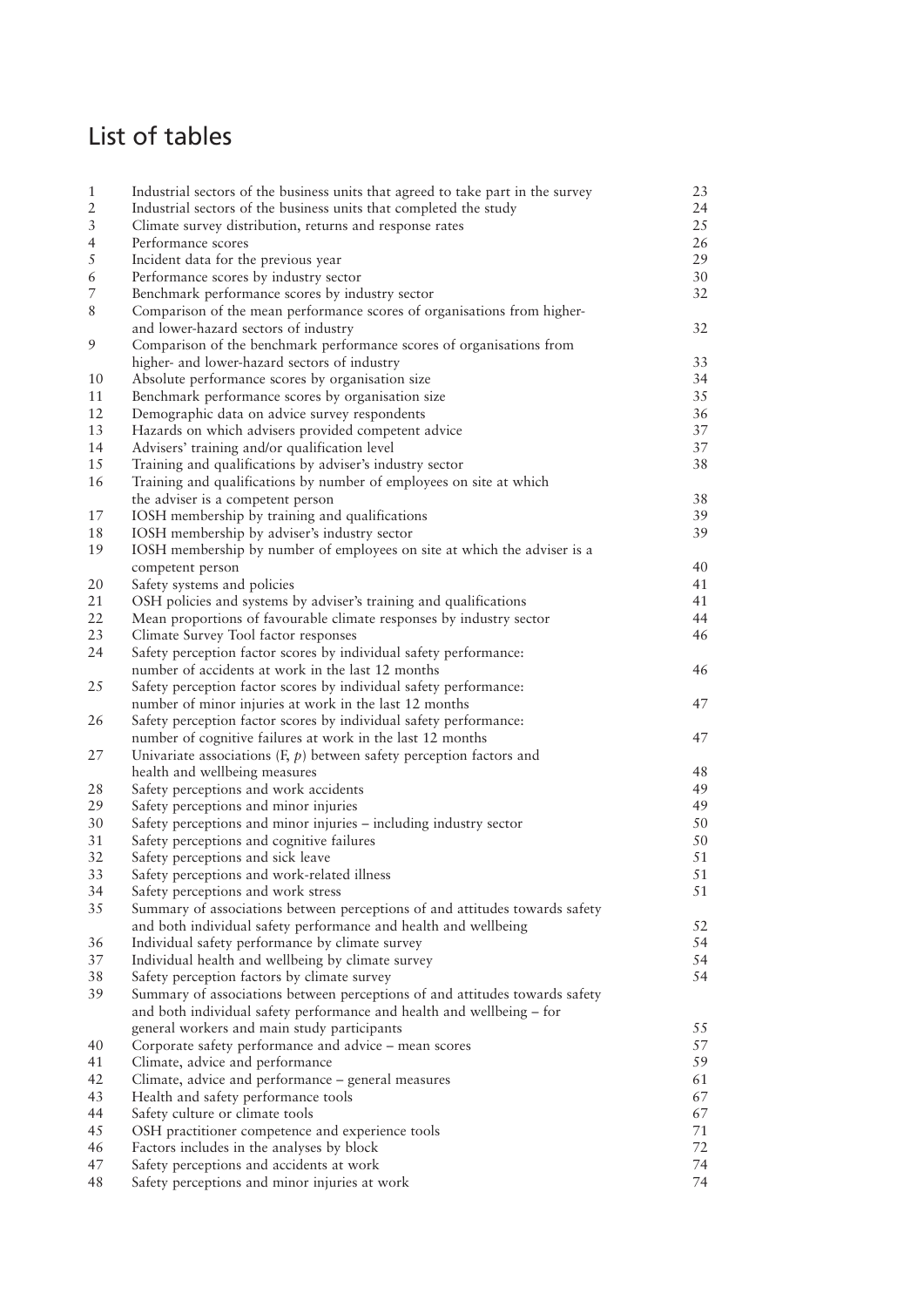# List of tables

| | | |
|---|---|---|
| 1 | Industrial sectors of the business units that agreed to take part in the survey | 23 |
| 2 | Industrial sectors of the business units that completed the study | 24 |
| 3 | Climate survey distribution, returns and response rates | 25 |
| 4 | Performance scores | 26 |
| 5 | Incident data for the previous year | 29 |
| 6 | Performance scores by industry sector | 30 |
| 7 | Benchmark performance scores by industry sector | 32 |
| 8 | Comparison of the mean performance scores of organisations from higher- and lower-hazard sectors of industry | 32 |
| 9 | Comparison of the benchmark performance scores of organisations from higher- and lower-hazard sectors of industry | 33 |
| 10 | Absolute performance scores by organisation size | 34 |
| 11 | Benchmark performance scores by organisation size | 35 |
| 12 | Demographic data on advice survey respondents | 36 |
| 13 | Hazards on which advisers provided competent advice | 37 |
| 14 | Advisers' training and/or qualification level | 37 |
| 15 | Training and qualifications by adviser's industry sector | 38 |
| 16 | Training and qualifications by number of employees on site at which the adviser is a competent person | 38 |
| 17 | IOSH membership by training and qualifications | 39 |
| 18 | IOSH membership by adviser's industry sector | 39 |
| 19 | IOSH membership by number of employees on site at which the adviser is a competent person | 40 |
| 20 | Safety systems and policies | 41 |
| 21 | OSH policies and systems by adviser's training and qualifications | 41 |
| 22 | Mean proportions of favourable climate responses by industry sector | 44 |
| 23 | Climate Survey Tool factor responses | 46 |
| 24 | Safety perception factor scores by individual safety performance: number of accidents at work in the last 12 months | 46 |
| 25 | Safety perception factor scores by individual safety performance: number of minor injuries at work in the last 12 months | 47 |
| 26 | Safety perception factor scores by individual safety performance: number of cognitive failures at work in the last 12 months | 47 |
| 27 | Univariate associations (F, *p*) between safety perception factors and health and wellbeing measures | 48 |
| 28 | Safety perceptions and work accidents | 49 |
| 29 | Safety perceptions and minor injuries | 49 |
| 30 | Safety perceptions and minor injuries – including industry sector | 50 |
| 31 | Safety perceptions and cognitive failures | 50 |
| 32 | Safety perceptions and sick leave | 51 |
| 33 | Safety perceptions and work-related illness | 51 |
| 34 | Safety perceptions and work stress | 51 |
| 35 | Summary of associations between perceptions of and attitudes towards safety and both individual safety performance and health and wellbeing | 52 |
| 36 | Individual safety performance by climate survey | 54 |
| 37 | Individual health and wellbeing by climate survey | 54 |
| 38 | Safety perception factors by climate survey | 54 |
| 39 | Summary of associations between perceptions of and attitudes towards safety and both individual safety performance and health and wellbeing – for general workers and main study participants | 55 |
| 40 | Corporate safety performance and advice – mean scores | 57 |
| 41 | Climate, advice and performance | 59 |
| 42 | Climate, advice and performance – general measures | 61 |
| 43 | Health and safety performance tools | 67 |
| 44 | Safety culture or climate tools | 67 |
| 45 | OSH practitioner competence and experience tools | 71 |
| 46 | Factors includes in the analyses by block | 72 |
| 47 | Safety perceptions and accidents at work | 74 |
| 48 | Safety perceptions and minor injuries at work | 74 |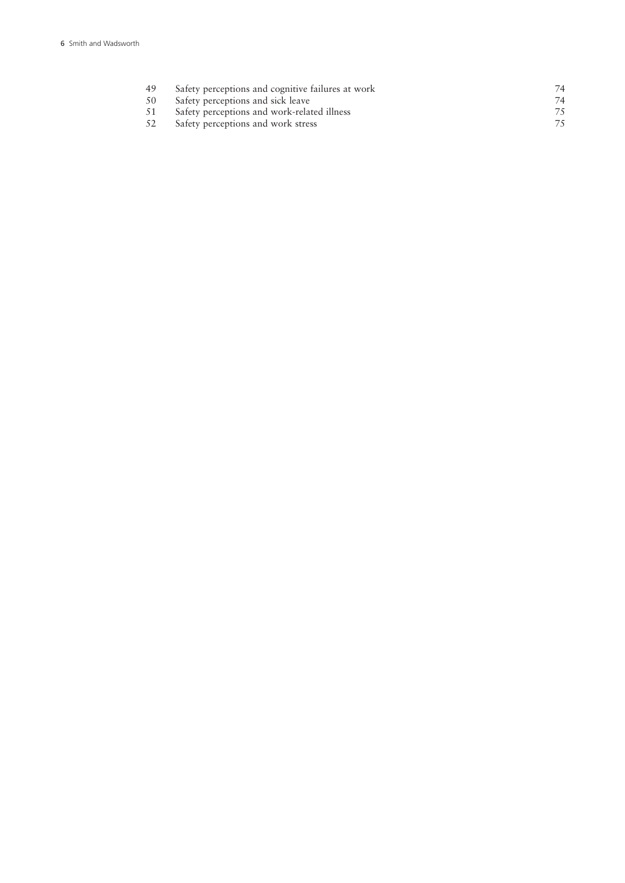| | | |
|---|---|---|
| 49 | Safety perceptions and cognitive failures at work | 74 |
| 50 | Safety perceptions and sick leave | 74 |
| 51 | Safety perceptions and work-related illness | 75 |
| 52 | Safety perceptions and work stress | 75 |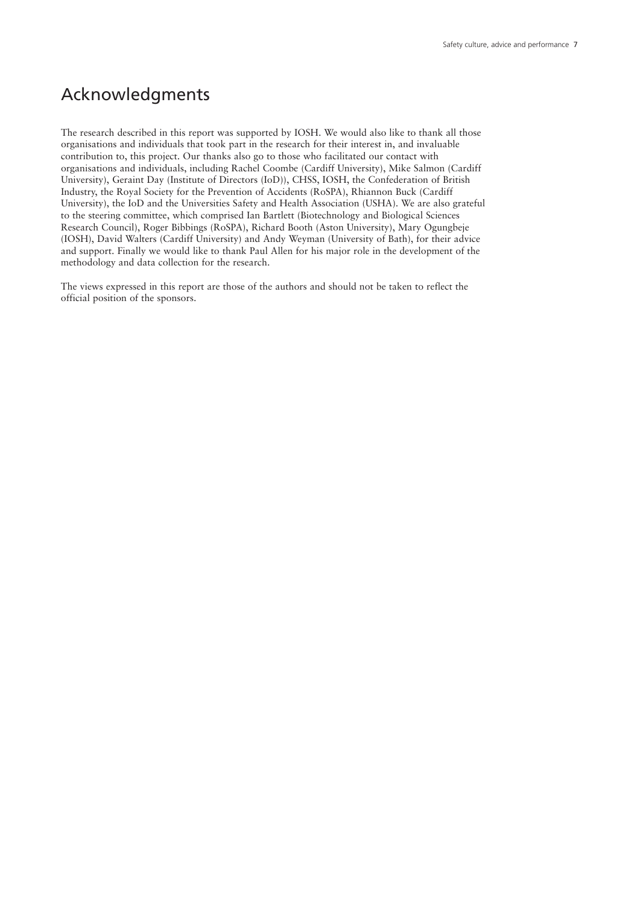# Acknowledgments

The research described in this report was supported by IOSH. We would also like to thank all those organisations and individuals that took part in the research for their interest in, and invaluable contribution to, this project. Our thanks also go to those who facilitated our contact with organisations and individuals, including Rachel Coombe (Cardiff University), Mike Salmon (Cardiff University), Geraint Day (Institute of Directors (IoD)), CHSS, IOSH, the Confederation of British Industry, the Royal Society for the Prevention of Accidents (RoSPA), Rhiannon Buck (Cardiff University), the IoD and the Universities Safety and Health Association (USHA). We are also grateful to the steering committee, which comprised Ian Bartlett (Biotechnology and Biological Sciences Research Council), Roger Bibbings (RoSPA), Richard Booth (Aston University), Mary Ogungbeje (IOSH), David Walters (Cardiff University) and Andy Weyman (University of Bath), for their advice and support. Finally we would like to thank Paul Allen for his major role in the development of the methodology and data collection for the research.

The views expressed in this report are those of the authors and should not be taken to reflect the official position of the sponsors.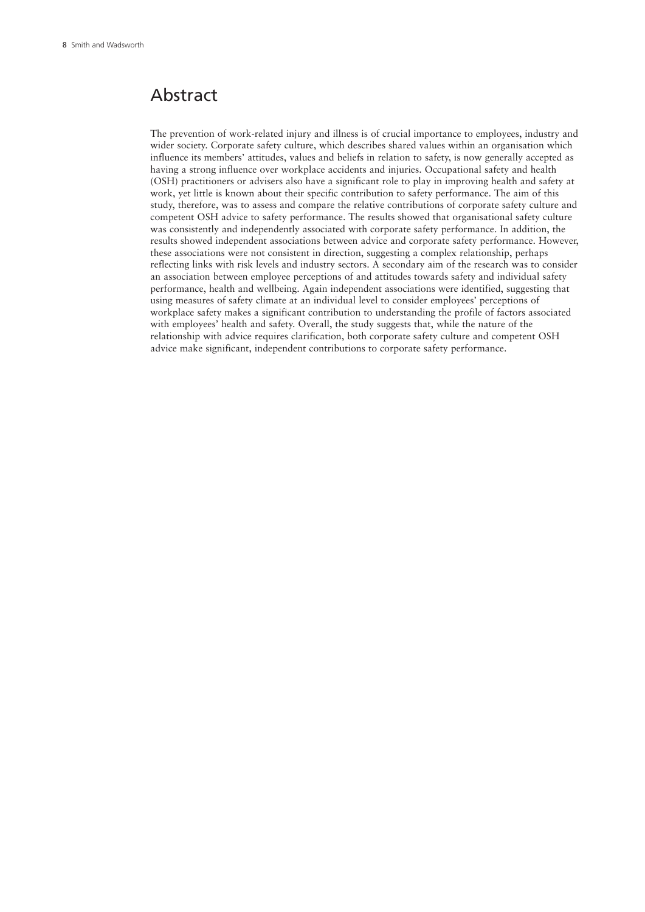## Abstract

The prevention of work-related injury and illness is of crucial importance to employees, industry and wider society. Corporate safety culture, which describes shared values within an organisation which influence its members' attitudes, values and beliefs in relation to safety, is now generally accepted as having a strong influence over workplace accidents and injuries. Occupational safety and health (OSH) practitioners or advisers also have a significant role to play in improving health and safety at work, yet little is known about their specific contribution to safety performance. The aim of this study, therefore, was to assess and compare the relative contributions of corporate safety culture and competent OSH advice to safety performance. The results showed that organisational safety culture was consistently and independently associated with corporate safety performance. In addition, the results showed independent associations between advice and corporate safety performance. However, these associations were not consistent in direction, suggesting a complex relationship, perhaps reflecting links with risk levels and industry sectors. A secondary aim of the research was to consider an association between employee perceptions of and attitudes towards safety and individual safety performance, health and wellbeing. Again independent associations were identified, suggesting that using measures of safety climate at an individual level to consider employees' perceptions of workplace safety makes a significant contribution to understanding the profile of factors associated with employees' health and safety. Overall, the study suggests that, while the nature of the relationship with advice requires clarification, both corporate safety culture and competent OSH advice make significant, independent contributions to corporate safety performance.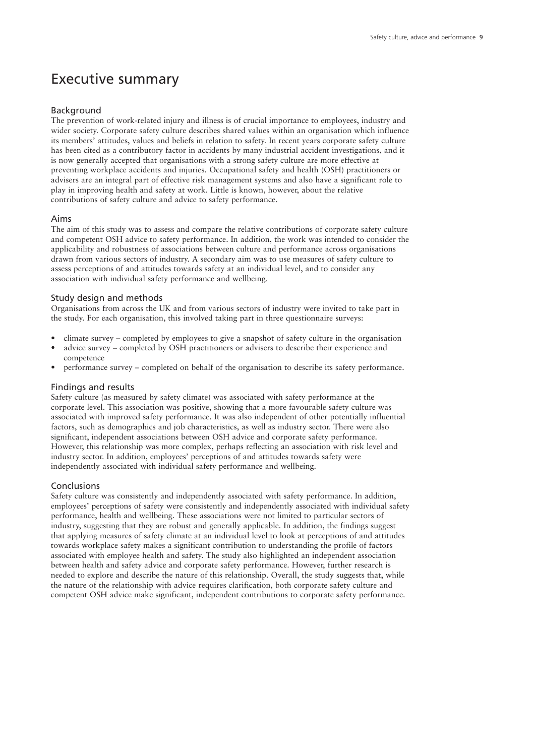# Executive summary

## Background

The prevention of work-related injury and illness is of crucial importance to employees, industry and wider society. Corporate safety culture describes shared values within an organisation which influence its members' attitudes, values and beliefs in relation to safety. In recent years corporate safety culture has been cited as a contributory factor in accidents by many industrial accident investigations, and it is now generally accepted that organisations with a strong safety culture are more effective at preventing workplace accidents and injuries. Occupational safety and health (OSH) practitioners or advisers are an integral part of effective risk management systems and also have a significant role to play in improving health and safety at work. Little is known, however, about the relative contributions of safety culture and advice to safety performance.

## Aims

The aim of this study was to assess and compare the relative contributions of corporate safety culture and competent OSH advice to safety performance. In addition, the work was intended to consider the applicability and robustness of associations between culture and performance across organisations drawn from various sectors of industry. A secondary aim was to use measures of safety culture to assess perceptions of and attitudes towards safety at an individual level, and to consider any association with individual safety performance and wellbeing.

## Study design and methods

Organisations from across the UK and from various sectors of industry were invited to take part in the study. For each organisation, this involved taking part in three questionnaire surveys:

- climate survey – completed by employees to give a snapshot of safety culture in the organisation
- advice survey – completed by OSH practitioners or advisers to describe their experience and competence
- performance survey – completed on behalf of the organisation to describe its safety performance.

## Findings and results

Safety culture (as measured by safety climate) was associated with safety performance at the corporate level. This association was positive, showing that a more favourable safety culture was associated with improved safety performance. It was also independent of other potentially influential factors, such as demographics and job characteristics, as well as industry sector. There were also significant, independent associations between OSH advice and corporate safety performance. However, this relationship was more complex, perhaps reflecting an association with risk level and industry sector. In addition, employees' perceptions of and attitudes towards safety were independently associated with individual safety performance and wellbeing.

## Conclusions

Safety culture was consistently and independently associated with safety performance. In addition, employees' perceptions of safety were consistently and independently associated with individual safety performance, health and wellbeing. These associations were not limited to particular sectors of industry, suggesting that they are robust and generally applicable. In addition, the findings suggest that applying measures of safety climate at an individual level to look at perceptions of and attitudes towards workplace safety makes a significant contribution to understanding the profile of factors associated with employee health and safety. The study also highlighted an independent association between health and safety advice and corporate safety performance. However, further research is needed to explore and describe the nature of this relationship. Overall, the study suggests that, while the nature of the relationship with advice requires clarification, both corporate safety culture and competent OSH advice make significant, independent contributions to corporate safety performance.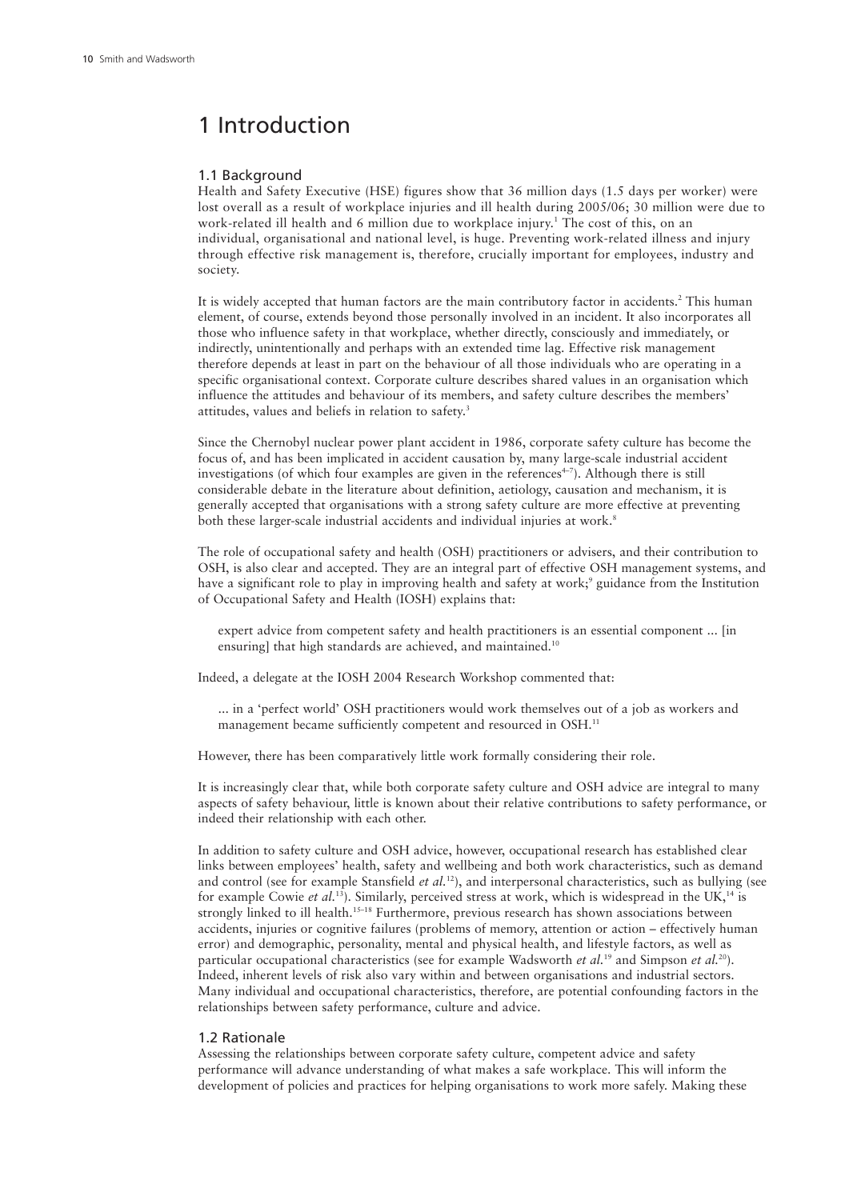# 1 Introduction

## 1.1 Background

Health and Safety Executive (HSE) figures show that 36 million days (1.5 days per worker) were lost overall as a result of workplace injuries and ill health during 2005/06; 30 million were due to work-related ill health and 6 million due to workplace injury.[1] The cost of this, on an individual, organisational and national level, is huge. Preventing work-related illness and injury through effective risk management is, therefore, crucially important for employees, industry and society.

It is widely accepted that human factors are the main contributory factor in accidents.[2] This human element, of course, extends beyond those personally involved in an incident. It also incorporates all those who influence safety in that workplace, whether directly, consciously and immediately, or indirectly, unintentionally and perhaps with an extended time lag. Effective risk management therefore depends at least in part on the behaviour of all those individuals who are operating in a specific organisational context. Corporate culture describes shared values in an organisation which influence the attitudes and behaviour of its members, and safety culture describes the members' attitudes, values and beliefs in relation to safety.[3]

Since the Chernobyl nuclear power plant accident in 1986, corporate safety culture has become the focus of, and has been implicated in accident causation by, many large-scale industrial accident investigations (of which four examples are given in the references[4–7]). Although there is still considerable debate in the literature about definition, aetiology, causation and mechanism, it is generally accepted that organisations with a strong safety culture are more effective at preventing both these larger-scale industrial accidents and individual injuries at work.[8]

The role of occupational safety and health (OSH) practitioners or advisers, and their contribution to OSH, is also clear and accepted. They are an integral part of effective OSH management systems, and have a significant role to play in improving health and safety at work;[9] guidance from the Institution of Occupational Safety and Health (IOSH) explains that:

> expert advice from competent safety and health practitioners is an essential component ... [in ensuring] that high standards are achieved, and maintained.[10]

Indeed, a delegate at the IOSH 2004 Research Workshop commented that:

> ... in a 'perfect world' OSH practitioners would work themselves out of a job as workers and management became sufficiently competent and resourced in OSH.[11]

However, there has been comparatively little work formally considering their role.

It is increasingly clear that, while both corporate safety culture and OSH advice are integral to many aspects of safety behaviour, little is known about their relative contributions to safety performance, or indeed their relationship with each other.

In addition to safety culture and OSH advice, however, occupational research has established clear links between employees' health, safety and wellbeing and both work characteristics, such as demand and control (see for example Stansfield *et al.*[12]), and interpersonal characteristics, such as bullying (see for example Cowie *et al.*[13]). Similarly, perceived stress at work, which is widespread in the UK,[14] is strongly linked to ill health.[15–18] Furthermore, previous research has shown associations between accidents, injuries or cognitive failures (problems of memory, attention or action – effectively human error) and demographic, personality, mental and physical health, and lifestyle factors, as well as particular occupational characteristics (see for example Wadsworth *et al.*[19] and Simpson *et al.*[20]). Indeed, inherent levels of risk also vary within and between organisations and industrial sectors. Many individual and occupational characteristics, therefore, are potential confounding factors in the relationships between safety performance, culture and advice.

## 1.2 Rationale

Assessing the relationships between corporate safety culture, competent advice and safety performance will advance understanding of what makes a safe workplace. This will inform the development of policies and practices for helping organisations to work more safely. Making these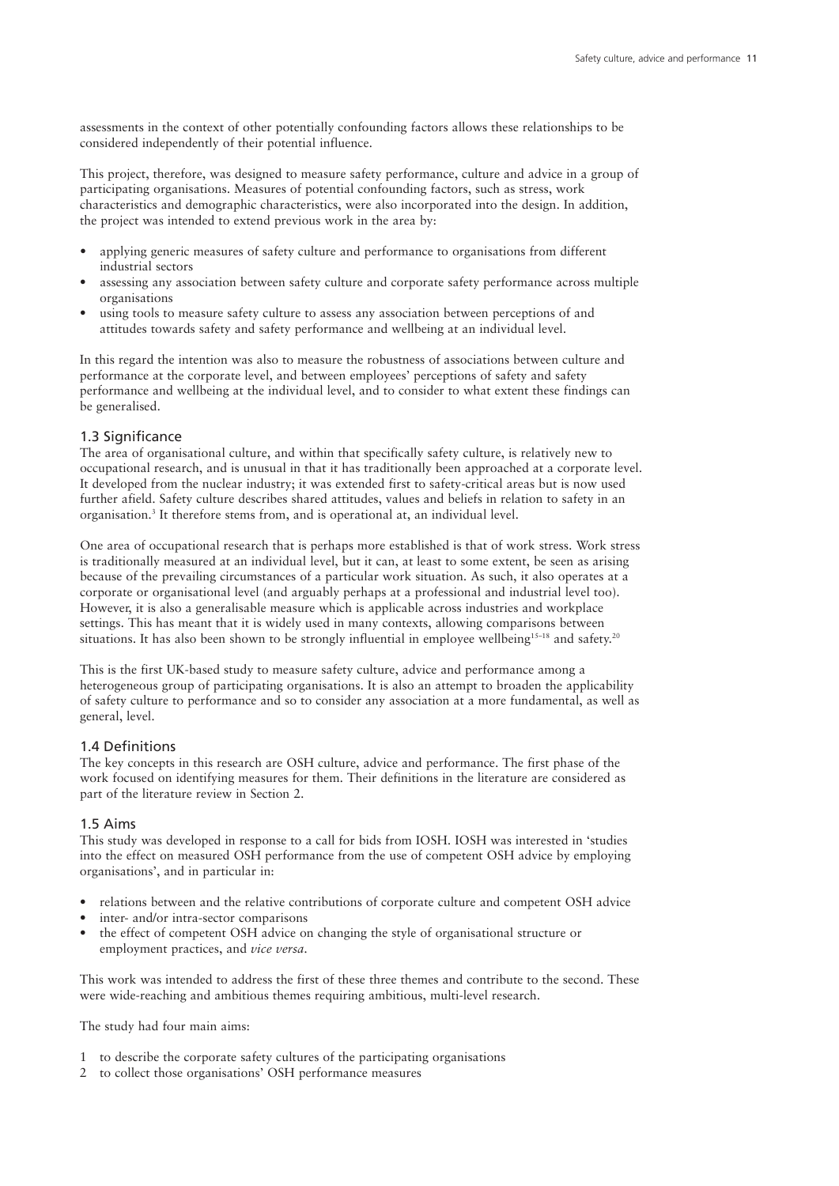assessments in the context of other potentially confounding factors allows these relationships to be considered independently of their potential influence.

This project, therefore, was designed to measure safety performance, culture and advice in a group of participating organisations. Measures of potential confounding factors, such as stress, work characteristics and demographic characteristics, were also incorporated into the design. In addition, the project was intended to extend previous work in the area by:

- applying generic measures of safety culture and performance to organisations from different industrial sectors
- assessing any association between safety culture and corporate safety performance across multiple organisations
- using tools to measure safety culture to assess any association between perceptions of and attitudes towards safety and safety performance and wellbeing at an individual level.

In this regard the intention was also to measure the robustness of associations between culture and performance at the corporate level, and between employees' perceptions of safety and safety performance and wellbeing at the individual level, and to consider to what extent these findings can be generalised.

### 1.3 Significance

The area of organisational culture, and within that specifically safety culture, is relatively new to occupational research, and is unusual in that it has traditionally been approached at a corporate level. It developed from the nuclear industry; it was extended first to safety-critical areas but is now used further afield. Safety culture describes shared attitudes, values and beliefs in relation to safety in an organisation.[3] It therefore stems from, and is operational at, an individual level.

One area of occupational research that is perhaps more established is that of work stress. Work stress is traditionally measured at an individual level, but it can, at least to some extent, be seen as arising because of the prevailing circumstances of a particular work situation. As such, it also operates at a corporate or organisational level (and arguably perhaps at a professional and industrial level too). However, it is also a generalisable measure which is applicable across industries and workplace settings. This has meant that it is widely used in many contexts, allowing comparisons between situations. It has also been shown to be strongly influential in employee wellbeing[15–18] and safety.[20]

This is the first UK-based study to measure safety culture, advice and performance among a heterogeneous group of participating organisations. It is also an attempt to broaden the applicability of safety culture to performance and so to consider any association at a more fundamental, as well as general, level.

### 1.4 Definitions

The key concepts in this research are OSH culture, advice and performance. The first phase of the work focused on identifying measures for them. Their definitions in the literature are considered as part of the literature review in Section 2.

### 1.5 Aims

This study was developed in response to a call for bids from IOSH. IOSH was interested in 'studies into the effect on measured OSH performance from the use of competent OSH advice by employing organisations', and in particular in:

- relations between and the relative contributions of corporate culture and competent OSH advice
- inter- and/or intra-sector comparisons
- the effect of competent OSH advice on changing the style of organisational structure or employment practices, and *vice versa*.

This work was intended to address the first of these three themes and contribute to the second. These were wide-reaching and ambitious themes requiring ambitious, multi-level research.

The study had four main aims:

1. to describe the corporate safety cultures of the participating organisations
2. to collect those organisations' OSH performance measures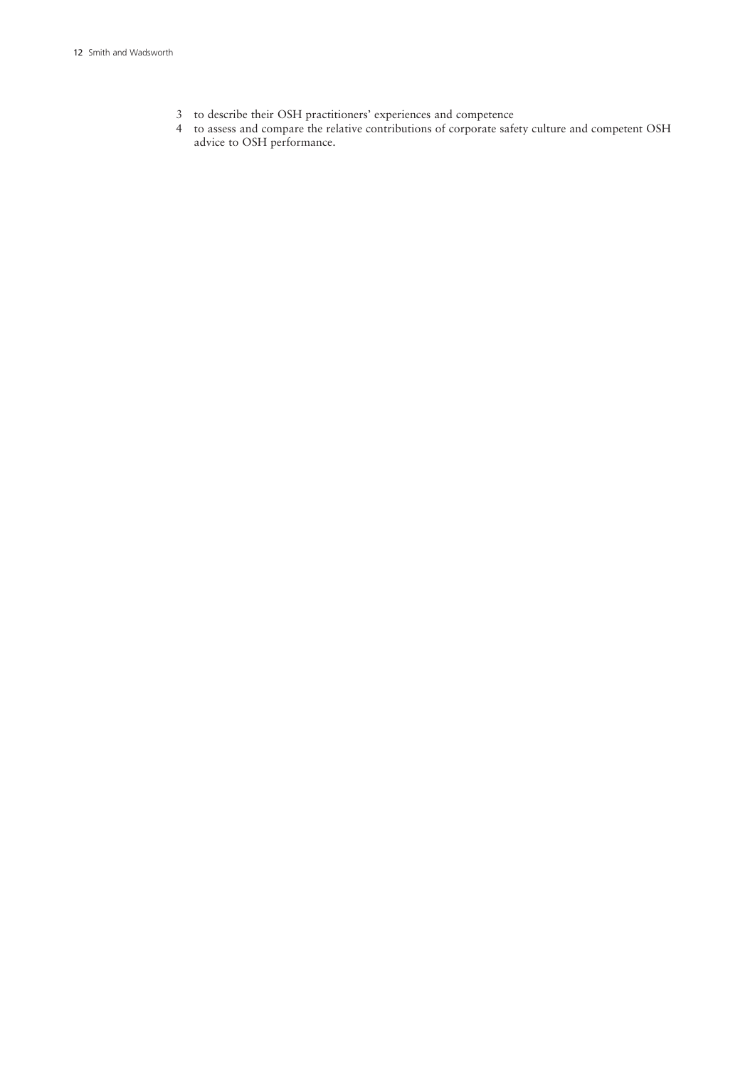3. to describe their OSH practitioners' experiences and competence
4. to assess and compare the relative contributions of corporate safety culture and competent OSH advice to OSH performance.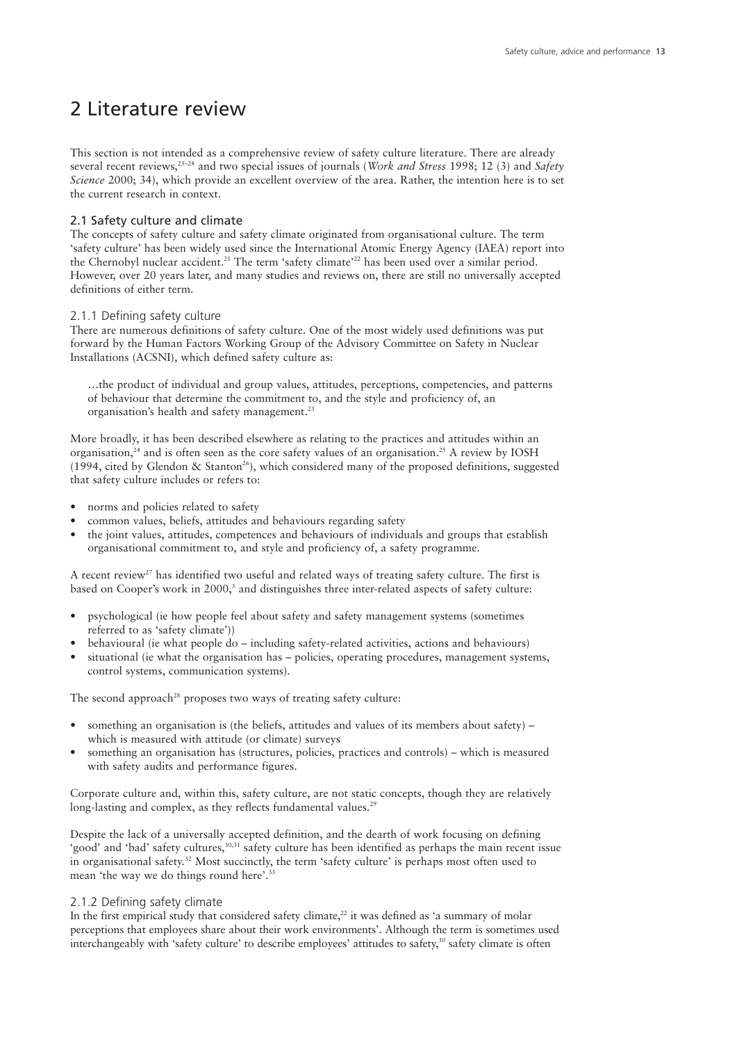# 2 Literature review

This section is not intended as a comprehensive review of safety culture literature. There are already several recent reviews,[25–28] and two special issues of journals (*Work and Stress* 1998; 12 (3) and *Safety Science* 2000; 34), which provide an excellent overview of the area. Rather, the intention here is to set the current research in context.

## 2.1 Safety culture and climate

The concepts of safety culture and safety climate originated from organisational culture. The term 'safety culture' has been widely used since the International Atomic Energy Agency (IAEA) report into the Chernobyl nuclear accident.[21] The term 'safety climate'[22] has been used over a similar period. However, over 20 years later, and many studies and reviews on, there are still no universally accepted definitions of either term.

### 2.1.1 Defining safety culture

There are numerous definitions of safety culture. One of the most widely used definitions was put forward by the Human Factors Working Group of the Advisory Committee on Safety in Nuclear Installations (ACSNI), which defined safety culture as:

> …the product of individual and group values, attitudes, perceptions, competencies, and patterns of behaviour that determine the commitment to, and the style and proficiency of, an organisation's health and safety management.[23]

More broadly, it has been described elsewhere as relating to the practices and attitudes within an organisation,[24] and is often seen as the core safety values of an organisation.[25] A review by IOSH (1994, cited by Glendon & Stanton[26]), which considered many of the proposed definitions, suggested that safety culture includes or refers to:

- norms and policies related to safety
- common values, beliefs, attitudes and behaviours regarding safety
- the joint values, attitudes, competences and behaviours of individuals and groups that establish organisational commitment to, and style and proficiency of, a safety programme.

A recent review[27] has identified two useful and related ways of treating safety culture. The first is based on Cooper's work in 2000,[3] and distinguishes three inter-related aspects of safety culture:

- psychological (ie how people feel about safety and safety management systems (sometimes referred to as 'safety climate'))
- behavioural (ie what people do – including safety-related activities, actions and behaviours)
- situational (ie what the organisation has – policies, operating procedures, management systems, control systems, communication systems).

The second approach[28] proposes two ways of treating safety culture:

- something an organisation is (the beliefs, attitudes and values of its members about safety) – which is measured with attitude (or climate) surveys
- something an organisation has (structures, policies, practices and controls) – which is measured with safety audits and performance figures.

Corporate culture and, within this, safety culture, are not static concepts, though they are relatively long-lasting and complex, as they reflects fundamental values.[29]

Despite the lack of a universally accepted definition, and the dearth of work focusing on defining 'good' and 'bad' safety cultures,[30,31] safety culture has been identified as perhaps the main recent issue in organisational safety.[32] Most succinctly, the term 'safety culture' is perhaps most often used to mean 'the way we do things round here'.[33]

### 2.1.2 Defining safety climate

In the first empirical study that considered safety climate,[22] it was defined as 'a summary of molar perceptions that employees share about their work environments'. Although the term is sometimes used interchangeably with 'safety culture' to describe employees' attitudes to safety,[30] safety climate is often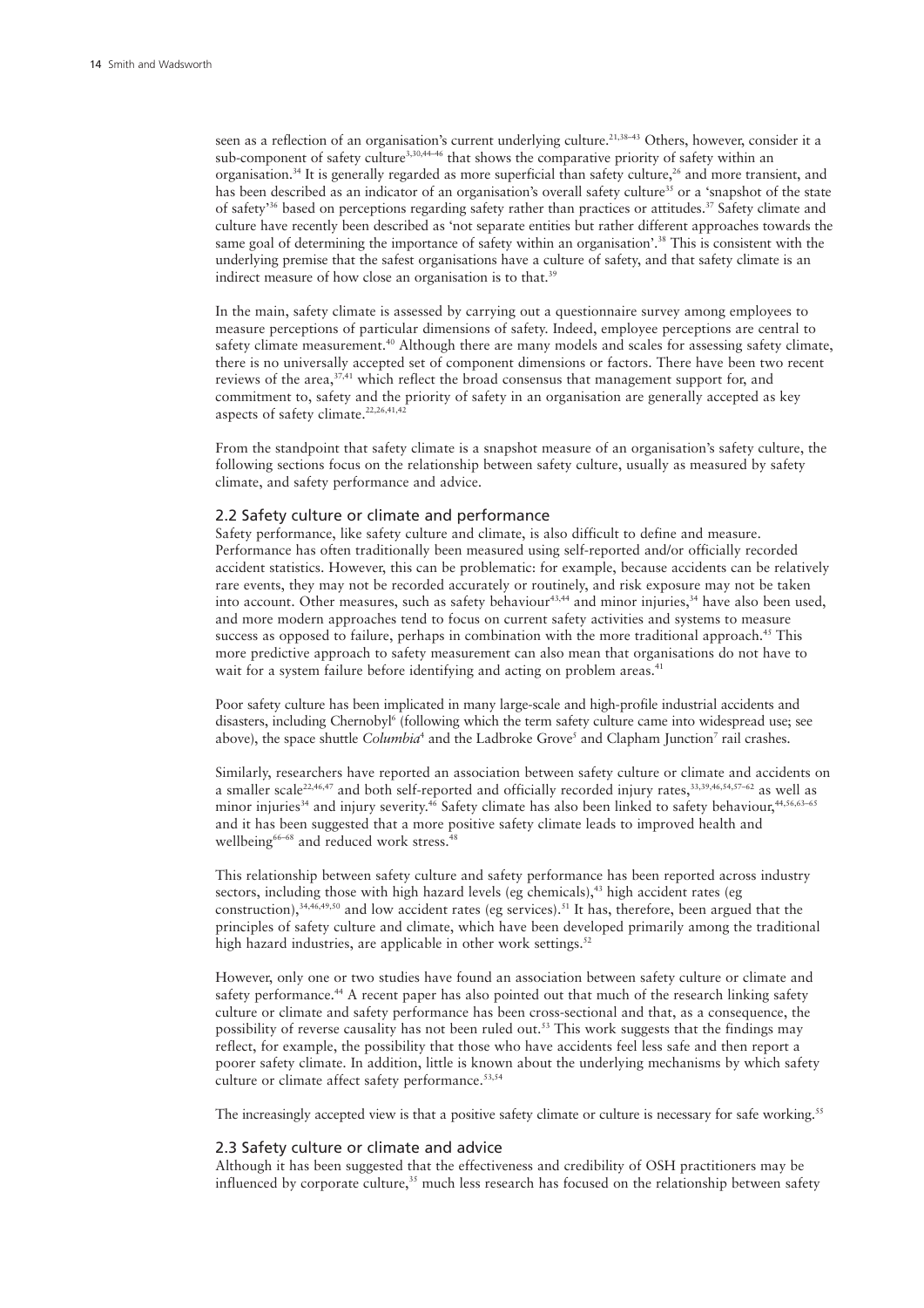seen as a reflection of an organisation's current underlying culture.[21,38–43] Others, however, consider it a sub-component of safety culture[3,30,44–46] that shows the comparative priority of safety within an organisation.[34] It is generally regarded as more superficial than safety culture,[26] and more transient, and has been described as an indicator of an organisation's overall safety culture[35] or a 'snapshot of the state of safety'[36] based on perceptions regarding safety rather than practices or attitudes.[37] Safety climate and culture have recently been described as 'not separate entities but rather different approaches towards the same goal of determining the importance of safety within an organisation'.[38] This is consistent with the underlying premise that the safest organisations have a culture of safety, and that safety climate is an indirect measure of how close an organisation is to that.[39]

In the main, safety climate is assessed by carrying out a questionnaire survey among employees to measure perceptions of particular dimensions of safety. Indeed, employee perceptions are central to safety climate measurement.[40] Although there are many models and scales for assessing safety climate, there is no universally accepted set of component dimensions or factors. There have been two recent reviews of the area,[37,41] which reflect the broad consensus that management support for, and commitment to, safety and the priority of safety in an organisation are generally accepted as key aspects of safety climate.[22,26,41,42]

From the standpoint that safety climate is a snapshot measure of an organisation's safety culture, the following sections focus on the relationship between safety culture, usually as measured by safety climate, and safety performance and advice.

## 2.2 Safety culture or climate and performance

Safety performance, like safety culture and climate, is also difficult to define and measure. Performance has often traditionally been measured using self-reported and/or officially recorded accident statistics. However, this can be problematic: for example, because accidents can be relatively rare events, they may not be recorded accurately or routinely, and risk exposure may not be taken into account. Other measures, such as safety behaviour[43,44] and minor injuries,[34] have also been used, and more modern approaches tend to focus on current safety activities and systems to measure success as opposed to failure, perhaps in combination with the more traditional approach.[45] This more predictive approach to safety measurement can also mean that organisations do not have to wait for a system failure before identifying and acting on problem areas.[41]

Poor safety culture has been implicated in many large-scale and high-profile industrial accidents and disasters, including Chernobyl[6] (following which the term safety culture came into widespread use; see above), the space shuttle *Columbia*[4] and the Ladbroke Grove[5] and Clapham Junction[7] rail crashes.

Similarly, researchers have reported an association between safety culture or climate and accidents on a smaller scale[22,46,47] and both self-reported and officially recorded injury rates,[33,39,46,54,57–62] as well as minor injuries[34] and injury severity.[46] Safety climate has also been linked to safety behaviour,[44,56,63–65] and it has been suggested that a more positive safety climate leads to improved health and wellbeing[66–68] and reduced work stress.[48]

This relationship between safety culture and safety performance has been reported across industry sectors, including those with high hazard levels (eg chemicals),[43] high accident rates (eg construction),[34,46,49,50] and low accident rates (eg services).[51] It has, therefore, been argued that the principles of safety culture and climate, which have been developed primarily among the traditional high hazard industries, are applicable in other work settings.[52]

However, only one or two studies have found an association between safety culture or climate and safety performance.[44] A recent paper has also pointed out that much of the research linking safety culture or climate and safety performance has been cross-sectional and that, as a consequence, the possibility of reverse causality has not been ruled out.[53] This work suggests that the findings may reflect, for example, the possibility that those who have accidents feel less safe and then report a poorer safety climate. In addition, little is known about the underlying mechanisms by which safety culture or climate affect safety performance.[53,54]

The increasingly accepted view is that a positive safety climate or culture is necessary for safe working.[55]

## 2.3 Safety culture or climate and advice

Although it has been suggested that the effectiveness and credibility of OSH practitioners may be influenced by corporate culture,[35] much less research has focused on the relationship between safety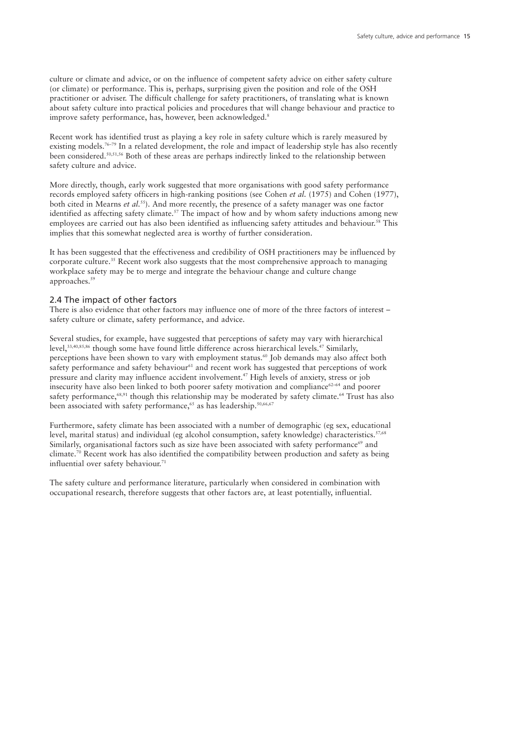culture or climate and advice, or on the influence of competent safety advice on either safety culture (or climate) or performance. This is, perhaps, surprising given the position and role of the OSH practitioner or adviser. The difficult challenge for safety practitioners, of translating what is known about safety culture into practical policies and procedures that will change behaviour and practice to improve safety performance, has, however, been acknowledged.[8]

Recent work has identified trust as playing a key role in safety culture which is rarely measured by existing models.[76–79] In a related development, the role and impact of leadership style has also recently been considered.[50,51,56] Both of these areas are perhaps indirectly linked to the relationship between safety culture and advice.

More directly, though, early work suggested that more organisations with good safety performance records employed safety officers in high-ranking positions (see Cohen *et al.* (1975) and Cohen (1977), both cited in Mearns *et al.*[55]). And more recently, the presence of a safety manager was one factor identified as affecting safety climate.[57] The impact of how and by whom safety inductions among new employees are carried out has also been identified as influencing safety attitudes and behaviour.[58] This implies that this somewhat neglected area is worthy of further consideration.

It has been suggested that the effectiveness and credibility of OSH practitioners may be influenced by corporate culture.[35] Recent work also suggests that the most comprehensive approach to managing workplace safety may be to merge and integrate the behaviour change and culture change approaches.[59]

## 2.4 The impact of other factors

There is also evidence that other factors may influence one of more of the three factors of interest – safety culture or climate, safety performance, and advice.

Several studies, for example, have suggested that perceptions of safety may vary with hierarchical level,[33,40,85,86] though some have found little difference across hierarchical levels.[47] Similarly, perceptions have been shown to vary with employment status.[60] Job demands may also affect both safety performance and safety behaviour[61] and recent work has suggested that perceptions of work pressure and clarity may influence accident involvement.[47] High levels of anxiety, stress or job insecurity have also been linked to both poorer safety motivation and compliance[62–64] and poorer safety performance,[68,91] though this relationship may be moderated by safety climate.[64] Trust has also been associated with safety performance,[65] as has leadership.[50,66,67]

Furthermore, safety climate has been associated with a number of demographic (eg sex, educational level, marital status) and individual (eg alcohol consumption, safety knowledge) characteristics.[57,68] Similarly, organisational factors such as size have been associated with safety performance[69] and climate.[70] Recent work has also identified the compatibility between production and safety as being influential over safety behaviour.[71]

The safety culture and performance literature, particularly when considered in combination with occupational research, therefore suggests that other factors are, at least potentially, influential.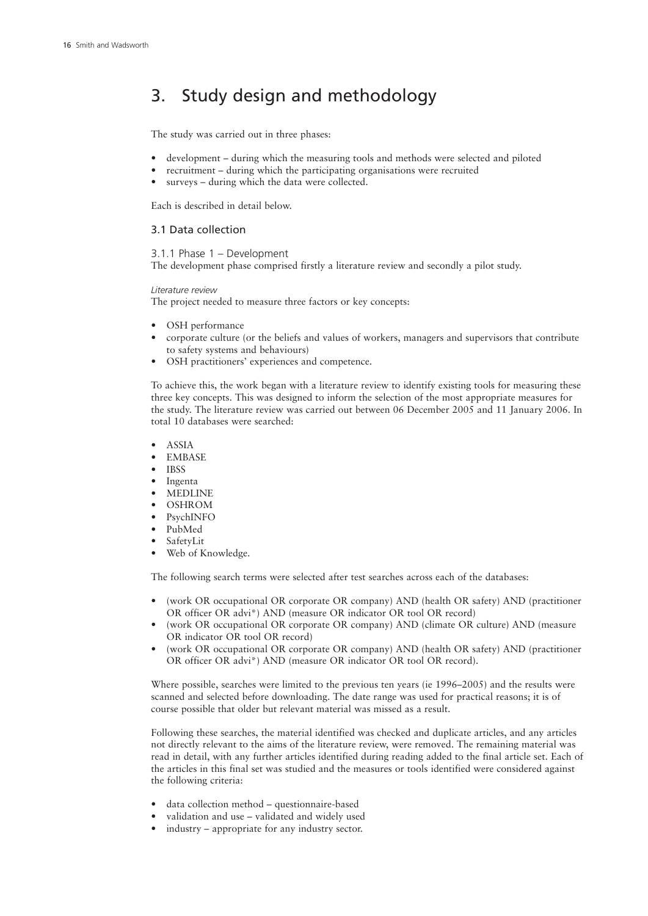# 3. Study design and methodology

The study was carried out in three phases:

- development – during which the measuring tools and methods were selected and piloted
- recruitment – during which the participating organisations were recruited
- surveys – during which the data were collected.

Each is described in detail below.

## 3.1 Data collection

### 3.1.1 Phase 1 – Development

The development phase comprised firstly a literature review and secondly a pilot study.

*Literature review*

The project needed to measure three factors or key concepts:

- OSH performance
- corporate culture (or the beliefs and values of workers, managers and supervisors that contribute to safety systems and behaviours)
- OSH practitioners' experiences and competence.

To achieve this, the work began with a literature review to identify existing tools for measuring these three key concepts. This was designed to inform the selection of the most appropriate measures for the study. The literature review was carried out between 06 December 2005 and 11 January 2006. In total 10 databases were searched:

- ASSIA
- EMBASE
- IBSS
- Ingenta
- MEDLINE
- OSHROM
- PsychINFO
- PubMed
- SafetyLit
- Web of Knowledge.

The following search terms were selected after test searches across each of the databases:

- (work OR occupational OR corporate OR company) AND (health OR safety) AND (practitioner OR officer OR advi*) AND (measure OR indicator OR tool OR record)
- (work OR occupational OR corporate OR company) AND (climate OR culture) AND (measure OR indicator OR tool OR record)
- (work OR occupational OR corporate OR company) AND (health OR safety) AND (practitioner OR officer OR advi*) AND (measure OR indicator OR tool OR record).

Where possible, searches were limited to the previous ten years (ie 1996–2005) and the results were scanned and selected before downloading. The date range was used for practical reasons; it is of course possible that older but relevant material was missed as a result.

Following these searches, the material identified was checked and duplicate articles, and any articles not directly relevant to the aims of the literature review, were removed. The remaining material was read in detail, with any further articles identified during reading added to the final article set. Each of the articles in this final set was studied and the measures or tools identified were considered against the following criteria:

- data collection method – questionnaire-based
- validation and use – validated and widely used
- industry – appropriate for any industry sector.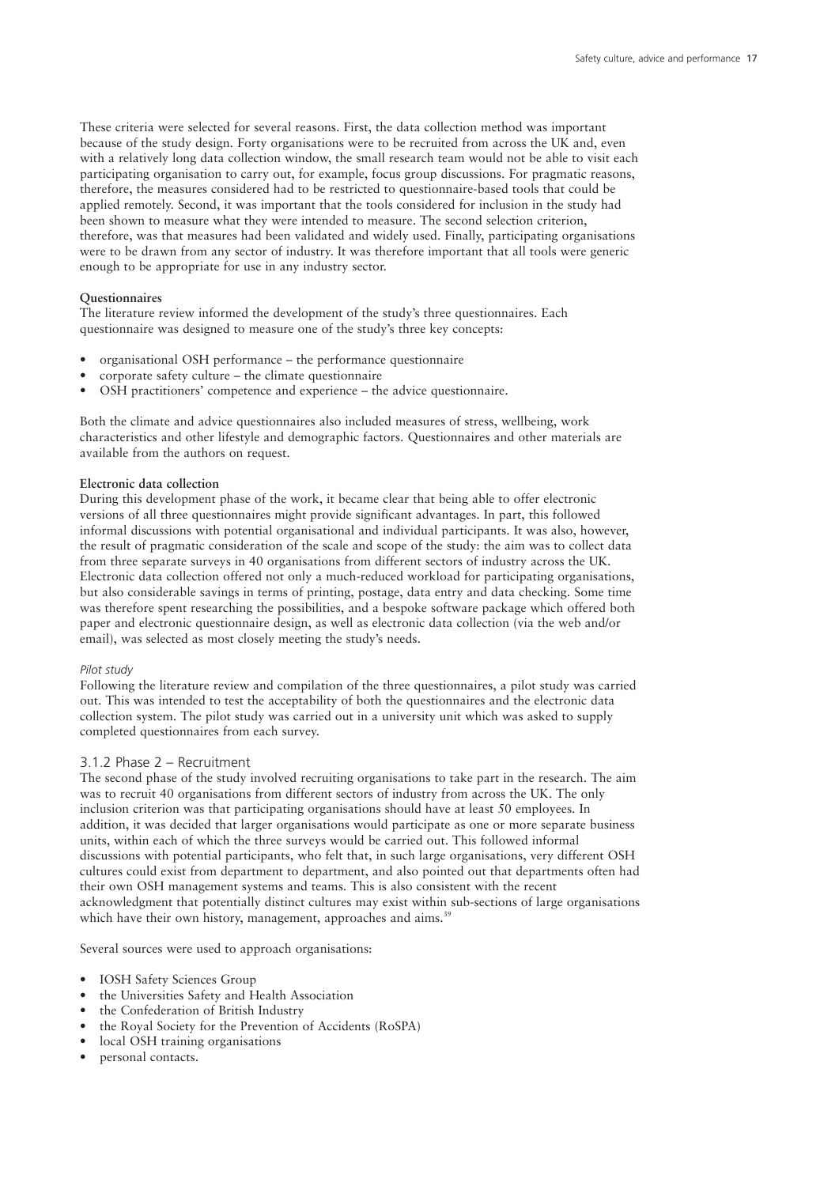These criteria were selected for several reasons. First, the data collection method was important because of the study design. Forty organisations were to be recruited from across the UK and, even with a relatively long data collection window, the small research team would not be able to visit each participating organisation to carry out, for example, focus group discussions. For pragmatic reasons, therefore, the measures considered had to be restricted to questionnaire-based tools that could be applied remotely. Second, it was important that the tools considered for inclusion in the study had been shown to measure what they were intended to measure. The second selection criterion, therefore, was that measures had been validated and widely used. Finally, participating organisations were to be drawn from any sector of industry. It was therefore important that all tools were generic enough to be appropriate for use in any industry sector.

**Questionnaires**

The literature review informed the development of the study's three questionnaires. Each questionnaire was designed to measure one of the study's three key concepts:

- organisational OSH performance – the performance questionnaire
- corporate safety culture – the climate questionnaire
- OSH practitioners' competence and experience – the advice questionnaire.

Both the climate and advice questionnaires also included measures of stress, wellbeing, work characteristics and other lifestyle and demographic factors. Questionnaires and other materials are available from the authors on request.

**Electronic data collection**

During this development phase of the work, it became clear that being able to offer electronic versions of all three questionnaires might provide significant advantages. In part, this followed informal discussions with potential organisational and individual participants. It was also, however, the result of pragmatic consideration of the scale and scope of the study: the aim was to collect data from three separate surveys in 40 organisations from different sectors of industry across the UK. Electronic data collection offered not only a much-reduced workload for participating organisations, but also considerable savings in terms of printing, postage, data entry and data checking. Some time was therefore spent researching the possibilities, and a bespoke software package which offered both paper and electronic questionnaire design, as well as electronic data collection (via the web and/or email), was selected as most closely meeting the study's needs.

*Pilot study*

Following the literature review and compilation of the three questionnaires, a pilot study was carried out. This was intended to test the acceptability of both the questionnaires and the electronic data collection system. The pilot study was carried out in a university unit which was asked to supply completed questionnaires from each survey.

### 3.1.2 Phase 2 – Recruitment

The second phase of the study involved recruiting organisations to take part in the research. The aim was to recruit 40 organisations from different sectors of industry from across the UK. The only inclusion criterion was that participating organisations should have at least 50 employees. In addition, it was decided that larger organisations would participate as one or more separate business units, within each of which the three surveys would be carried out. This followed informal discussions with potential participants, who felt that, in such large organisations, very different OSH cultures could exist from department to department, and also pointed out that departments often had their own OSH management systems and teams. This is also consistent with the recent acknowledgment that potentially distinct cultures may exist within sub-sections of large organisations which have their own history, management, approaches and aims.[39]

Several sources were used to approach organisations:

- IOSH Safety Sciences Group
- the Universities Safety and Health Association
- the Confederation of British Industry
- the Royal Society for the Prevention of Accidents (RoSPA)
- local OSH training organisations
- personal contacts.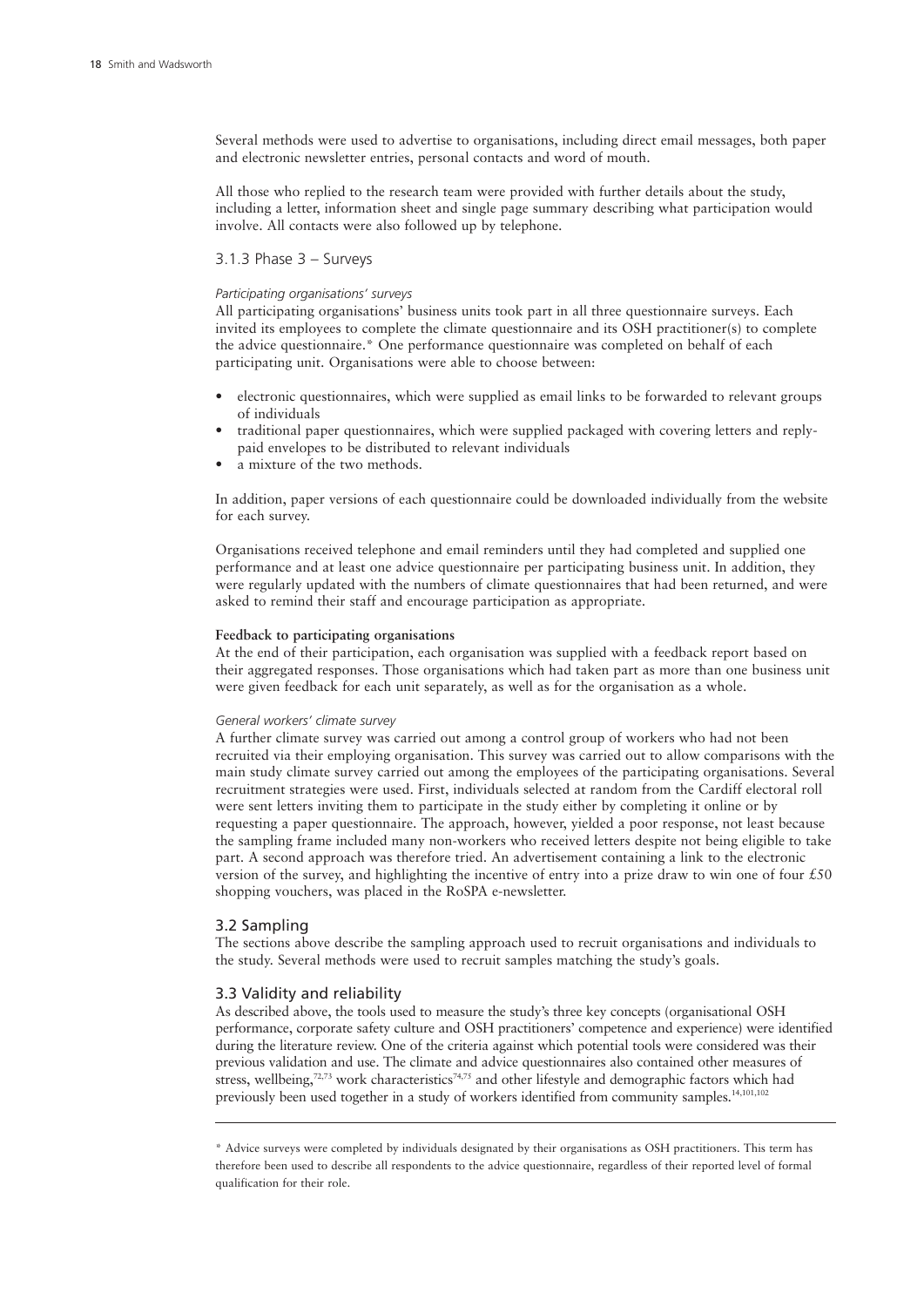Several methods were used to advertise to organisations, including direct email messages, both paper and electronic newsletter entries, personal contacts and word of mouth.

All those who replied to the research team were provided with further details about the study, including a letter, information sheet and single page summary describing what participation would involve. All contacts were also followed up by telephone.

### 3.1.3 Phase 3 – Surveys

*Participating organisations' surveys*

All participating organisations' business units took part in all three questionnaire surveys. Each invited its employees to complete the climate questionnaire and its OSH practitioner(s) to complete the advice questionnaire.* One performance questionnaire was completed on behalf of each participating unit. Organisations were able to choose between:

- electronic questionnaires, which were supplied as email links to be forwarded to relevant groups of individuals
- traditional paper questionnaires, which were supplied packaged with covering letters and reply-paid envelopes to be distributed to relevant individuals
- a mixture of the two methods.

In addition, paper versions of each questionnaire could be downloaded individually from the website for each survey.

Organisations received telephone and email reminders until they had completed and supplied one performance and at least one advice questionnaire per participating business unit. In addition, they were regularly updated with the numbers of climate questionnaires that had been returned, and were asked to remind their staff and encourage participation as appropriate.

**Feedback to participating organisations**

At the end of their participation, each organisation was supplied with a feedback report based on their aggregated responses. Those organisations which had taken part as more than one business unit were given feedback for each unit separately, as well as for the organisation as a whole.

*General workers' climate survey*

A further climate survey was carried out among a control group of workers who had not been recruited via their employing organisation. This survey was carried out to allow comparisons with the main study climate survey carried out among the employees of the participating organisations. Several recruitment strategies were used. First, individuals selected at random from the Cardiff electoral roll were sent letters inviting them to participate in the study either by completing it online or by requesting a paper questionnaire. The approach, however, yielded a poor response, not least because the sampling frame included many non-workers who received letters despite not being eligible to take part. A second approach was therefore tried. An advertisement containing a link to the electronic version of the survey, and highlighting the incentive of entry into a prize draw to win one of four £50 shopping vouchers, was placed in the RoSPA e-newsletter.

## 3.2 Sampling

The sections above describe the sampling approach used to recruit organisations and individuals to the study. Several methods were used to recruit samples matching the study's goals.

## 3.3 Validity and reliability

As described above, the tools used to measure the study's three key concepts (organisational OSH performance, corporate safety culture and OSH practitioners' competence and experience) were identified during the literature review. One of the criteria against which potential tools were considered was their previous validation and use. The climate and advice questionnaires also contained other measures of stress, wellbeing,[72,73] work characteristics[74,75] and other lifestyle and demographic factors which had previously been used together in a study of workers identified from community samples.[14,101,102]

---

\* Advice surveys were completed by individuals designated by their organisations as OSH practitioners. This term has therefore been used to describe all respondents to the advice questionnaire, regardless of their reported level of formal qualification for their role.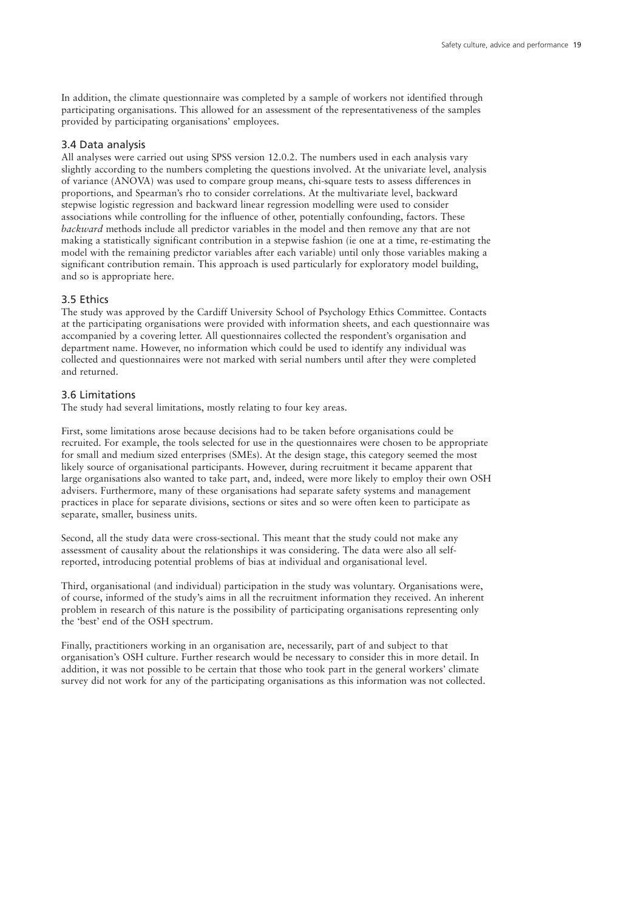In addition, the climate questionnaire was completed by a sample of workers not identified through participating organisations. This allowed for an assessment of the representativeness of the samples provided by participating organisations' employees.

### 3.4 Data analysis

All analyses were carried out using SPSS version 12.0.2. The numbers used in each analysis vary slightly according to the numbers completing the questions involved. At the univariate level, analysis of variance (ANOVA) was used to compare group means, chi-square tests to assess differences in proportions, and Spearman's rho to consider correlations. At the multivariate level, backward stepwise logistic regression and backward linear regression modelling were used to consider associations while controlling for the influence of other, potentially confounding, factors. These *backward* methods include all predictor variables in the model and then remove any that are not making a statistically significant contribution in a stepwise fashion (ie one at a time, re-estimating the model with the remaining predictor variables after each variable) until only those variables making a significant contribution remain. This approach is used particularly for exploratory model building, and so is appropriate here.

### 3.5 Ethics

The study was approved by the Cardiff University School of Psychology Ethics Committee. Contacts at the participating organisations were provided with information sheets, and each questionnaire was accompanied by a covering letter. All questionnaires collected the respondent's organisation and department name. However, no information which could be used to identify any individual was collected and questionnaires were not marked with serial numbers until after they were completed and returned.

### 3.6 Limitations

The study had several limitations, mostly relating to four key areas.

First, some limitations arose because decisions had to be taken before organisations could be recruited. For example, the tools selected for use in the questionnaires were chosen to be appropriate for small and medium sized enterprises (SMEs). At the design stage, this category seemed the most likely source of organisational participants. However, during recruitment it became apparent that large organisations also wanted to take part, and, indeed, were more likely to employ their own OSH advisers. Furthermore, many of these organisations had separate safety systems and management practices in place for separate divisions, sections or sites and so were often keen to participate as separate, smaller, business units.

Second, all the study data were cross-sectional. This meant that the study could not make any assessment of causality about the relationships it was considering. The data were also all self-reported, introducing potential problems of bias at individual and organisational level.

Third, organisational (and individual) participation in the study was voluntary. Organisations were, of course, informed of the study's aims in all the recruitment information they received. An inherent problem in research of this nature is the possibility of participating organisations representing only the 'best' end of the OSH spectrum.

Finally, practitioners working in an organisation are, necessarily, part of and subject to that organisation's OSH culture. Further research would be necessary to consider this in more detail. In addition, it was not possible to be certain that those who took part in the general workers' climate survey did not work for any of the participating organisations as this information was not collected.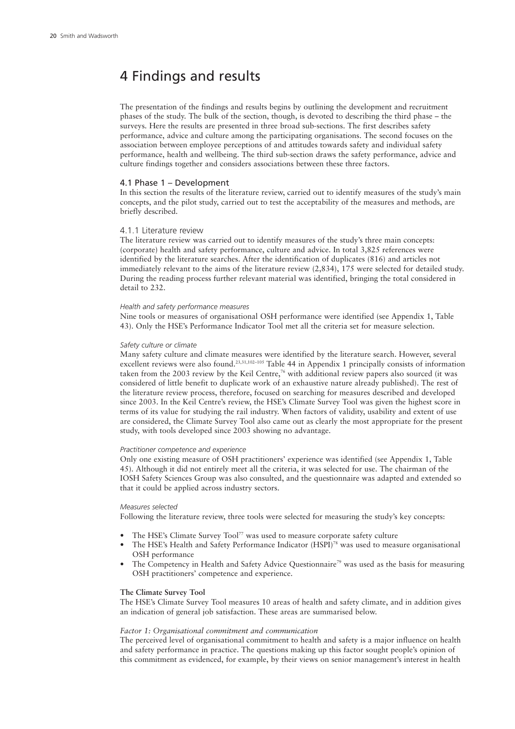# 4 Findings and results

The presentation of the findings and results begins by outlining the development and recruitment phases of the study. The bulk of the section, though, is devoted to describing the third phase – the surveys. Here the results are presented in three broad sub-sections. The first describes safety performance, advice and culture among the participating organisations. The second focuses on the association between employee perceptions of and attitudes towards safety and individual safety performance, health and wellbeing. The third sub-section draws the safety performance, advice and culture findings together and considers associations between these three factors.

## 4.1 Phase 1 – Development

In this section the results of the literature review, carried out to identify measures of the study's main concepts, and the pilot study, carried out to test the acceptability of the measures and methods, are briefly described.

### 4.1.1 Literature review

The literature review was carried out to identify measures of the study's three main concepts: (corporate) health and safety performance, culture and advice. In total 3,825 references were identified by the literature searches. After the identification of duplicates (816) and articles not immediately relevant to the aims of the literature review (2,834), 175 were selected for detailed study. During the reading process further relevant material was identified, bringing the total considered in detail to 232.

*Health and safety performance measures*

Nine tools or measures of organisational OSH performance were identified (see Appendix 1, Table 43). Only the HSE's Performance Indicator Tool met all the criteria set for measure selection.

*Safety culture or climate*

Many safety culture and climate measures were identified by the literature search. However, several excellent reviews were also found.[23,31,102–105] Table 44 in Appendix 1 principally consists of information taken from the 2003 review by the Keil Centre,[76] with additional review papers also sourced (it was considered of little benefit to duplicate work of an exhaustive nature already published). The rest of the literature review process, therefore, focused on searching for measures described and developed since 2003. In the Keil Centre's review, the HSE's Climate Survey Tool was given the highest score in terms of its value for studying the rail industry. When factors of validity, usability and extent of use are considered, the Climate Survey Tool also came out as clearly the most appropriate for the present study, with tools developed since 2003 showing no advantage.

*Practitioner competence and experience*

Only one existing measure of OSH practitioners' experience was identified (see Appendix 1, Table 45). Although it did not entirely meet all the criteria, it was selected for use. The chairman of the IOSH Safety Sciences Group was also consulted, and the questionnaire was adapted and extended so that it could be applied across industry sectors.

*Measures selected*

Following the literature review, three tools were selected for measuring the study's key concepts:

- The HSE's Climate Survey Tool[77] was used to measure corporate safety culture
- The HSE's Health and Safety Performance Indicator (HSPI)[78] was used to measure organisational OSH performance
- The Competency in Health and Safety Advice Questionnaire[79] was used as the basis for measuring OSH practitioners' competence and experience.

**The Climate Survey Tool**

The HSE's Climate Survey Tool measures 10 areas of health and safety climate, and in addition gives an indication of general job satisfaction. These areas are summarised below.

*Factor 1: Organisational commitment and communication*

The perceived level of organisational commitment to health and safety is a major influence on health and safety performance in practice. The questions making up this factor sought people's opinion of this commitment as evidenced, for example, by their views on senior management's interest in health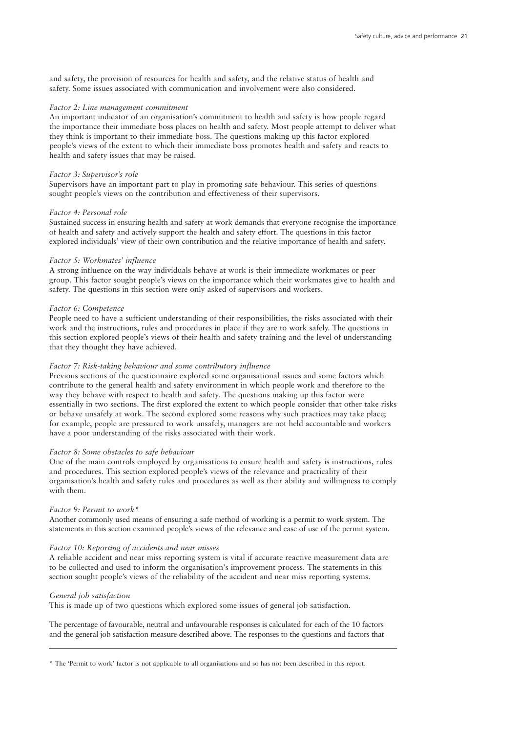and safety, the provision of resources for health and safety, and the relative status of health and safety. Some issues associated with communication and involvement were also considered.

*Factor 2: Line management commitment*

An important indicator of an organisation's commitment to health and safety is how people regard the importance their immediate boss places on health and safety. Most people attempt to deliver what they think is important to their immediate boss. The questions making up this factor explored people's views of the extent to which their immediate boss promotes health and safety and reacts to health and safety issues that may be raised.

*Factor 3: Supervisor's role*

Supervisors have an important part to play in promoting safe behaviour. This series of questions sought people's views on the contribution and effectiveness of their supervisors.

*Factor 4: Personal role*

Sustained success in ensuring health and safety at work demands that everyone recognise the importance of health and safety and actively support the health and safety effort. The questions in this factor explored individuals' view of their own contribution and the relative importance of health and safety.

*Factor 5: Workmates' influence*

A strong influence on the way individuals behave at work is their immediate workmates or peer group. This factor sought people's views on the importance which their workmates give to health and safety. The questions in this section were only asked of supervisors and workers.

*Factor 6: Competence*

People need to have a sufficient understanding of their responsibilities, the risks associated with their work and the instructions, rules and procedures in place if they are to work safely. The questions in this section explored people's views of their health and safety training and the level of understanding that they thought they have achieved.

*Factor 7: Risk-taking behaviour and some contributory influence*

Previous sections of the questionnaire explored some organisational issues and some factors which contribute to the general health and safety environment in which people work and therefore to the way they behave with respect to health and safety. The questions making up this factor were essentially in two sections. The first explored the extent to which people consider that other take risks or behave unsafely at work. The second explored some reasons why such practices may take place; for example, people are pressured to work unsafely, managers are not held accountable and workers have a poor understanding of the risks associated with their work.

*Factor 8: Some obstacles to safe behaviour*

One of the main controls employed by organisations to ensure health and safety is instructions, rules and procedures. This section explored people's views of the relevance and practicality of their organisation's health and safety rules and procedures as well as their ability and willingness to comply with them.

*Factor 9: Permit to work\**

Another commonly used means of ensuring a safe method of working is a permit to work system. The statements in this section examined people's views of the relevance and ease of use of the permit system.

*Factor 10: Reporting of accidents and near misses*

A reliable accident and near miss reporting system is vital if accurate reactive measurement data are to be collected and used to inform the organisation's improvement process. The statements in this section sought people's views of the reliability of the accident and near miss reporting systems.

*General job satisfaction*

This is made up of two questions which explored some issues of general job satisfaction.

The percentage of favourable, neutral and unfavourable responses is calculated for each of the 10 factors and the general job satisfaction measure described above. The responses to the questions and factors that

---

\* The 'Permit to work' factor is not applicable to all organisations and so has not been described in this report.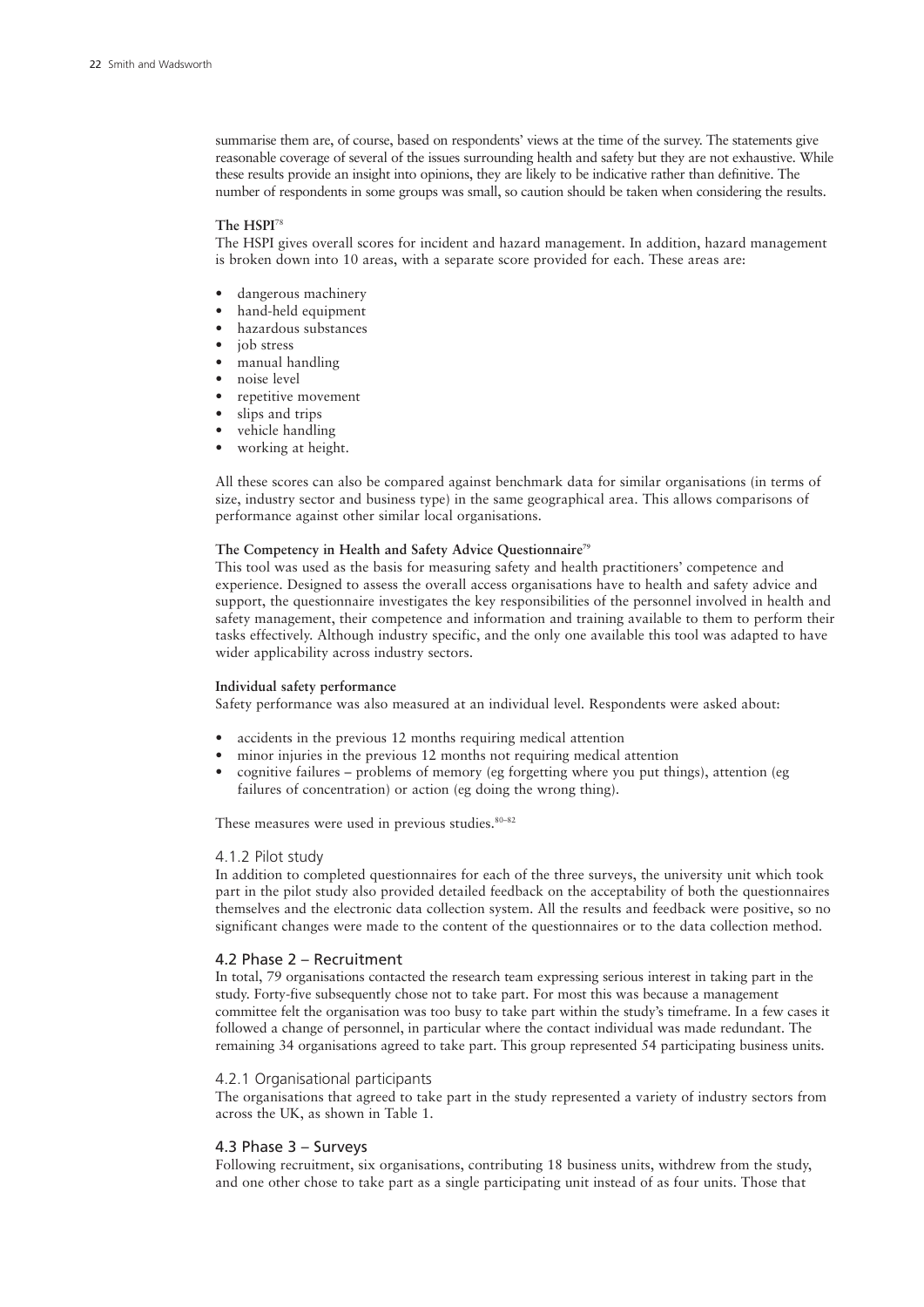summarise them are, of course, based on respondents' views at the time of the survey. The statements give reasonable coverage of several of the issues surrounding health and safety but they are not exhaustive. While these results provide an insight into opinions, they are likely to be indicative rather than definitive. The number of respondents in some groups was small, so caution should be taken when considering the results.

**The HSPI**[78]

The HSPI gives overall scores for incident and hazard management. In addition, hazard management is broken down into 10 areas, with a separate score provided for each. These areas are:

- dangerous machinery
- hand-held equipment
- hazardous substances
- job stress
- manual handling
- noise level
- repetitive movement
- slips and trips
- vehicle handling
- working at height.

All these scores can also be compared against benchmark data for similar organisations (in terms of size, industry sector and business type) in the same geographical area. This allows comparisons of performance against other similar local organisations.

**The Competency in Health and Safety Advice Questionnaire**[79]

This tool was used as the basis for measuring safety and health practitioners' competence and experience. Designed to assess the overall access organisations have to health and safety advice and support, the questionnaire investigates the key responsibilities of the personnel involved in health and safety management, their competence and information and training available to them to perform their tasks effectively. Although industry specific, and the only one available this tool was adapted to have wider applicability across industry sectors.

**Individual safety performance**

Safety performance was also measured at an individual level. Respondents were asked about:

- accidents in the previous 12 months requiring medical attention
- minor injuries in the previous 12 months not requiring medical attention
- cognitive failures – problems of memory (eg forgetting where you put things), attention (eg failures of concentration) or action (eg doing the wrong thing).

These measures were used in previous studies.[80–82]

#### 4.1.2 Pilot study

In addition to completed questionnaires for each of the three surveys, the university unit which took part in the pilot study also provided detailed feedback on the acceptability of both the questionnaires themselves and the electronic data collection system. All the results and feedback were positive, so no significant changes were made to the content of the questionnaires or to the data collection method.

### 4.2 Phase 2 – Recruitment

In total, 79 organisations contacted the research team expressing serious interest in taking part in the study. Forty-five subsequently chose not to take part. For most this was because a management committee felt the organisation was too busy to take part within the study's timeframe. In a few cases it followed a change of personnel, in particular where the contact individual was made redundant. The remaining 34 organisations agreed to take part. This group represented 54 participating business units.

#### 4.2.1 Organisational participants

The organisations that agreed to take part in the study represented a variety of industry sectors from across the UK, as shown in Table 1.

### 4.3 Phase 3 – Surveys

Following recruitment, six organisations, contributing 18 business units, withdrew from the study, and one other chose to take part as a single participating unit instead of as four units. Those that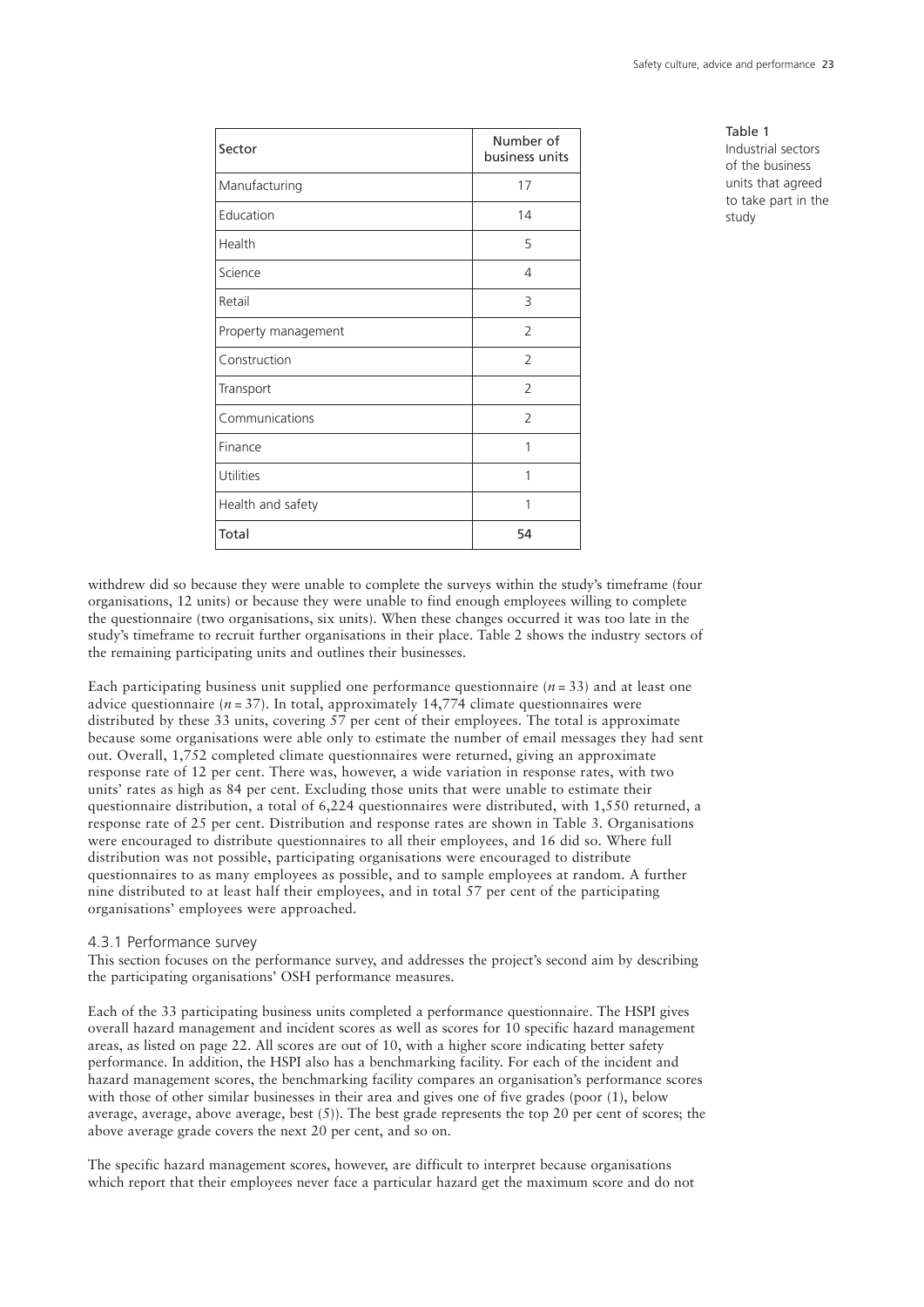| Sector | Number of business units |
|---|---|
| Manufacturing | 17 |
| Education | 14 |
| Health | 5 |
| Science | 4 |
| Retail | 3 |
| Property management | 2 |
| Construction | 2 |
| Transport | 2 |
| Communications | 2 |
| Finance | 1 |
| Utilities | 1 |
| Health and safety | 1 |
| **Total** | **54** |

Table 1
Industrial sectors of the business units that agreed to take part in the study

withdrew did so because they were unable to complete the surveys within the study's timeframe (four organisations, 12 units) or because they were unable to find enough employees willing to complete the questionnaire (two organisations, six units). When these changes occurred it was too late in the study's timeframe to recruit further organisations in their place. Table 2 shows the industry sectors of the remaining participating units and outlines their businesses.

Each participating business unit supplied one performance questionnaire ($n = 33$) and at least one advice questionnaire ($n = 37$). In total, approximately 14,774 climate questionnaires were distributed by these 33 units, covering 57 per cent of their employees. The total is approximate because some organisations were able only to estimate the number of email messages they had sent out. Overall, 1,752 completed climate questionnaires were returned, giving an approximate response rate of 12 per cent. There was, however, a wide variation in response rates, with two units' rates as high as 84 per cent. Excluding those units that were unable to estimate their questionnaire distribution, a total of 6,224 questionnaires were distributed, with 1,550 returned, a response rate of 25 per cent. Distribution and response rates are shown in Table 3. Organisations were encouraged to distribute questionnaires to all their employees, and 16 did so. Where full distribution was not possible, participating organisations were encouraged to distribute questionnaires to as many employees as possible, and to sample employees at random. A further nine distributed to at least half their employees, and in total 57 per cent of the participating organisations' employees were approached.

### 4.3.1 Performance survey

This section focuses on the performance survey, and addresses the project's second aim by describing the participating organisations' OSH performance measures.

Each of the 33 participating business units completed a performance questionnaire. The HSPI gives overall hazard management and incident scores as well as scores for 10 specific hazard management areas, as listed on page 22. All scores are out of 10, with a higher score indicating better safety performance. In addition, the HSPI also has a benchmarking facility. For each of the incident and hazard management scores, the benchmarking facility compares an organisation's performance scores with those of other similar businesses in their area and gives one of five grades (poor (1), below average, average, above average, best (5)). The best grade represents the top 20 per cent of scores; the above average grade covers the next 20 per cent, and so on.

The specific hazard management scores, however, are difficult to interpret because organisations which report that their employees never face a particular hazard get the maximum score and do not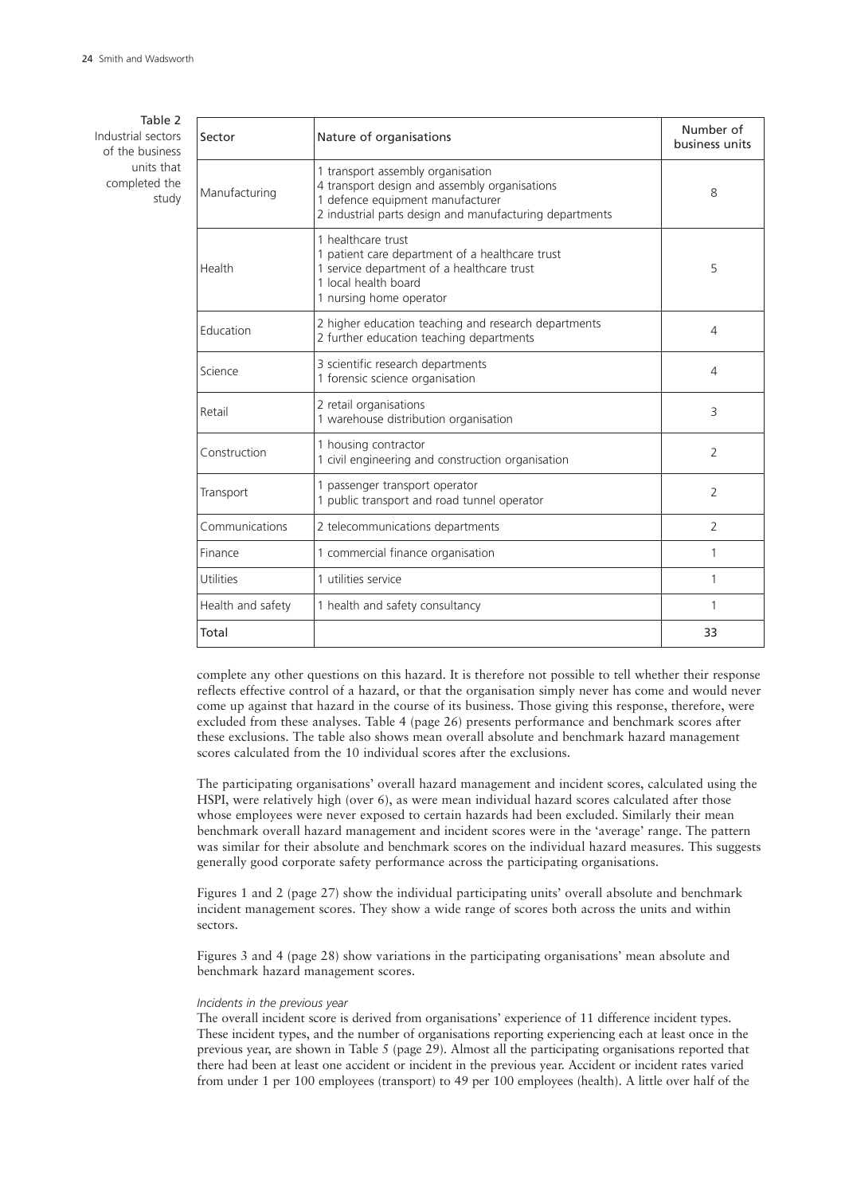Table 2
Industrial sectors of the business units that completed the study

| Sector | Nature of organisations | Number of business units |
| --- | --- | --- |
| Manufacturing | 1 transport assembly organisation<br>4 transport design and assembly organisations<br>1 defence equipment manufacturer<br>2 industrial parts design and manufacturing departments | 8 |
| Health | 1 healthcare trust<br>1 patient care department of a healthcare trust<br>1 service department of a healthcare trust<br>1 local health board<br>1 nursing home operator | 5 |
| Education | 2 higher education teaching and research departments<br>2 further education teaching departments | 4 |
| Science | 3 scientific research departments<br>1 forensic science organisation | 4 |
| Retail | 2 retail organisations<br>1 warehouse distribution organisation | 3 |
| Construction | 1 housing contractor<br>1 civil engineering and construction organisation | 2 |
| Transport | 1 passenger transport operator<br>1 public transport and road tunnel operator | 2 |
| Communications | 2 telecommunications departments | 2 |
| Finance | 1 commercial finance organisation | 1 |
| Utilities | 1 utilities service | 1 |
| Health and safety | 1 health and safety consultancy | 1 |
| Total | | 33 |

complete any other questions on this hazard. It is therefore not possible to tell whether their response reflects effective control of a hazard, or that the organisation simply never has come and would never come up against that hazard in the course of its business. Those giving this response, therefore, were excluded from these analyses. Table 4 (page 26) presents performance and benchmark scores after these exclusions. The table also shows mean overall absolute and benchmark hazard management scores calculated from the 10 individual scores after the exclusions.

The participating organisations' overall hazard management and incident scores, calculated using the HSPI, were relatively high (over 6), as were mean individual hazard scores calculated after those whose employees were never exposed to certain hazards had been excluded. Similarly their mean benchmark overall hazard management and incident scores were in the 'average' range. The pattern was similar for their absolute and benchmark scores on the individual hazard measures. This suggests generally good corporate safety performance across the participating organisations.

Figures 1 and 2 (page 27) show the individual participating units' overall absolute and benchmark incident management scores. They show a wide range of scores both across the units and within sectors.

Figures 3 and 4 (page 28) show variations in the participating organisations' mean absolute and benchmark hazard management scores.

*Incidents in the previous year*

The overall incident score is derived from organisations' experience of 11 difference incident types. These incident types, and the number of organisations reporting experiencing each at least once in the previous year, are shown in Table 5 (page 29). Almost all the participating organisations reported that there had been at least one accident or incident in the previous year. Accident or incident rates varied from under 1 per 100 employees (transport) to 49 per 100 employees (health). A little over half of the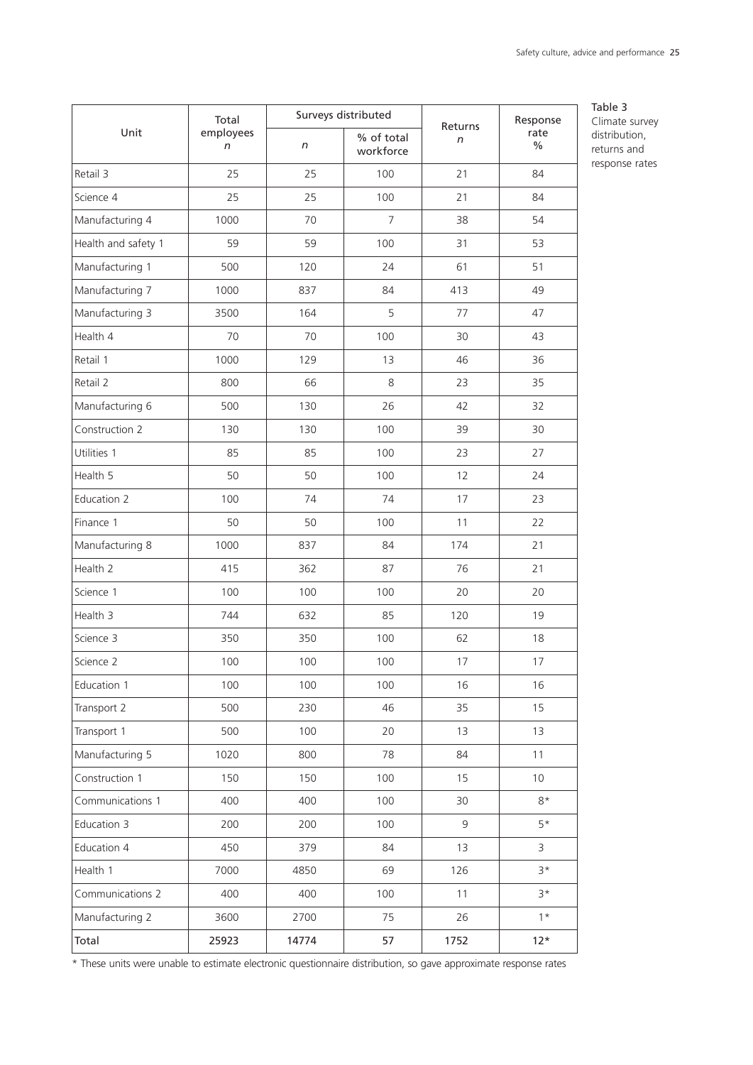Table 3
Climate survey distribution, returns and response rates

| Unit | Total employees *n* | Surveys distributed | | Returns *n* | Response rate % |
|---|---|---|---|---|---|
| | | *n* | % of total workforce | | |
| Retail 3 | 25 | 25 | 100 | 21 | 84 |
| Science 4 | 25 | 25 | 100 | 21 | 84 |
| Manufacturing 4 | 1000 | 70 | 7 | 38 | 54 |
| Health and safety 1 | 59 | 59 | 100 | 31 | 53 |
| Manufacturing 1 | 500 | 120 | 24 | 61 | 51 |
| Manufacturing 7 | 1000 | 837 | 84 | 413 | 49 |
| Manufacturing 3 | 3500 | 164 | 5 | 77 | 47 |
| Health 4 | 70 | 70 | 100 | 30 | 43 |
| Retail 1 | 1000 | 129 | 13 | 46 | 36 |
| Retail 2 | 800 | 66 | 8 | 23 | 35 |
| Manufacturing 6 | 500 | 130 | 26 | 42 | 32 |
| Construction 2 | 130 | 130 | 100 | 39 | 30 |
| Utilities 1 | 85 | 85 | 100 | 23 | 27 |
| Health 5 | 50 | 50 | 100 | 12 | 24 |
| Education 2 | 100 | 74 | 74 | 17 | 23 |
| Finance 1 | 50 | 50 | 100 | 11 | 22 |
| Manufacturing 8 | 1000 | 837 | 84 | 174 | 21 |
| Health 2 | 415 | 362 | 87 | 76 | 21 |
| Science 1 | 100 | 100 | 100 | 20 | 20 |
| Health 3 | 744 | 632 | 85 | 120 | 19 |
| Science 3 | 350 | 350 | 100 | 62 | 18 |
| Science 2 | 100 | 100 | 100 | 17 | 17 |
| Education 1 | 100 | 100 | 100 | 16 | 16 |
| Transport 2 | 500 | 230 | 46 | 35 | 15 |
| Transport 1 | 500 | 100 | 20 | 13 | 13 |
| Manufacturing 5 | 1020 | 800 | 78 | 84 | 11 |
| Construction 1 | 150 | 150 | 100 | 15 | 10 |
| Communications 1 | 400 | 400 | 100 | 30 | 8* |
| Education 3 | 200 | 200 | 100 | 9 | 5* |
| Education 4 | 450 | 379 | 84 | 13 | 3 |
| Health 1 | 7000 | 4850 | 69 | 126 | 3* |
| Communications 2 | 400 | 400 | 100 | 11 | 3* |
| Manufacturing 2 | 3600 | 2700 | 75 | 26 | 1* |
| Total | 25923 | 14774 | 57 | 1752 | 12* |

* These units were unable to estimate electronic questionnaire distribution, so gave approximate response rates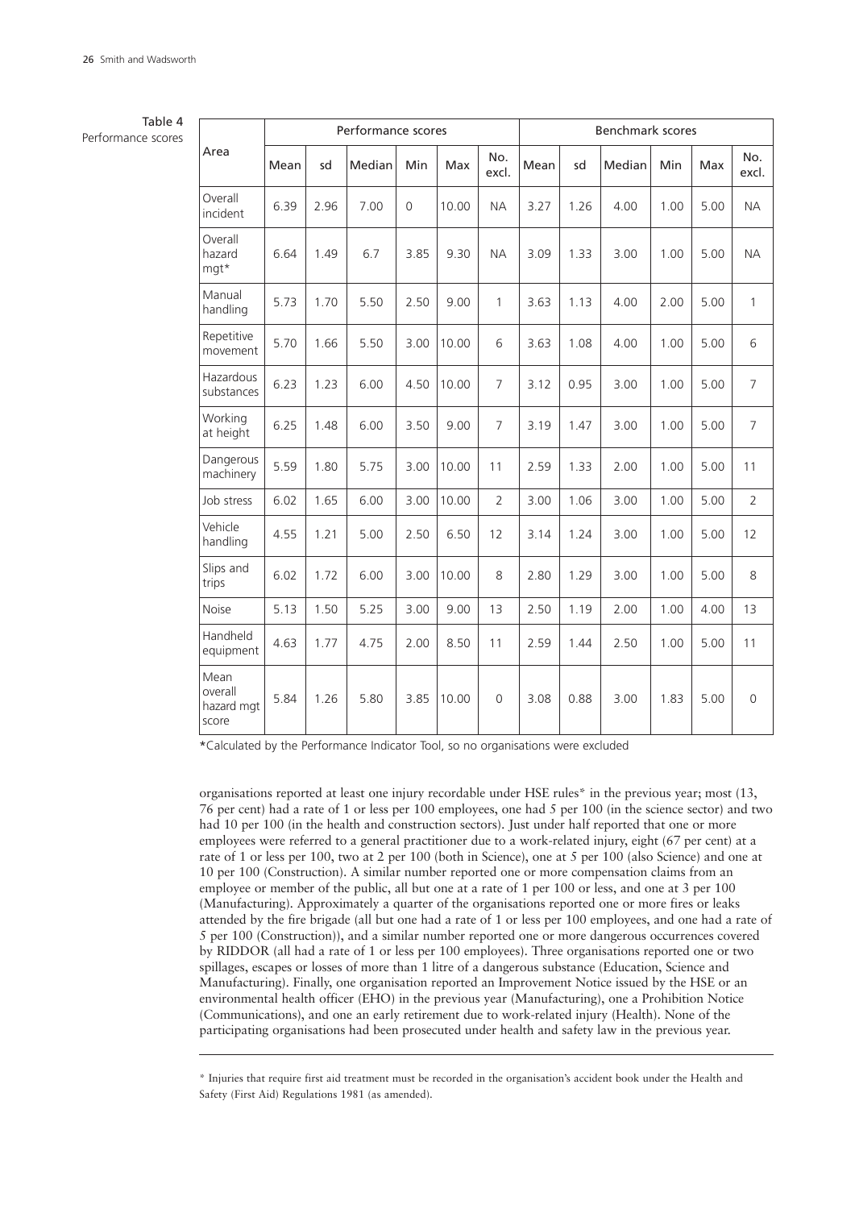Table 4
Performance scores

| Area | Performance scores | | | | | | Benchmark scores | | | | | |
|---|---|---|---|---|---|---|---|---|---|---|---|---|
| | Mean | sd | Median | Min | Max | No. excl. | Mean | sd | Median | Min | Max | No. excl. |
| Overall incident | 6.39 | 2.96 | 7.00 | 0 | 10.00 | NA | 3.27 | 1.26 | 4.00 | 1.00 | 5.00 | NA |
| Overall hazard mgt* | 6.64 | 1.49 | 6.7 | 3.85 | 9.30 | NA | 3.09 | 1.33 | 3.00 | 1.00 | 5.00 | NA |
| Manual handling | 5.73 | 1.70 | 5.50 | 2.50 | 9.00 | 1 | 3.63 | 1.13 | 4.00 | 2.00 | 5.00 | 1 |
| Repetitive movement | 5.70 | 1.66 | 5.50 | 3.00 | 10.00 | 6 | 3.63 | 1.08 | 4.00 | 1.00 | 5.00 | 6 |
| Hazardous substances | 6.23 | 1.23 | 6.00 | 4.50 | 10.00 | 7 | 3.12 | 0.95 | 3.00 | 1.00 | 5.00 | 7 |
| Working at height | 6.25 | 1.48 | 6.00 | 3.50 | 9.00 | 7 | 3.19 | 1.47 | 3.00 | 1.00 | 5.00 | 7 |
| Dangerous machinery | 5.59 | 1.80 | 5.75 | 3.00 | 10.00 | 11 | 2.59 | 1.33 | 2.00 | 1.00 | 5.00 | 11 |
| Job stress | 6.02 | 1.65 | 6.00 | 3.00 | 10.00 | 2 | 3.00 | 1.06 | 3.00 | 1.00 | 5.00 | 2 |
| Vehicle handling | 4.55 | 1.21 | 5.00 | 2.50 | 6.50 | 12 | 3.14 | 1.24 | 3.00 | 1.00 | 5.00 | 12 |
| Slips and trips | 6.02 | 1.72 | 6.00 | 3.00 | 10.00 | 8 | 2.80 | 1.29 | 3.00 | 1.00 | 5.00 | 8 |
| Noise | 5.13 | 1.50 | 5.25 | 3.00 | 9.00 | 13 | 2.50 | 1.19 | 2.00 | 1.00 | 4.00 | 13 |
| Handheld equipment | 4.63 | 1.77 | 4.75 | 2.00 | 8.50 | 11 | 2.59 | 1.44 | 2.50 | 1.00 | 5.00 | 11 |
| Mean overall hazard mgt score | 5.84 | 1.26 | 5.80 | 3.85 | 10.00 | 0 | 3.08 | 0.88 | 3.00 | 1.83 | 5.00 | 0 |

*Calculated by the Performance Indicator Tool, so no organisations were excluded

organisations reported at least one injury recordable under HSE rules* in the previous year; most (13, 76 per cent) had a rate of 1 or less per 100 employees, one had 5 per 100 (in the science sector) and two had 10 per 100 (in the health and construction sectors). Just under half reported that one or more employees were referred to a general practitioner due to a work-related injury, eight (67 per cent) at a rate of 1 or less per 100, two at 2 per 100 (both in Science), one at 5 per 100 (also Science) and one at 10 per 100 (Construction). A similar number reported one or more compensation claims from an employee or member of the public, all but one at a rate of 1 per 100 or less, and one at 3 per 100 (Manufacturing). Approximately a quarter of the organisations reported one or more fires or leaks attended by the fire brigade (all but one had a rate of 1 or less per 100 employees, and one had a rate of 5 per 100 (Construction)), and a similar number reported one or more dangerous occurrences covered by RIDDOR (all had a rate of 1 or less per 100 employees). Three organisations reported one or two spillages, escapes or losses of more than 1 litre of a dangerous substance (Education, Science and Manufacturing). Finally, one organisation reported an Improvement Notice issued by the HSE or an environmental health officer (EHO) in the previous year (Manufacturing), one a Prohibition Notice (Communications), and one an early retirement due to work-related injury (Health). None of the participating organisations had been prosecuted under health and safety law in the previous year.

* Injuries that require first aid treatment must be recorded in the organisation's accident book under the Health and Safety (First Aid) Regulations 1981 (as amended).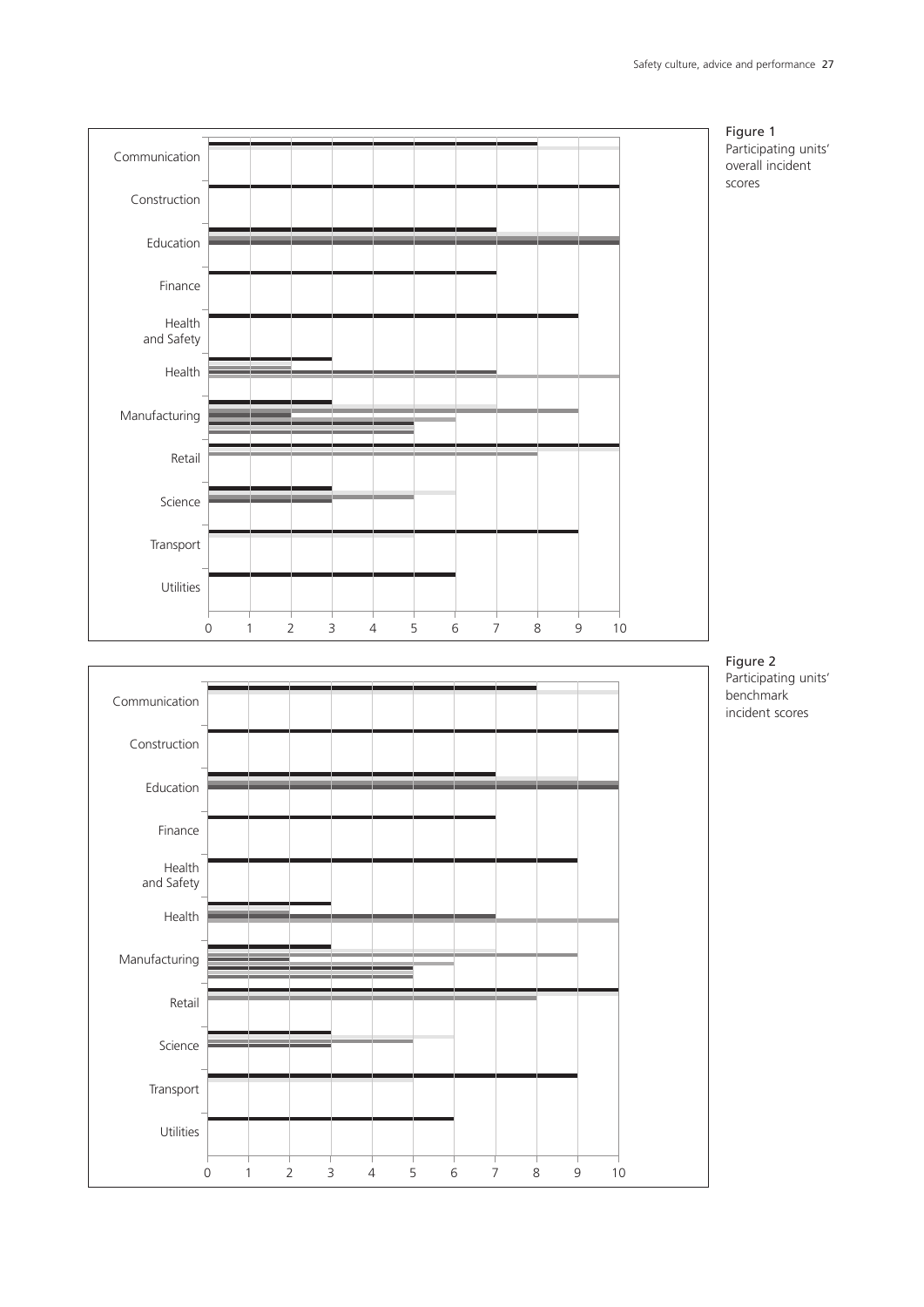Communication

Construction

Education

Finance

Health and Safety

Health

Manufacturing

Retail

Science

Transport

Utilities

0 1 2 3 4 5 6 7 8 9 10

Figure 1
Participating units' overall incident scores

Communication

Construction

Education

Finance

Health and Safety

Health

Manufacturing

Retail

Science

Transport

Utilities

0 1 2 3 4 5 6 7 8 9 10

Figure 2
Participating units' benchmark incident scores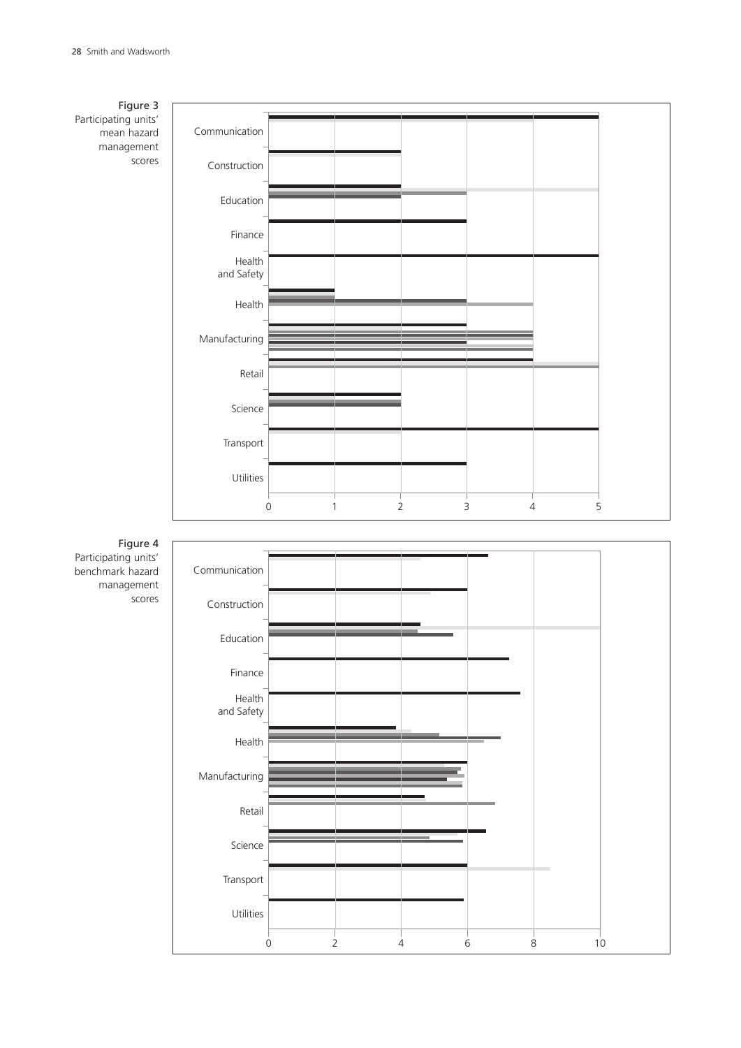Figure 3
Participating units' mean hazard management scores

Communication
Construction
Education
Finance
Health and Safety
Health
Manufacturing
Retail
Science
Transport
Utilities

0 1 2 3 4 5

Figure 4
Participating units' benchmark hazard management scores

Communication
Construction
Education
Finance
Health and Safety
Health
Manufacturing
Retail
Science
Transport
Utilities

0 2 4 6 8 10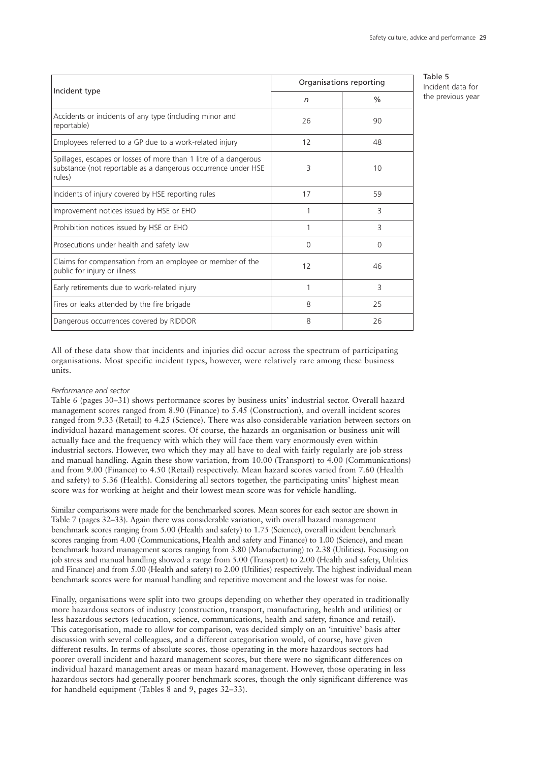Table 5
Incident data for the previous year

| Incident type | Organisations reporting | |
|---|---|---|
| | *n* | % |
| Accidents or incidents of any type (including minor and reportable) | 26 | 90 |
| Employees referred to a GP due to a work-related injury | 12 | 48 |
| Spillages, escapes or losses of more than 1 litre of a dangerous substance (not reportable as a dangerous occurrence under HSE rules) | 3 | 10 |
| Incidents of injury covered by HSE reporting rules | 17 | 59 |
| Improvement notices issued by HSE or EHO | 1 | 3 |
| Prohibition notices issued by HSE or EHO | 1 | 3 |
| Prosecutions under health and safety law | 0 | 0 |
| Claims for compensation from an employee or member of the public for injury or illness | 12 | 46 |
| Early retirements due to work-related injury | 1 | 3 |
| Fires or leaks attended by the fire brigade | 8 | 25 |
| Dangerous occurrences covered by RIDDOR | 8 | 26 |

All of these data show that incidents and injuries did occur across the spectrum of participating organisations. Most specific incident types, however, were relatively rare among these business units.

*Performance and sector*

Table 6 (pages 30–31) shows performance scores by business units' industrial sector. Overall hazard management scores ranged from 8.90 (Finance) to 5.45 (Construction), and overall incident scores ranged from 9.33 (Retail) to 4.25 (Science). There was also considerable variation between sectors on individual hazard management scores. Of course, the hazards an organisation or business unit will actually face and the frequency with which they will face them vary enormously even within industrial sectors. However, two which they may all have to deal with fairly regularly are job stress and manual handling. Again these show variation, from 10.00 (Transport) to 4.00 (Communications) and from 9.00 (Finance) to 4.50 (Retail) respectively. Mean hazard scores varied from 7.60 (Health and safety) to 5.36 (Health). Considering all sectors together, the participating units' highest mean score was for working at height and their lowest mean score was for vehicle handling.

Similar comparisons were made for the benchmarked scores. Mean scores for each sector are shown in Table 7 (pages 32–33). Again there was considerable variation, with overall hazard management benchmark scores ranging from 5.00 (Health and safety) to 1.75 (Science), overall incident benchmark scores ranging from 4.00 (Communications, Health and safety and Finance) to 1.00 (Science), and mean benchmark hazard management scores ranging from 3.80 (Manufacturing) to 2.38 (Utilities). Focusing on job stress and manual handling showed a range from 5.00 (Transport) to 2.00 (Health and safety, Utilities and Finance) and from 5.00 (Health and safety) to 2.00 (Utilities) respectively. The highest individual mean benchmark scores were for manual handling and repetitive movement and the lowest was for noise.

Finally, organisations were split into two groups depending on whether they operated in traditionally more hazardous sectors of industry (construction, transport, manufacturing, health and utilities) or less hazardous sectors (education, science, communications, health and safety, finance and retail). This categorisation, made to allow for comparison, was decided simply on an 'intuitive' basis after discussion with several colleagues, and a different categorisation would, of course, have given different results. In terms of absolute scores, those operating in the more hazardous sectors had poorer overall incident and hazard management scores, but there were no significant differences on individual hazard management areas or mean hazard management. However, those operating in less hazardous sectors had generally poorer benchmark scores, though the only significant difference was for handheld equipment (Tables 8 and 9, pages 32–33).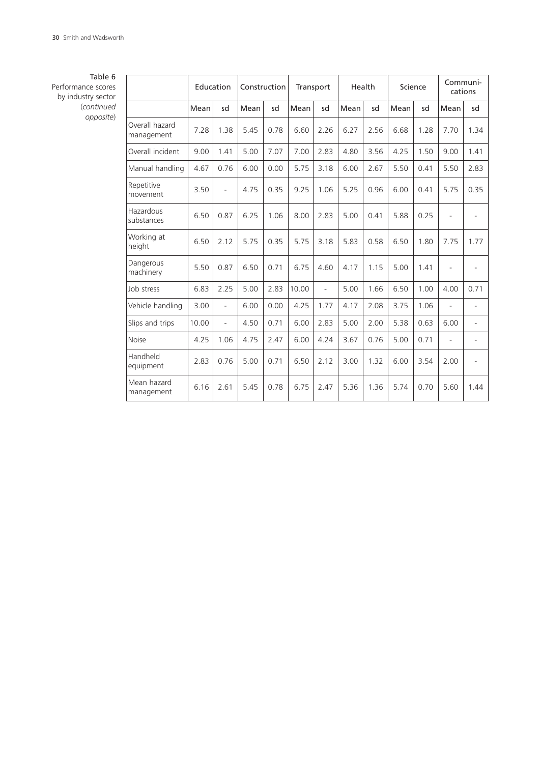Table 6
Performance scores by industry sector (*continued opposite*)

| | Education | | Construction | | Transport | | Health | | Science | | Communi-cations | |
|---|---|---|---|---|---|---|---|---|---|---|---|---|
| | Mean | sd | Mean | sd | Mean | sd | Mean | sd | Mean | sd | Mean | sd |
| Overall hazard management | 7.28 | 1.38 | 5.45 | 0.78 | 6.60 | 2.26 | 6.27 | 2.56 | 6.68 | 1.28 | 7.70 | 1.34 |
| Overall incident | 9.00 | 1.41 | 5.00 | 7.07 | 7.00 | 2.83 | 4.80 | 3.56 | 4.25 | 1.50 | 9.00 | 1.41 |
| Manual handling | 4.67 | 0.76 | 6.00 | 0.00 | 5.75 | 3.18 | 6.00 | 2.67 | 5.50 | 0.41 | 5.50 | 2.83 |
| Repetitive movement | 3.50 | - | 4.75 | 0.35 | 9.25 | 1.06 | 5.25 | 0.96 | 6.00 | 0.41 | 5.75 | 0.35 |
| Hazardous substances | 6.50 | 0.87 | 6.25 | 1.06 | 8.00 | 2.83 | 5.00 | 0.41 | 5.88 | 0.25 | - | - |
| Working at height | 6.50 | 2.12 | 5.75 | 0.35 | 5.75 | 3.18 | 5.83 | 0.58 | 6.50 | 1.80 | 7.75 | 1.77 |
| Dangerous machinery | 5.50 | 0.87 | 6.50 | 0.71 | 6.75 | 4.60 | 4.17 | 1.15 | 5.00 | 1.41 | - | - |
| Job stress | 6.83 | 2.25 | 5.00 | 2.83 | 10.00 | - | 5.00 | 1.66 | 6.50 | 1.00 | 4.00 | 0.71 |
| Vehicle handling | 3.00 | - | 6.00 | 0.00 | 4.25 | 1.77 | 4.17 | 2.08 | 3.75 | 1.06 | - | - |
| Slips and trips | 10.00 | - | 4.50 | 0.71 | 6.00 | 2.83 | 5.00 | 2.00 | 5.38 | 0.63 | 6.00 | - |
| Noise | 4.25 | 1.06 | 4.75 | 2.47 | 6.00 | 4.24 | 3.67 | 0.76 | 5.00 | 0.71 | - | - |
| Handheld equipment | 2.83 | 0.76 | 5.00 | 0.71 | 6.50 | 2.12 | 3.00 | 1.32 | 6.00 | 3.54 | 2.00 | - |
| Mean hazard management | 6.16 | 2.61 | 5.45 | 0.78 | 6.75 | 2.47 | 5.36 | 1.36 | 5.74 | 0.70 | 5.60 | 1.44 |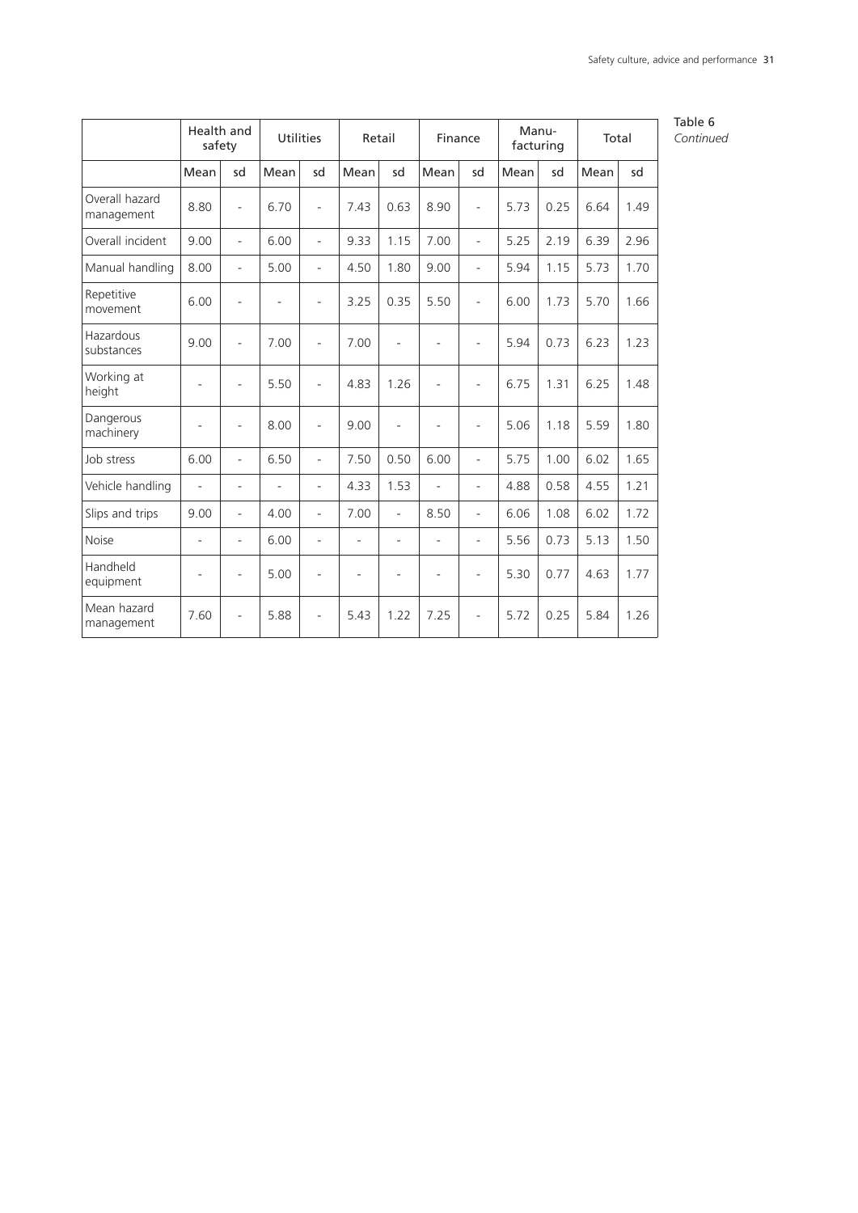Table 6
*Continued*

| | Health and safety | | Utilities | | Retail | | Finance | | Manu-facturing | | Total | |
|---|---|---|---|---|---|---|---|---|---|---|---|---|
| | Mean | sd | Mean | sd | Mean | sd | Mean | sd | Mean | sd | Mean | sd |
| Overall hazard management | 8.80 | - | 6.70 | - | 7.43 | 0.63 | 8.90 | - | 5.73 | 0.25 | 6.64 | 1.49 |
| Overall incident | 9.00 | - | 6.00 | - | 9.33 | 1.15 | 7.00 | - | 5.25 | 2.19 | 6.39 | 2.96 |
| Manual handling | 8.00 | - | 5.00 | - | 4.50 | 1.80 | 9.00 | - | 5.94 | 1.15 | 5.73 | 1.70 |
| Repetitive movement | 6.00 | - | - | - | 3.25 | 0.35 | 5.50 | - | 6.00 | 1.73 | 5.70 | 1.66 |
| Hazardous substances | 9.00 | - | 7.00 | - | 7.00 | - | - | - | 5.94 | 0.73 | 6.23 | 1.23 |
| Working at height | - | - | 5.50 | - | 4.83 | 1.26 | - | - | 6.75 | 1.31 | 6.25 | 1.48 |
| Dangerous machinery | - | - | 8.00 | - | 9.00 | - | - | - | 5.06 | 1.18 | 5.59 | 1.80 |
| Job stress | 6.00 | - | 6.50 | - | 7.50 | 0.50 | 6.00 | - | 5.75 | 1.00 | 6.02 | 1.65 |
| Vehicle handling | - | - | - | - | 4.33 | 1.53 | - | - | 4.88 | 0.58 | 4.55 | 1.21 |
| Slips and trips | 9.00 | - | 4.00 | - | 7.00 | - | 8.50 | - | 6.06 | 1.08 | 6.02 | 1.72 |
| Noise | - | - | 6.00 | - | - | - | - | - | 5.56 | 0.73 | 5.13 | 1.50 |
| Handheld equipment | - | - | 5.00 | - | - | - | - | - | 5.30 | 0.77 | 4.63 | 1.77 |
| Mean hazard management | 7.60 | - | 5.88 | - | 5.43 | 1.22 | 7.25 | - | 5.72 | 0.25 | 5.84 | 1.26 |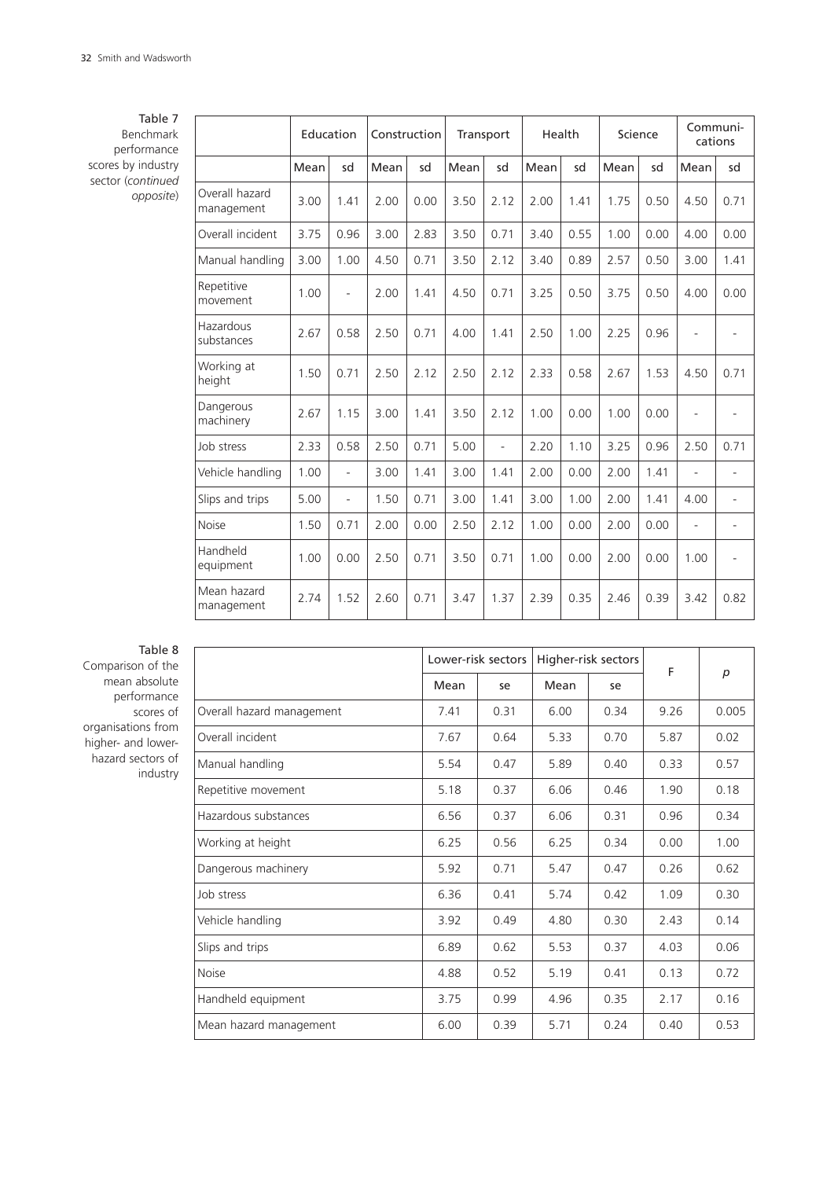Table 7
Benchmark performance scores by industry sector (*continued opposite*)

| | Education | | Construction | | Transport | | Health | | Science | | Communi-cations | |
|---|---|---|---|---|---|---|---|---|---|---|---|---|
| | Mean | sd | Mean | sd | Mean | sd | Mean | sd | Mean | sd | Mean | sd |
| Overall hazard management | 3.00 | 1.41 | 2.00 | 0.00 | 3.50 | 2.12 | 2.00 | 1.41 | 1.75 | 0.50 | 4.50 | 0.71 |
| Overall incident | 3.75 | 0.96 | 3.00 | 2.83 | 3.50 | 0.71 | 3.40 | 0.55 | 1.00 | 0.00 | 4.00 | 0.00 |
| Manual handling | 3.00 | 1.00 | 4.50 | 0.71 | 3.50 | 2.12 | 3.40 | 0.89 | 2.57 | 0.50 | 3.00 | 1.41 |
| Repetitive movement | 1.00 | - | 2.00 | 1.41 | 4.50 | 0.71 | 3.25 | 0.50 | 3.75 | 0.50 | 4.00 | 0.00 |
| Hazardous substances | 2.67 | 0.58 | 2.50 | 0.71 | 4.00 | 1.41 | 2.50 | 1.00 | 2.25 | 0.96 | - | - |
| Working at height | 1.50 | 0.71 | 2.50 | 2.12 | 2.50 | 2.12 | 2.33 | 0.58 | 2.67 | 1.53 | 4.50 | 0.71 |
| Dangerous machinery | 2.67 | 1.15 | 3.00 | 1.41 | 3.50 | 2.12 | 1.00 | 0.00 | 1.00 | 0.00 | - | - |
| Job stress | 2.33 | 0.58 | 2.50 | 0.71 | 5.00 | - | 2.20 | 1.10 | 3.25 | 0.96 | 2.50 | 0.71 |
| Vehicle handling | 1.00 | - | 3.00 | 1.41 | 3.00 | 1.41 | 2.00 | 0.00 | 2.00 | 1.41 | - | - |
| Slips and trips | 5.00 | - | 1.50 | 0.71 | 3.00 | 1.41 | 3.00 | 1.00 | 2.00 | 1.41 | 4.00 | - |
| Noise | 1.50 | 0.71 | 2.00 | 0.00 | 2.50 | 2.12 | 1.00 | 0.00 | 2.00 | 0.00 | - | - |
| Handheld equipment | 1.00 | 0.00 | 2.50 | 0.71 | 3.50 | 0.71 | 1.00 | 0.00 | 2.00 | 0.00 | 1.00 | - |
| Mean hazard management | 2.74 | 1.52 | 2.60 | 0.71 | 3.47 | 1.37 | 2.39 | 0.35 | 2.46 | 0.39 | 3.42 | 0.82 |

Table 8
Comparison of the mean absolute performance scores of organisations from higher- and lower-hazard sectors of industry

| | Lower-risk sectors | | Higher-risk sectors | | F | *p* |
|---|---|---|---|---|---|---|
| | Mean | se | Mean | se | | |
| Overall hazard management | 7.41 | 0.31 | 6.00 | 0.34 | 9.26 | 0.005 |
| Overall incident | 7.67 | 0.64 | 5.33 | 0.70 | 5.87 | 0.02 |
| Manual handling | 5.54 | 0.47 | 5.89 | 0.40 | 0.33 | 0.57 |
| Repetitive movement | 5.18 | 0.37 | 6.06 | 0.46 | 1.90 | 0.18 |
| Hazardous substances | 6.56 | 0.37 | 6.06 | 0.31 | 0.96 | 0.34 |
| Working at height | 6.25 | 0.56 | 6.25 | 0.34 | 0.00 | 1.00 |
| Dangerous machinery | 5.92 | 0.71 | 5.47 | 0.47 | 0.26 | 0.62 |
| Job stress | 6.36 | 0.41 | 5.74 | 0.42 | 1.09 | 0.30 |
| Vehicle handling | 3.92 | 0.49 | 4.80 | 0.30 | 2.43 | 0.14 |
| Slips and trips | 6.89 | 0.62 | 5.53 | 0.37 | 4.03 | 0.06 |
| Noise | 4.88 | 0.52 | 5.19 | 0.41 | 0.13 | 0.72 |
| Handheld equipment | 3.75 | 0.99 | 4.96 | 0.35 | 2.17 | 0.16 |
| Mean hazard management | 6.00 | 0.39 | 5.71 | 0.24 | 0.40 | 0.53 |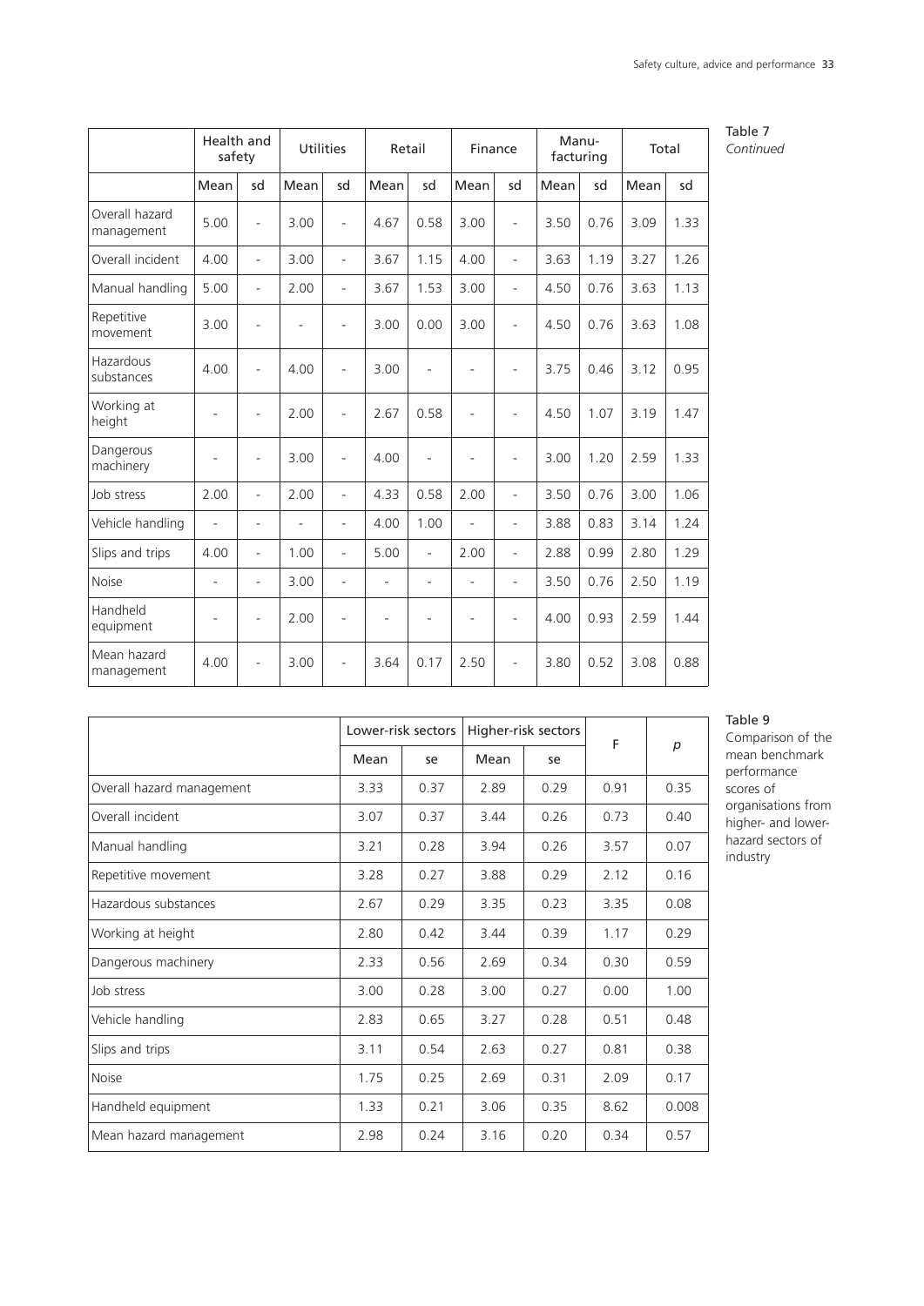Table 7
*Continued*

| | Health and safety | | Utilities | | Retail | | Finance | | Manu-facturing | | Total | |
|---|---|---|---|---|---|---|---|---|---|---|---|---|
| | Mean | sd | Mean | sd | Mean | sd | Mean | sd | Mean | sd | Mean | sd |
| Overall hazard management | 5.00 | - | 3.00 | - | 4.67 | 0.58 | 3.00 | - | 3.50 | 0.76 | 3.09 | 1.33 |
| Overall incident | 4.00 | - | 3.00 | - | 3.67 | 1.15 | 4.00 | - | 3.63 | 1.19 | 3.27 | 1.26 |
| Manual handling | 5.00 | - | 2.00 | - | 3.67 | 1.53 | 3.00 | - | 4.50 | 0.76 | 3.63 | 1.13 |
| Repetitive movement | 3.00 | - | - | - | 3.00 | 0.00 | 3.00 | - | 4.50 | 0.76 | 3.63 | 1.08 |
| Hazardous substances | 4.00 | - | 4.00 | - | 3.00 | - | - | - | 3.75 | 0.46 | 3.12 | 0.95 |
| Working at height | - | - | 2.00 | - | 2.67 | 0.58 | - | - | 4.50 | 1.07 | 3.19 | 1.47 |
| Dangerous machinery | - | - | 3.00 | - | 4.00 | - | - | - | 3.00 | 1.20 | 2.59 | 1.33 |
| Job stress | 2.00 | - | 2.00 | - | 4.33 | 0.58 | 2.00 | - | 3.50 | 0.76 | 3.00 | 1.06 |
| Vehicle handling | - | - | - | - | 4.00 | 1.00 | - | - | 3.88 | 0.83 | 3.14 | 1.24 |
| Slips and trips | 4.00 | - | 1.00 | - | 5.00 | - | 2.00 | - | 2.88 | 0.99 | 2.80 | 1.29 |
| Noise | - | - | 3.00 | - | - | - | - | - | 3.50 | 0.76 | 2.50 | 1.19 |
| Handheld equipment | - | - | 2.00 | - | - | - | - | - | 4.00 | 0.93 | 2.59 | 1.44 |
| Mean hazard management | 4.00 | - | 3.00 | - | 3.64 | 0.17 | 2.50 | - | 3.80 | 0.52 | 3.08 | 0.88 |

Table 9
Comparison of the mean benchmark performance scores of organisations from higher- and lower-hazard sectors of industry

| | Lower-risk sectors | | Higher-risk sectors | | F | *p* |
|---|---|---|---|---|---|---|
| | Mean | se | Mean | se | | |
| Overall hazard management | 3.33 | 0.37 | 2.89 | 0.29 | 0.91 | 0.35 |
| Overall incident | 3.07 | 0.37 | 3.44 | 0.26 | 0.73 | 0.40 |
| Manual handling | 3.21 | 0.28 | 3.94 | 0.26 | 3.57 | 0.07 |
| Repetitive movement | 3.28 | 0.27 | 3.88 | 0.29 | 2.12 | 0.16 |
| Hazardous substances | 2.67 | 0.29 | 3.35 | 0.23 | 3.35 | 0.08 |
| Working at height | 2.80 | 0.42 | 3.44 | 0.39 | 1.17 | 0.29 |
| Dangerous machinery | 2.33 | 0.56 | 2.69 | 0.34 | 0.30 | 0.59 |
| Job stress | 3.00 | 0.28 | 3.00 | 0.27 | 0.00 | 1.00 |
| Vehicle handling | 2.83 | 0.65 | 3.27 | 0.28 | 0.51 | 0.48 |
| Slips and trips | 3.11 | 0.54 | 2.63 | 0.27 | 0.81 | 0.38 |
| Noise | 1.75 | 0.25 | 2.69 | 0.31 | 2.09 | 0.17 |
| Handheld equipment | 1.33 | 0.21 | 3.06 | 0.35 | 8.62 | 0.008 |
| Mean hazard management | 2.98 | 0.24 | 3.16 | 0.20 | 0.34 | 0.57 |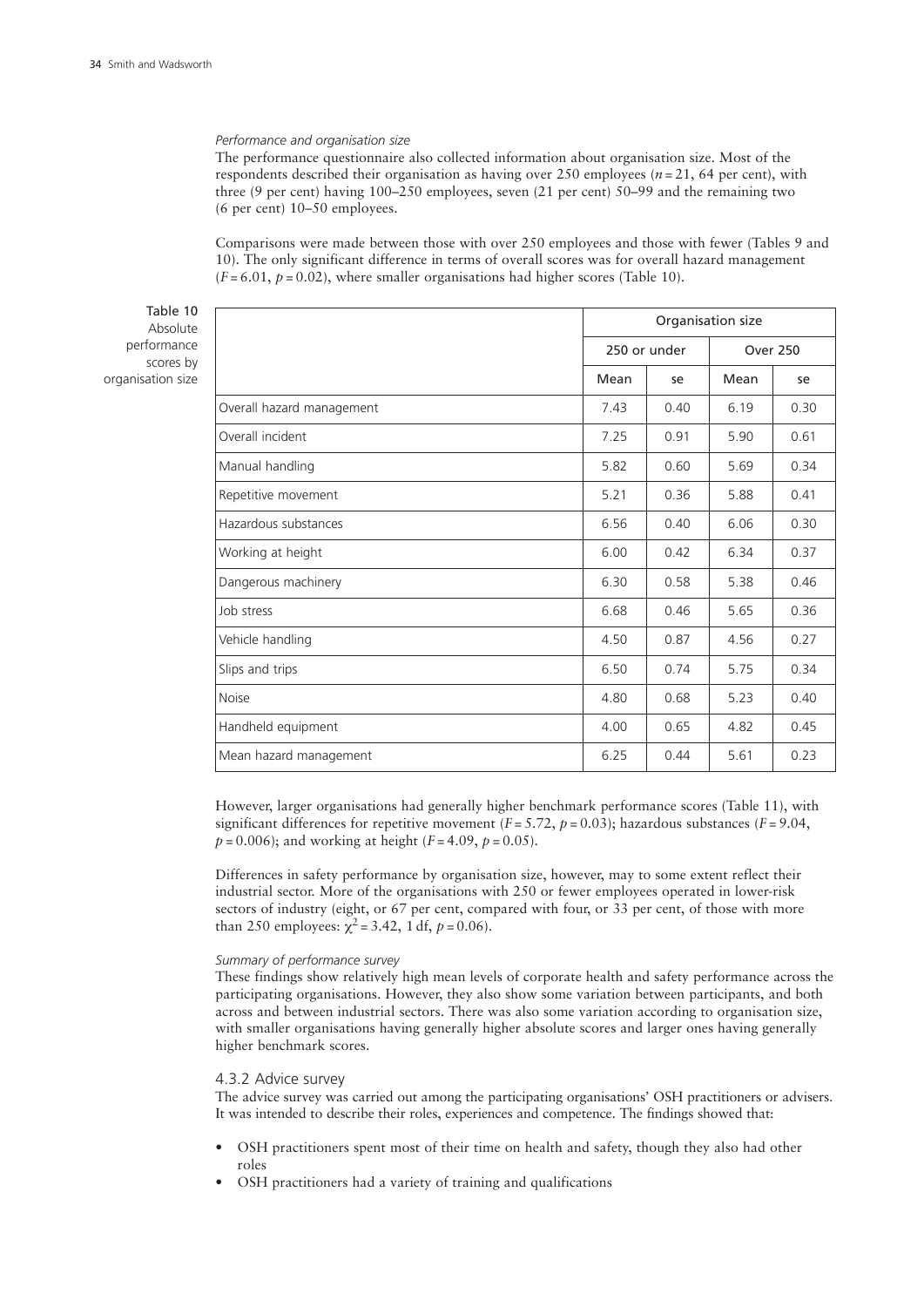*Performance and organisation size*

The performance questionnaire also collected information about organisation size. Most of the respondents described their organisation as having over 250 employees ($n = 21$, 64 per cent), with three (9 per cent) having 100–250 employees, seven (21 per cent) 50–99 and the remaining two (6 per cent) 10–50 employees.

Comparisons were made between those with over 250 employees and those with fewer (Tables 9 and 10). The only significant difference in terms of overall scores was for overall hazard management ($F = 6.01$, $p = 0.02$), where smaller organisations had higher scores (Table 10).

Table 10 Absolute performance scores by organisation size

| | Organisation size | | | |
|---|---|---|---|---|
| | 250 or under | | Over 250 | |
| | Mean | se | Mean | se |
| Overall hazard management | 7.43 | 0.40 | 6.19 | 0.30 |
| Overall incident | 7.25 | 0.91 | 5.90 | 0.61 |
| Manual handling | 5.82 | 0.60 | 5.69 | 0.34 |
| Repetitive movement | 5.21 | 0.36 | 5.88 | 0.41 |
| Hazardous substances | 6.56 | 0.40 | 6.06 | 0.30 |
| Working at height | 6.00 | 0.42 | 6.34 | 0.37 |
| Dangerous machinery | 6.30 | 0.58 | 5.38 | 0.46 |
| Job stress | 6.68 | 0.46 | 5.65 | 0.36 |
| Vehicle handling | 4.50 | 0.87 | 4.56 | 0.27 |
| Slips and trips | 6.50 | 0.74 | 5.75 | 0.34 |
| Noise | 4.80 | 0.68 | 5.23 | 0.40 |
| Handheld equipment | 4.00 | 0.65 | 4.82 | 0.45 |
| Mean hazard management | 6.25 | 0.44 | 5.61 | 0.23 |

However, larger organisations had generally higher benchmark performance scores (Table 11), with significant differences for repetitive movement ($F = 5.72$, $p = 0.03$); hazardous substances ($F = 9.04$, $p = 0.006$); and working at height ($F = 4.09$, $p = 0.05$).

Differences in safety performance by organisation size, however, may to some extent reflect their industrial sector. More of the organisations with 250 or fewer employees operated in lower-risk sectors of industry (eight, or 67 per cent, compared with four, or 33 per cent, of those with more than 250 employees: $\chi^2 = 3.42$, 1 df, $p = 0.06$).

*Summary of performance survey*

These findings show relatively high mean levels of corporate health and safety performance across the participating organisations. However, they also show some variation between participants, and both across and between industrial sectors. There was also some variation according to organisation size, with smaller organisations having generally higher absolute scores and larger ones having generally higher benchmark scores.

### 4.3.2 Advice survey

The advice survey was carried out among the participating organisations' OSH practitioners or advisers. It was intended to describe their roles, experiences and competence. The findings showed that:

- OSH practitioners spent most of their time on health and safety, though they also had other roles
- OSH practitioners had a variety of training and qualifications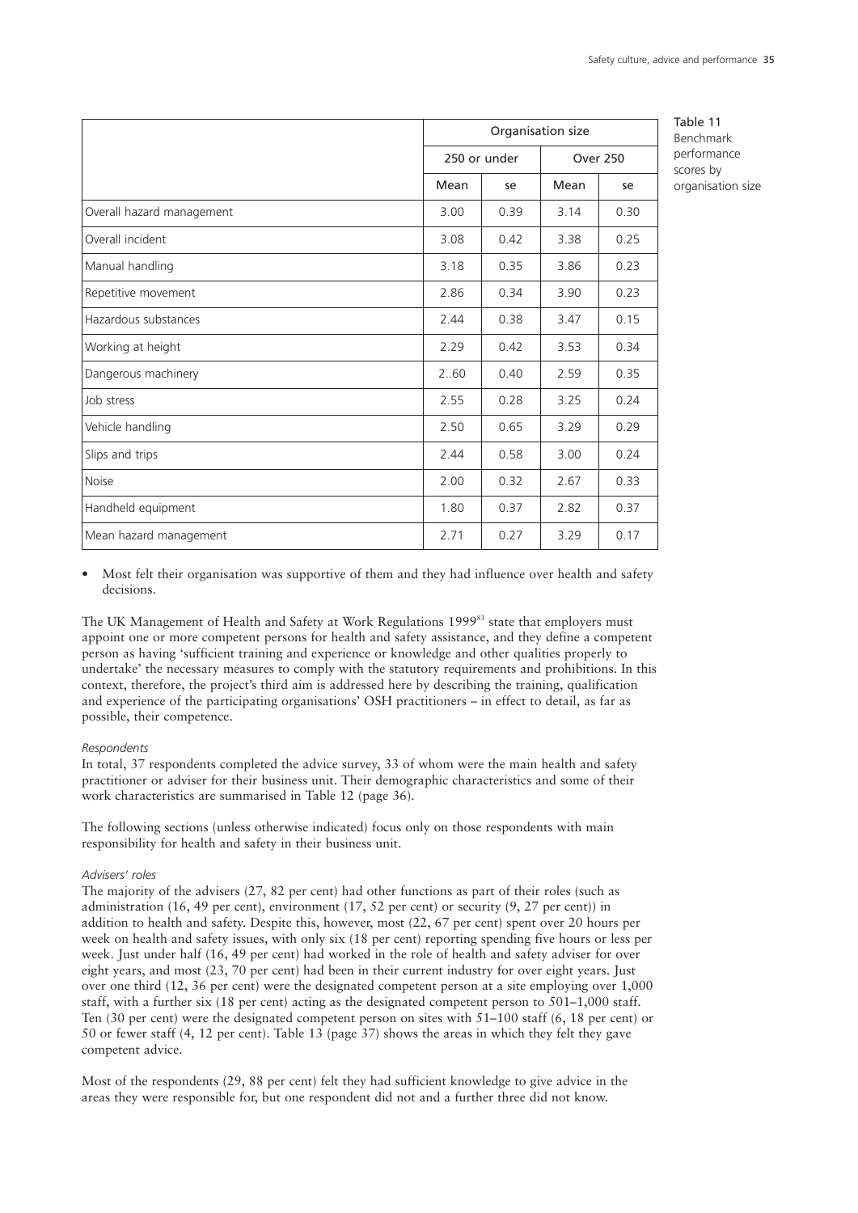Table 11 Benchmark performance scores by organisation size

| | Organisation size | | | |
|---|---|---|---|---|
| | 250 or under | | Over 250 | |
| | Mean | se | Mean | se |
| Overall hazard management | 3.00 | 0.39 | 3.14 | 0.30 |
| Overall incident | 3.08 | 0.42 | 3.38 | 0.25 |
| Manual handling | 3.18 | 0.35 | 3.86 | 0.23 |
| Repetitive movement | 2.86 | 0.34 | 3.90 | 0.23 |
| Hazardous substances | 2.44 | 0.38 | 3.47 | 0.15 |
| Working at height | 2.29 | 0.42 | 3.53 | 0.34 |
| Dangerous machinery | 2..60 | 0.40 | 2.59 | 0.35 |
| Job stress | 2.55 | 0.28 | 3.25 | 0.24 |
| Vehicle handling | 2.50 | 0.65 | 3.29 | 0.29 |
| Slips and trips | 2.44 | 0.58 | 3.00 | 0.24 |
| Noise | 2.00 | 0.32 | 2.67 | 0.33 |
| Handheld equipment | 1.80 | 0.37 | 2.82 | 0.37 |
| Mean hazard management | 2.71 | 0.27 | 3.29 | 0.17 |

- Most felt their organisation was supportive of them and they had influence over health and safety decisions.

The UK Management of Health and Safety at Work Regulations 1999[83] state that employers must appoint one or more competent persons for health and safety assistance, and they define a competent person as having 'sufficient training and experience or knowledge and other qualities properly to undertake' the necessary measures to comply with the statutory requirements and prohibitions. In this context, therefore, the project's third aim is addressed here by describing the training, qualification and experience of the participating organisations' OSH practitioners – in effect to detail, as far as possible, their competence.

*Respondents*

In total, 37 respondents completed the advice survey, 33 of whom were the main health and safety practitioner or adviser for their business unit. Their demographic characteristics and some of their work characteristics are summarised in Table 12 (page 36).

The following sections (unless otherwise indicated) focus only on those respondents with main responsibility for health and safety in their business unit.

*Advisers' roles*

The majority of the advisers (27, 82 per cent) had other functions as part of their roles (such as administration (16, 49 per cent), environment (17, 52 per cent) or security (9, 27 per cent)) in addition to health and safety. Despite this, however, most (22, 67 per cent) spent over 20 hours per week on health and safety issues, with only six (18 per cent) reporting spending five hours or less per week. Just under half (16, 49 per cent) had worked in the role of health and safety adviser for over eight years, and most (23, 70 per cent) had been in their current industry for over eight years. Just over one third (12, 36 per cent) were the designated competent person at a site employing over 1,000 staff, with a further six (18 per cent) acting as the designated competent person to 501–1,000 staff. Ten (30 per cent) were the designated competent person on sites with 51–100 staff (6, 18 per cent) or 50 or fewer staff (4, 12 per cent). Table 13 (page 37) shows the areas in which they felt they gave competent advice.

Most of the respondents (29, 88 per cent) felt they had sufficient knowledge to give advice in the areas they were responsible for, but one respondent did not and a further three did not know.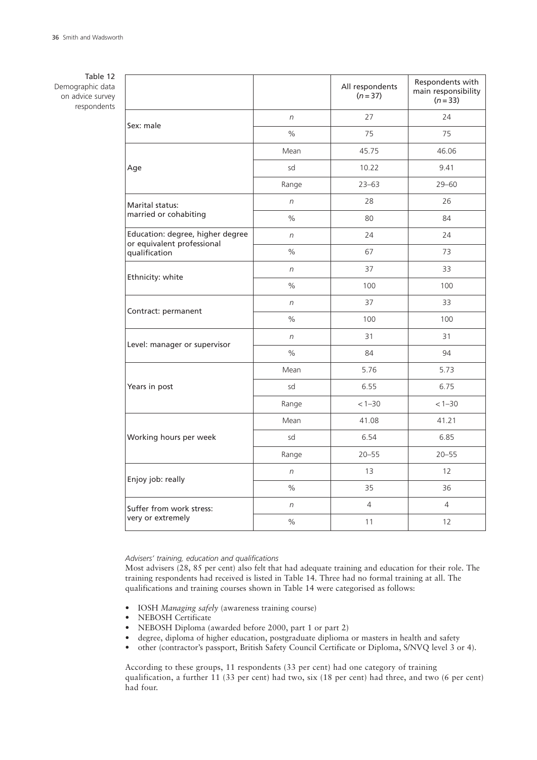Table 12
Demographic data on advice survey respondents

| | | All respondents ($n = 37$) | Respondents with main responsibility ($n = 33$) |
|---|---|---|---|
| Sex: male | *n* | 27 | 24 |
| | % | 75 | 75 |
| Age | Mean | 45.75 | 46.06 |
| | sd | 10.22 | 9.41 |
| | Range | 23–63 | 29–60 |
| Marital status: married or cohabiting | *n* | 28 | 26 |
| | % | 80 | 84 |
| Education: degree, higher degree or equivalent professional qualification | *n* | 24 | 24 |
| | % | 67 | 73 |
| Ethnicity: white | *n* | 37 | 33 |
| | % | 100 | 100 |
| Contract: permanent | *n* | 37 | 33 |
| | % | 100 | 100 |
| Level: manager or supervisor | *n* | 31 | 31 |
| | % | 84 | 94 |
| Years in post | Mean | 5.76 | 5.73 |
| | sd | 6.55 | 6.75 |
| | Range | < 1–30 | < 1–30 |
| Working hours per week | Mean | 41.08 | 41.21 |
| | sd | 6.54 | 6.85 |
| | Range | 20–55 | 20–55 |
| Enjoy job: really | *n* | 13 | 12 |
| | % | 35 | 36 |
| Suffer from work stress: very or extremely | *n* | 4 | 4 |
| | % | 11 | 12 |

*Advisers' training, education and qualifications*

Most advisers (28, 85 per cent) also felt that had adequate training and education for their role. The training respondents had received is listed in Table 14. Three had no formal training at all. The qualifications and training courses shown in Table 14 were categorised as follows:

- IOSH *Managing safely* (awareness training course)
- NEBOSH Certificate
- NEBOSH Diploma (awarded before 2000, part 1 or part 2)
- degree, diploma of higher education, postgraduate diplioma or masters in health and safety
- other (contractor's passport, British Safety Council Certificate or Diploma, S/NVQ level 3 or 4).

According to these groups, 11 respondents (33 per cent) had one category of training qualification, a further 11 (33 per cent) had two, six (18 per cent) had three, and two (6 per cent) had four.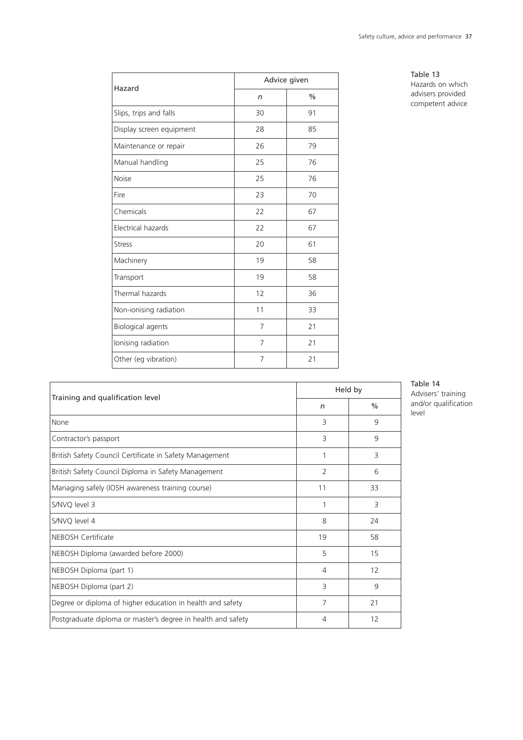Table 13
Hazards on which advisers provided competent advice

| Hazard | Advice given | |
|---|---|---|
| | *n* | % |
| Slips, trips and falls | 30 | 91 |
| Display screen equipment | 28 | 85 |
| Maintenance or repair | 26 | 79 |
| Manual handling | 25 | 76 |
| Noise | 25 | 76 |
| Fire | 23 | 70 |
| Chemicals | 22 | 67 |
| Electrical hazards | 22 | 67 |
| Stress | 20 | 61 |
| Machinery | 19 | 58 |
| Transport | 19 | 58 |
| Thermal hazards | 12 | 36 |
| Non-ionising radiation | 11 | 33 |
| Biological agents | 7 | 21 |
| Ionising radiation | 7 | 21 |
| Other (eg vibration) | 7 | 21 |

Table 14
Advisers' training and/or qualification level

| Training and qualification level | Held by | |
|---|---|---|
| | *n* | % |
| None | 3 | 9 |
| Contractor's passport | 3 | 9 |
| British Safety Council Certificate in Safety Management | 1 | 3 |
| British Safety Council Diploma in Safety Management | 2 | 6 |
| Managing safely (IOSH awareness training course) | 11 | 33 |
| S/NVQ level 3 | 1 | 3 |
| S/NVQ level 4 | 8 | 24 |
| NEBOSH Certificate | 19 | 58 |
| NEBOSH Diploma (awarded before 2000) | 5 | 15 |
| NEBOSH Diploma (part 1) | 4 | 12 |
| NEBOSH Diploma (part 2) | 3 | 9 |
| Degree or diploma of higher education in health and safety | 7 | 21 |
| Postgraduate diploma or master's degree in health and safety | 4 | 12 |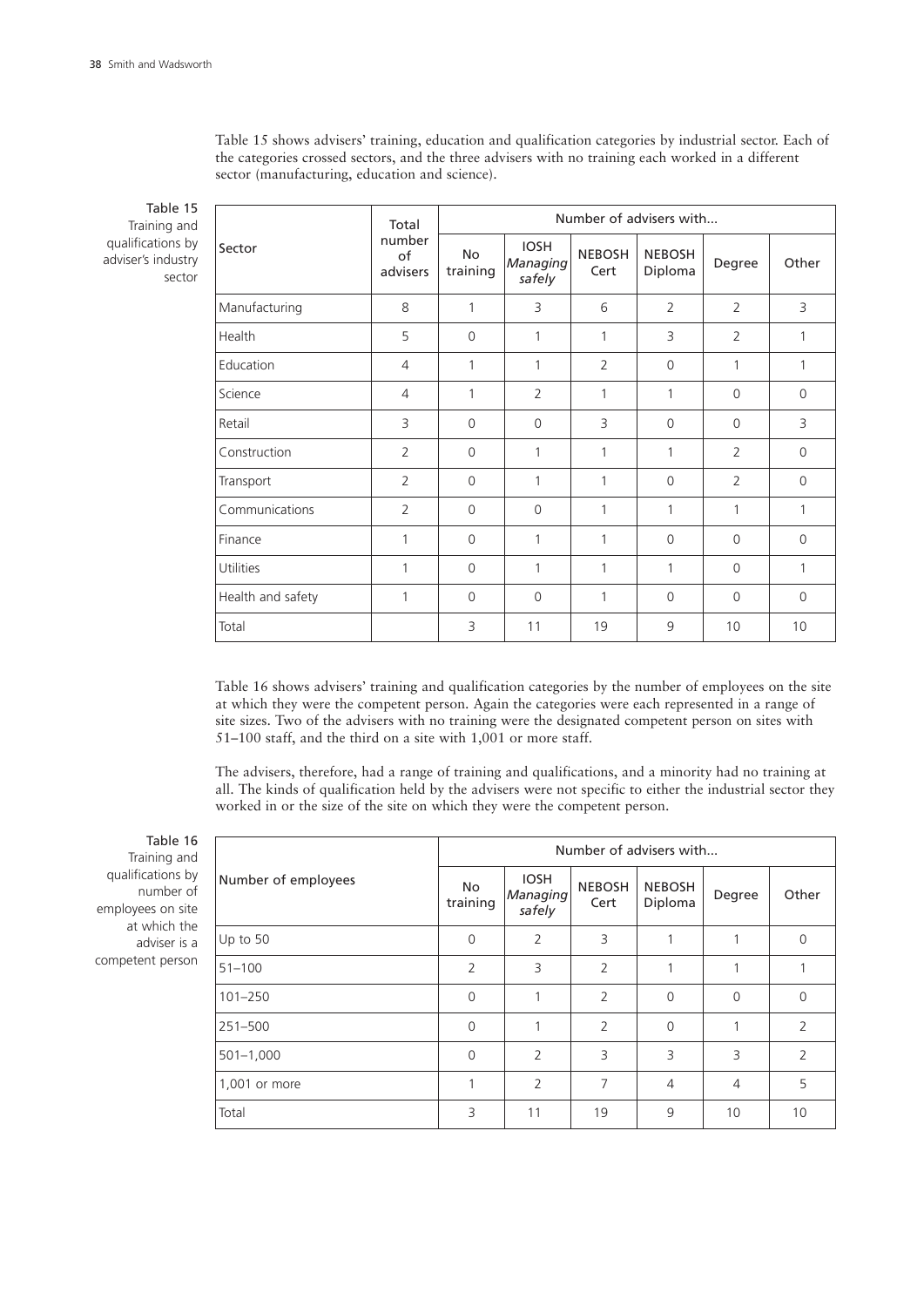Table 15 shows advisers' training, education and qualification categories by industrial sector. Each of the categories crossed sectors, and the three advisers with no training each worked in a different sector (manufacturing, education and science).

Table 15 Training and qualifications by adviser's industry sector

| Sector | Total number of advisers | Number of advisers with... | | | | | |
|---|---|---|---|---|---|---|---|
| | | No training | IOSH *Managing safely* | NEBOSH Cert | NEBOSH Diploma | Degree | Other |
| Manufacturing | 8 | 1 | 3 | 6 | 2 | 2 | 3 |
| Health | 5 | 0 | 1 | 1 | 3 | 2 | 1 |
| Education | 4 | 1 | 1 | 2 | 0 | 1 | 1 |
| Science | 4 | 1 | 2 | 1 | 1 | 0 | 0 |
| Retail | 3 | 0 | 0 | 3 | 0 | 0 | 3 |
| Construction | 2 | 0 | 1 | 1 | 1 | 2 | 0 |
| Transport | 2 | 0 | 1 | 1 | 0 | 2 | 0 |
| Communications | 2 | 0 | 0 | 1 | 1 | 1 | 1 |
| Finance | 1 | 0 | 1 | 1 | 0 | 0 | 0 |
| Utilities | 1 | 0 | 1 | 1 | 1 | 0 | 1 |
| Health and safety | 1 | 0 | 0 | 1 | 0 | 0 | 0 |
| Total | | 3 | 11 | 19 | 9 | 10 | 10 |

Table 16 shows advisers' training and qualification categories by the number of employees on the site at which they were the competent person. Again the categories were each represented in a range of site sizes. Two of the advisers with no training were the designated competent person on sites with 51–100 staff, and the third on a site with 1,001 or more staff.

The advisers, therefore, had a range of training and qualifications, and a minority had no training at all. The kinds of qualification held by the advisers were not specific to either the industrial sector they worked in or the size of the site on which they were the competent person.

Table 16 Training and qualifications by number of employees on site at which the adviser is a competent person

| Number of employees | Number of advisers with... | | | | | |
|---|---|---|---|---|---|---|
| | No training | IOSH *Managing safely* | NEBOSH Cert | NEBOSH Diploma | Degree | Other |
| Up to 50 | 0 | 2 | 3 | 1 | 1 | 0 |
| 51–100 | 2 | 3 | 2 | 1 | 1 | 1 |
| 101–250 | 0 | 1 | 2 | 0 | 0 | 0 |
| 251–500 | 0 | 1 | 2 | 0 | 1 | 2 |
| 501–1,000 | 0 | 2 | 3 | 3 | 3 | 2 |
| 1,001 or more | 1 | 2 | 7 | 4 | 4 | 5 |
| Total | 3 | 11 | 19 | 9 | 10 | 10 |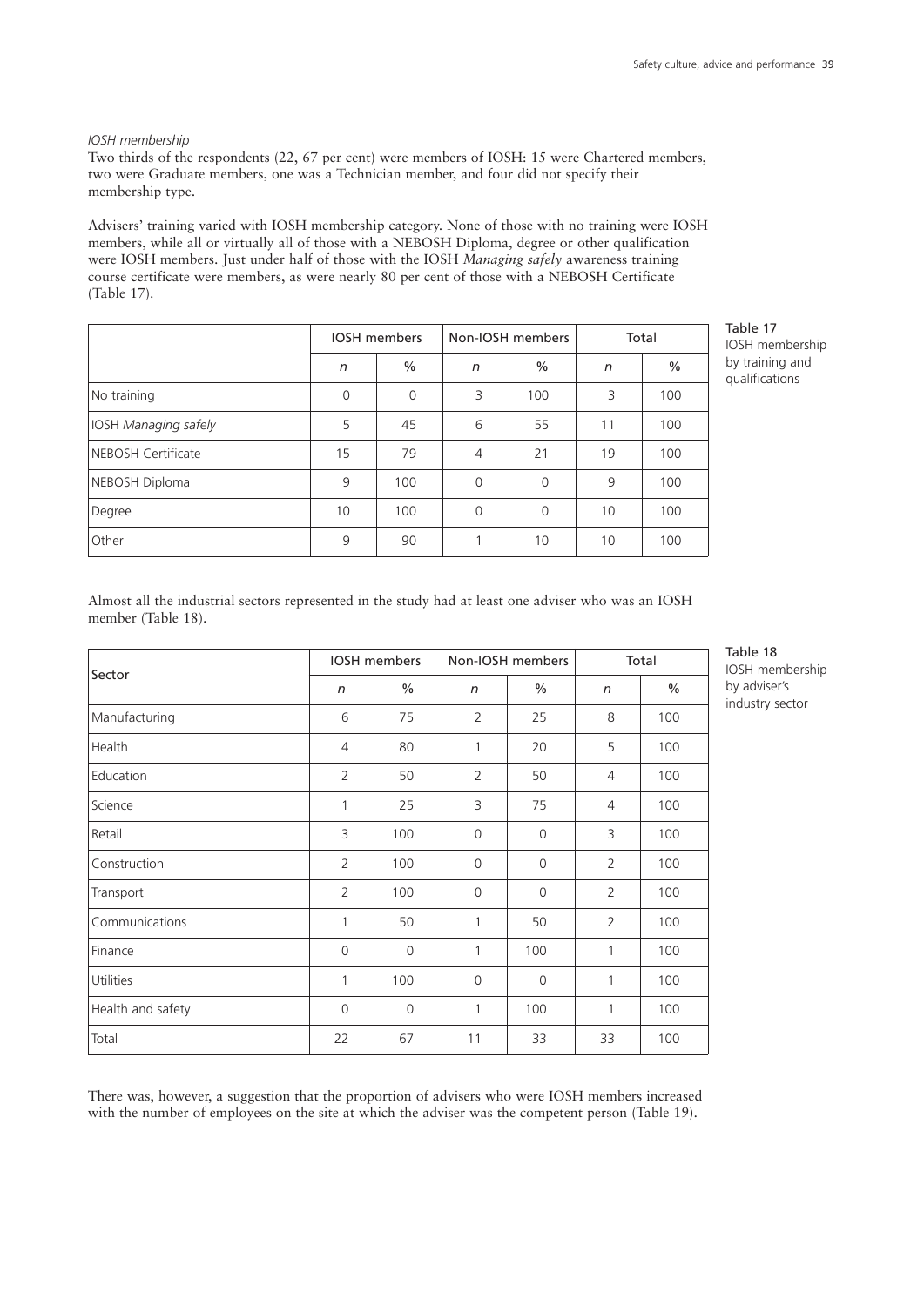*IOSH membership*

Two thirds of the respondents (22, 67 per cent) were members of IOSH: 15 were Chartered members, two were Graduate members, one was a Technician member, and four did not specify their membership type.

Advisers' training varied with IOSH membership category. None of those with no training were IOSH members, while all or virtually all of those with a NEBOSH Diploma, degree or other qualification were IOSH members. Just under half of those with the IOSH *Managing safely* awareness training course certificate were members, as were nearly 80 per cent of those with a NEBOSH Certificate (Table 17).

Table 17
IOSH membership by training and qualifications

| | IOSH members | | Non-IOSH members | | Total | |
|---|---|---|---|---|---|---|
| | *n* | % | *n* | % | *n* | % |
| No training | 0 | 0 | 3 | 100 | 3 | 100 |
| IOSH *Managing safely* | 5 | 45 | 6 | 55 | 11 | 100 |
| NEBOSH Certificate | 15 | 79 | 4 | 21 | 19 | 100 |
| NEBOSH Diploma | 9 | 100 | 0 | 0 | 9 | 100 |
| Degree | 10 | 100 | 0 | 0 | 10 | 100 |
| Other | 9 | 90 | 1 | 10 | 10 | 100 |

Almost all the industrial sectors represented in the study had at least one adviser who was an IOSH member (Table 18).

Table 18
IOSH membership by adviser's industry sector

| Sector | IOSH members | | Non-IOSH members | | Total | |
|---|---|---|---|---|---|---|
| | *n* | % | *n* | % | *n* | % |
| Manufacturing | 6 | 75 | 2 | 25 | 8 | 100 |
| Health | 4 | 80 | 1 | 20 | 5 | 100 |
| Education | 2 | 50 | 2 | 50 | 4 | 100 |
| Science | 1 | 25 | 3 | 75 | 4 | 100 |
| Retail | 3 | 100 | 0 | 0 | 3 | 100 |
| Construction | 2 | 100 | 0 | 0 | 2 | 100 |
| Transport | 2 | 100 | 0 | 0 | 2 | 100 |
| Communications | 1 | 50 | 1 | 50 | 2 | 100 |
| Finance | 0 | 0 | 1 | 100 | 1 | 100 |
| Utilities | 1 | 100 | 0 | 0 | 1 | 100 |
| Health and safety | 0 | 0 | 1 | 100 | 1 | 100 |
| Total | 22 | 67 | 11 | 33 | 33 | 100 |

There was, however, a suggestion that the proportion of advisers who were IOSH members increased with the number of employees on the site at which the adviser was the competent person (Table 19).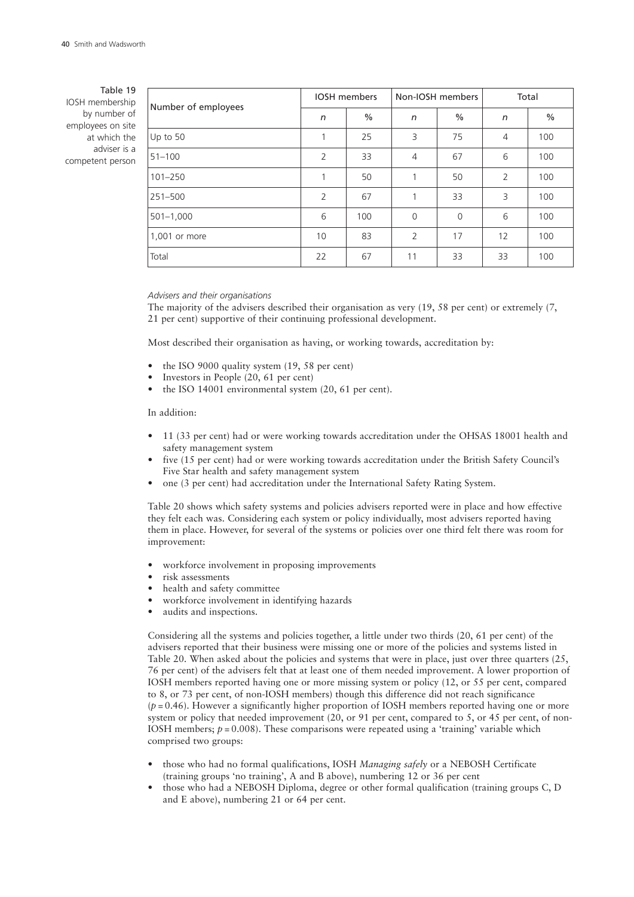Table 19
IOSH membership by number of employees on site at which the adviser is a competent person

| Number of employees | IOSH members | | Non-IOSH members | | Total | |
|---|---|---|---|---|---|---|
| | *n* | % | *n* | % | *n* | % |
| Up to 50 | 1 | 25 | 3 | 75 | 4 | 100 |
| 51–100 | 2 | 33 | 4 | 67 | 6 | 100 |
| 101–250 | 1 | 50 | 1 | 50 | 2 | 100 |
| 251–500 | 2 | 67 | 1 | 33 | 3 | 100 |
| 501–1,000 | 6 | 100 | 0 | 0 | 6 | 100 |
| 1,001 or more | 10 | 83 | 2 | 17 | 12 | 100 |
| Total | 22 | 67 | 11 | 33 | 33 | 100 |

*Advisers and their organisations*

The majority of the advisers described their organisation as very (19, 58 per cent) or extremely (7, 21 per cent) supportive of their continuing professional development.

Most described their organisation as having, or working towards, accreditation by:

- the ISO 9000 quality system (19, 58 per cent)
- Investors in People (20, 61 per cent)
- the ISO 14001 environmental system (20, 61 per cent).

In addition:

- 11 (33 per cent) had or were working towards accreditation under the OHSAS 18001 health and safety management system
- five (15 per cent) had or were working towards accreditation under the British Safety Council's Five Star health and safety management system
- one (3 per cent) had accreditation under the International Safety Rating System.

Table 20 shows which safety systems and policies advisers reported were in place and how effective they felt each was. Considering each system or policy individually, most advisers reported having them in place. However, for several of the systems or policies over one third felt there was room for improvement:

- workforce involvement in proposing improvements
- risk assessments
- health and safety committee
- workforce involvement in identifying hazards
- audits and inspections.

Considering all the systems and policies together, a little under two thirds (20, 61 per cent) of the advisers reported that their business were missing one or more of the policies and systems listed in Table 20. When asked about the policies and systems that were in place, just over three quarters (25, 76 per cent) of the advisers felt that at least one of them needed improvement. A lower proportion of IOSH members reported having one or more missing system or policy (12, or 55 per cent, compared to 8, or 73 per cent, of non-IOSH members) though this difference did not reach significance ($p = 0.46$). However a significantly higher proportion of IOSH members reported having one or more system or policy that needed improvement (20, or 91 per cent, compared to 5, or 45 per cent, of non-IOSH members; $p = 0.008$). These comparisons were repeated using a 'training' variable which comprised two groups:

- those who had no formal qualifications, IOSH *Managing safely* or a NEBOSH Certificate (training groups 'no training', A and B above), numbering 12 or 36 per cent
- those who had a NEBOSH Diploma, degree or other formal qualification (training groups C, D and E above), numbering 21 or 64 per cent.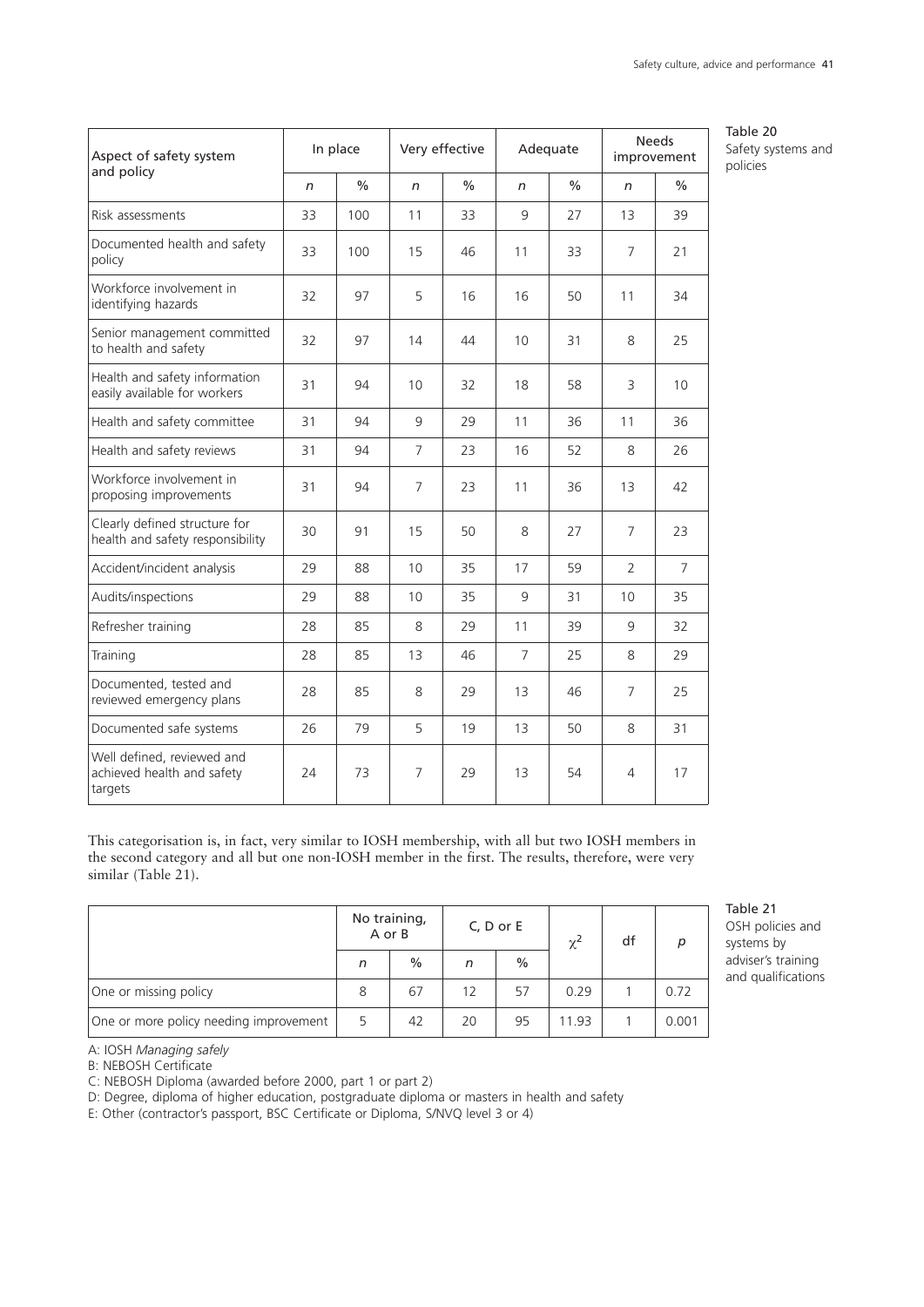Table 20
Safety systems and policies

| Aspect of safety system and policy | In place | | Very effective | | Adequate | | Needs improvement | |
|---|---|---|---|---|---|---|---|---|
| | *n* | % | *n* | % | *n* | % | *n* | % |
| Risk assessments | 33 | 100 | 11 | 33 | 9 | 27 | 13 | 39 |
| Documented health and safety policy | 33 | 100 | 15 | 46 | 11 | 33 | 7 | 21 |
| Workforce involvement in identifying hazards | 32 | 97 | 5 | 16 | 16 | 50 | 11 | 34 |
| Senior management committed to health and safety | 32 | 97 | 14 | 44 | 10 | 31 | 8 | 25 |
| Health and safety information easily available for workers | 31 | 94 | 10 | 32 | 18 | 58 | 3 | 10 |
| Health and safety committee | 31 | 94 | 9 | 29 | 11 | 36 | 11 | 36 |
| Health and safety reviews | 31 | 94 | 7 | 23 | 16 | 52 | 8 | 26 |
| Workforce involvement in proposing improvements | 31 | 94 | 7 | 23 | 11 | 36 | 13 | 42 |
| Clearly defined structure for health and safety responsibility | 30 | 91 | 15 | 50 | 8 | 27 | 7 | 23 |
| Accident/incident analysis | 29 | 88 | 10 | 35 | 17 | 59 | 2 | 7 |
| Audits/inspections | 29 | 88 | 10 | 35 | 9 | 31 | 10 | 35 |
| Refresher training | 28 | 85 | 8 | 29 | 11 | 39 | 9 | 32 |
| Training | 28 | 85 | 13 | 46 | 7 | 25 | 8 | 29 |
| Documented, tested and reviewed emergency plans | 28 | 85 | 8 | 29 | 13 | 46 | 7 | 25 |
| Documented safe systems | 26 | 79 | 5 | 19 | 13 | 50 | 8 | 31 |
| Well defined, reviewed and achieved health and safety targets | 24 | 73 | 7 | 29 | 13 | 54 | 4 | 17 |

This categorisation is, in fact, very similar to IOSH membership, with all but two IOSH members in the second category and all but one non-IOSH member in the first. The results, therefore, were very similar (Table 21).

Table 21
OSH policies and systems by adviser's training and qualifications

| | No training, A or B | | C, D or E | | $\chi^2$ | df | *p* |
|---|---|---|---|---|---|---|---|
| | *n* | % | *n* | % | | | |
| One or missing policy | 8 | 67 | 12 | 57 | 0.29 | 1 | 0.72 |
| One or more policy needing improvement | 5 | 42 | 20 | 95 | 11.93 | 1 | 0.001 |

A: IOSH *Managing safely*
B: NEBOSH Certificate
C: NEBOSH Diploma (awarded before 2000, part 1 or part 2)
D: Degree, diploma of higher education, postgraduate diploma or masters in health and safety
E: Other (contractor's passport, BSC Certificate or Diploma, S/NVQ level 3 or 4)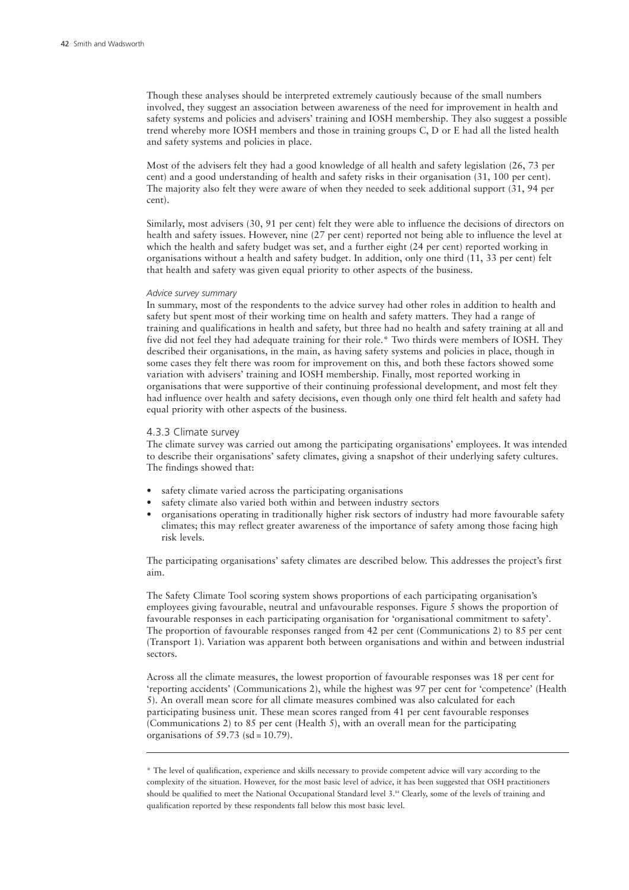Though these analyses should be interpreted extremely cautiously because of the small numbers involved, they suggest an association between awareness of the need for improvement in health and safety systems and policies and advisers' training and IOSH membership. They also suggest a possible trend whereby more IOSH members and those in training groups C, D or E had all the listed health and safety systems and policies in place.

Most of the advisers felt they had a good knowledge of all health and safety legislation (26, 73 per cent) and a good understanding of health and safety risks in their organisation (31, 100 per cent). The majority also felt they were aware of when they needed to seek additional support (31, 94 per cent).

Similarly, most advisers (30, 91 per cent) felt they were able to influence the decisions of directors on health and safety issues. However, nine (27 per cent) reported not being able to influence the level at which the health and safety budget was set, and a further eight (24 per cent) reported working in organisations without a health and safety budget. In addition, only one third (11, 33 per cent) felt that health and safety was given equal priority to other aspects of the business.

*Advice survey summary*

In summary, most of the respondents to the advice survey had other roles in addition to health and safety but spent most of their working time on health and safety matters. They had a range of training and qualifications in health and safety, but three had no health and safety training at all and five did not feel they had adequate training for their role.* Two thirds were members of IOSH. They described their organisations, in the main, as having safety systems and policies in place, though in some cases they felt there was room for improvement on this, and both these factors showed some variation with advisers' training and IOSH membership. Finally, most reported working in organisations that were supportive of their continuing professional development, and most felt they had influence over health and safety decisions, even though only one third felt health and safety had equal priority with other aspects of the business.

### 4.3.3 Climate survey

The climate survey was carried out among the participating organisations' employees. It was intended to describe their organisations' safety climates, giving a snapshot of their underlying safety cultures. The findings showed that:

- safety climate varied across the participating organisations
- safety climate also varied both within and between industry sectors
- organisations operating in traditionally higher risk sectors of industry had more favourable safety climates; this may reflect greater awareness of the importance of safety among those facing high risk levels.

The participating organisations' safety climates are described below. This addresses the project's first aim.

The Safety Climate Tool scoring system shows proportions of each participating organisation's employees giving favourable, neutral and unfavourable responses. Figure 5 shows the proportion of favourable responses in each participating organisation for 'organisational commitment to safety'. The proportion of favourable responses ranged from 42 per cent (Communications 2) to 85 per cent (Transport 1). Variation was apparent both between organisations and within and between industrial sectors.

Across all the climate measures, the lowest proportion of favourable responses was 18 per cent for 'reporting accidents' (Communications 2), while the highest was 97 per cent for 'competence' (Health 5). An overall mean score for all climate measures combined was also calculated for each participating business unit. These mean scores ranged from 41 per cent favourable responses (Communications 2) to 85 per cent (Health 5), with an overall mean for the participating organisations of 59.73 (sd = 10.79).

---

\* The level of qualification, experience and skills necessary to provide competent advice will vary according to the complexity of the situation. However, for the most basic level of advice, it has been suggested that OSH practitioners should be qualified to meet the National Occupational Standard level 3.[84] Clearly, some of the levels of training and qualification reported by these respondents fall below this most basic level.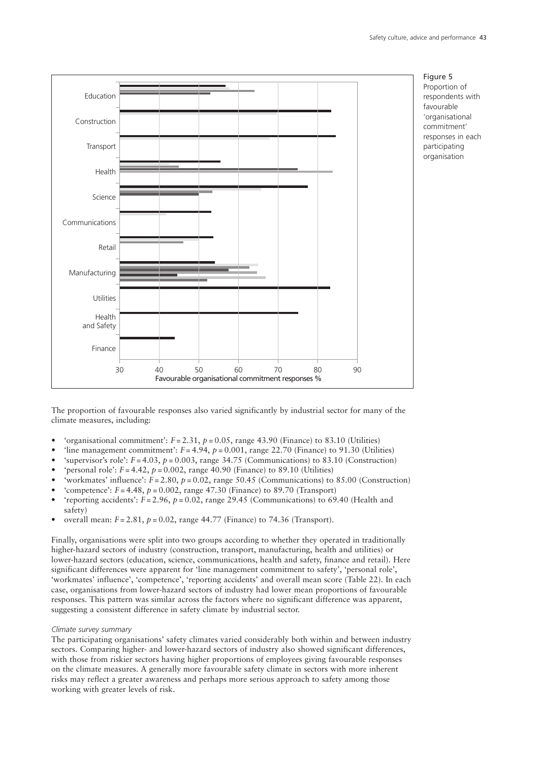Figure 5
Proportion of respondents with favourable 'organisational commitment' responses in each participating organisation

The proportion of favourable responses also varied significantly by industrial sector for many of the climate measures, including:

- 'organisational commitment': $F = 2.31$, $p = 0.05$, range 43.90 (Finance) to 83.10 (Utilities)
- 'line management commitment': $F = 4.94$, $p = 0.001$, range 22.70 (Finance) to 91.30 (Utilities)
- 'supervisor's role': $F = 4.03$, $p = 0.003$, range 34.75 (Communications) to 83.10 (Construction)
- 'personal role': $F = 4.42$, $p = 0.002$, range 40.90 (Finance) to 89.10 (Utilities)
- 'workmates' influence': $F = 2.80$, $p = 0.02$, range 50.45 (Communications) to 85.00 (Construction)
- 'competence': $F = 4.48$, $p = 0.002$, range 47.30 (Finance) to 89.70 (Transport)
- 'reporting accidents': $F = 2.96$, $p = 0.02$, range 29.45 (Communications) to 69.40 (Health and safety)
- overall mean: $F = 2.81$, $p = 0.02$, range 44.77 (Finance) to 74.36 (Transport).

Finally, organisations were split into two groups according to whether they operated in traditionally higher-hazard sectors of industry (construction, transport, manufacturing, health and utilities) or lower-hazard sectors (education, science, communications, health and safety, finance and retail). Here significant differences were apparent for 'line management commitment to safety', 'personal role', 'workmates' influence', 'competence', 'reporting accidents' and overall mean score (Table 22). In each case, organisations from lower-hazard sectors of industry had lower mean proportions of favourable responses. This pattern was similar across the factors where no significant difference was apparent, suggesting a consistent difference in safety climate by industrial sector.

*Climate survey summary*

The participating organisations' safety climates varied considerably both within and between industry sectors. Comparing higher- and lower-hazard sectors of industry also showed significant differences, with those from riskier sectors having higher proportions of employees giving favourable responses on the climate measures. A generally more favourable safety climate in sectors with more inherent risks may reflect a greater awareness and perhaps more serious approach to safety among those working with greater levels of risk.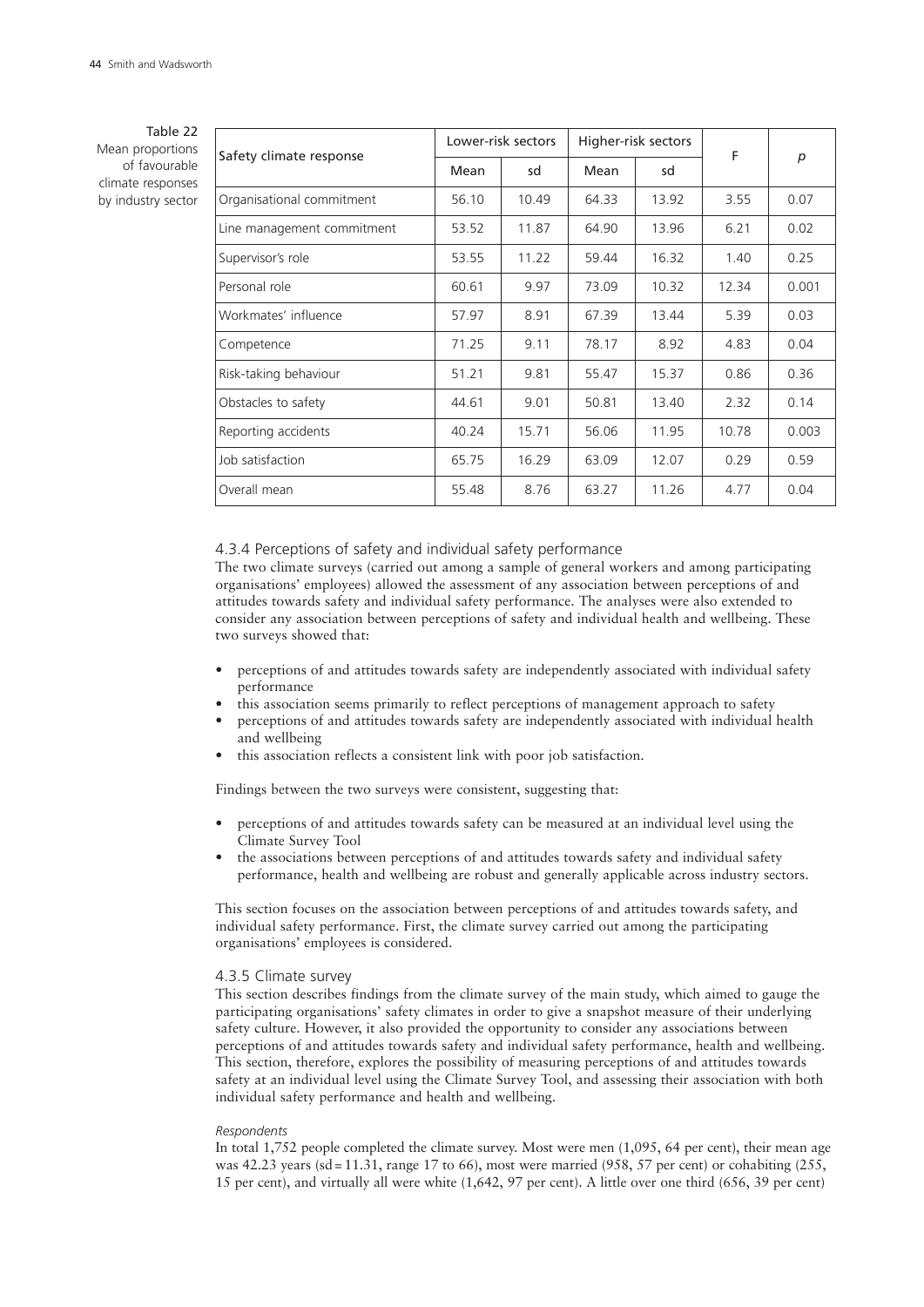Table 22
Mean proportions of favourable climate responses by industry sector

| Safety climate response | Lower-risk sectors | | Higher-risk sectors | | F | *p* |
|---|---|---|---|---|---|---|
| | Mean | sd | Mean | sd | | |
| Organisational commitment | 56.10 | 10.49 | 64.33 | 13.92 | 3.55 | 0.07 |
| Line management commitment | 53.52 | 11.87 | 64.90 | 13.96 | 6.21 | 0.02 |
| Supervisor's role | 53.55 | 11.22 | 59.44 | 16.32 | 1.40 | 0.25 |
| Personal role | 60.61 | 9.97 | 73.09 | 10.32 | 12.34 | 0.001 |
| Workmates' influence | 57.97 | 8.91 | 67.39 | 13.44 | 5.39 | 0.03 |
| Competence | 71.25 | 9.11 | 78.17 | 8.92 | 4.83 | 0.04 |
| Risk-taking behaviour | 51.21 | 9.81 | 55.47 | 15.37 | 0.86 | 0.36 |
| Obstacles to safety | 44.61 | 9.01 | 50.81 | 13.40 | 2.32 | 0.14 |
| Reporting accidents | 40.24 | 15.71 | 56.06 | 11.95 | 10.78 | 0.003 |
| Job satisfaction | 65.75 | 16.29 | 63.09 | 12.07 | 0.29 | 0.59 |
| Overall mean | 55.48 | 8.76 | 63.27 | 11.26 | 4.77 | 0.04 |

### 4.3.4 Perceptions of safety and individual safety performance

The two climate surveys (carried out among a sample of general workers and among participating organisations' employees) allowed the assessment of any association between perceptions of and attitudes towards safety and individual safety performance. The analyses were also extended to consider any association between perceptions of safety and individual health and wellbeing. These two surveys showed that:

- perceptions of and attitudes towards safety are independently associated with individual safety performance
- this association seems primarily to reflect perceptions of management approach to safety
- perceptions of and attitudes towards safety are independently associated with individual health and wellbeing
- this association reflects a consistent link with poor job satisfaction.

Findings between the two surveys were consistent, suggesting that:

- perceptions of and attitudes towards safety can be measured at an individual level using the Climate Survey Tool
- the associations between perceptions of and attitudes towards safety and individual safety performance, health and wellbeing are robust and generally applicable across industry sectors.

This section focuses on the association between perceptions of and attitudes towards safety, and individual safety performance. First, the climate survey carried out among the participating organisations' employees is considered.

### 4.3.5 Climate survey

This section describes findings from the climate survey of the main study, which aimed to gauge the participating organisations' safety climates in order to give a snapshot measure of their underlying safety culture. However, it also provided the opportunity to consider any associations between perceptions of and attitudes towards safety and individual safety performance, health and wellbeing. This section, therefore, explores the possibility of measuring perceptions of and attitudes towards safety at an individual level using the Climate Survey Tool, and assessing their association with both individual safety performance and health and wellbeing.

*Respondents*

In total 1,752 people completed the climate survey. Most were men (1,095, 64 per cent), their mean age was 42.23 years (sd = 11.31, range 17 to 66), most were married (958, 57 per cent) or cohabiting (255, 15 per cent), and virtually all were white (1,642, 97 per cent). A little over one third (656, 39 per cent)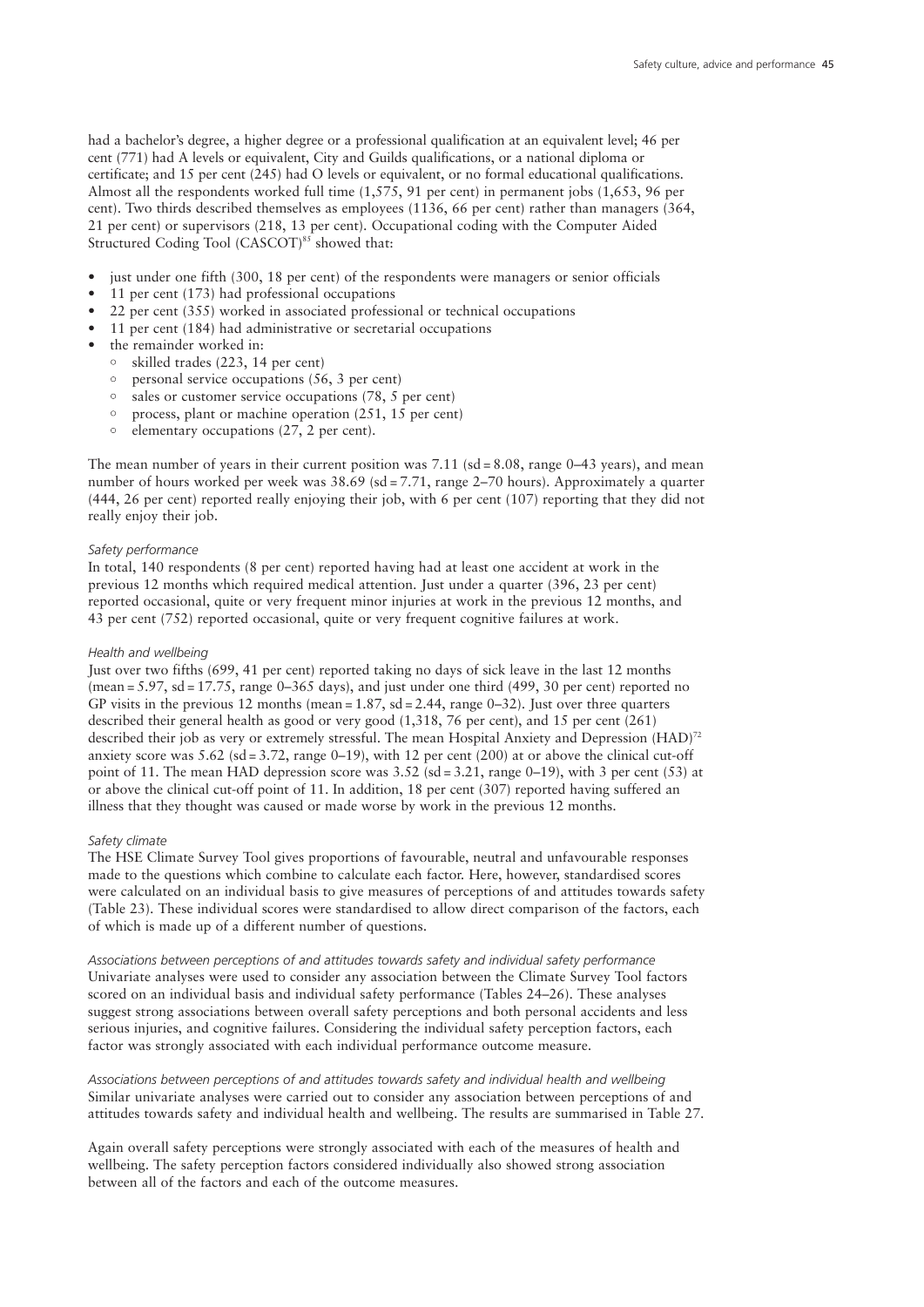had a bachelor's degree, a higher degree or a professional qualification at an equivalent level; 46 per cent (771) had A levels or equivalent, City and Guilds qualifications, or a national diploma or certificate; and 15 per cent (245) had O levels or equivalent, or no formal educational qualifications. Almost all the respondents worked full time (1,575, 91 per cent) in permanent jobs (1,653, 96 per cent). Two thirds described themselves as employees (1136, 66 per cent) rather than managers (364, 21 per cent) or supervisors (218, 13 per cent). Occupational coding with the Computer Aided Structured Coding Tool (CASCOT)[85] showed that:

- just under one fifth (300, 18 per cent) of the respondents were managers or senior officials
- 11 per cent (173) had professional occupations
- 22 per cent (355) worked in associated professional or technical occupations
- 11 per cent (184) had administrative or secretarial occupations
- the remainder worked in:
  - skilled trades (223, 14 per cent)
  - personal service occupations (56, 3 per cent)
  - sales or customer service occupations (78, 5 per cent)
  - process, plant or machine operation (251, 15 per cent)
  - elementary occupations (27, 2 per cent).

The mean number of years in their current position was 7.11 (sd = 8.08, range 0–43 years), and mean number of hours worked per week was 38.69 (sd = 7.71, range 2–70 hours). Approximately a quarter (444, 26 per cent) reported really enjoying their job, with 6 per cent (107) reporting that they did not really enjoy their job.

*Safety performance*

In total, 140 respondents (8 per cent) reported having had at least one accident at work in the previous 12 months which required medical attention. Just under a quarter (396, 23 per cent) reported occasional, quite or very frequent minor injuries at work in the previous 12 months, and 43 per cent (752) reported occasional, quite or very frequent cognitive failures at work.

*Health and wellbeing*

Just over two fifths (699, 41 per cent) reported taking no days of sick leave in the last 12 months (mean = 5.97, sd = 17.75, range 0–365 days), and just under one third (499, 30 per cent) reported no GP visits in the previous 12 months (mean = 1.87, sd = 2.44, range 0–32). Just over three quarters described their general health as good or very good (1,318, 76 per cent), and 15 per cent (261) described their job as very or extremely stressful. The mean Hospital Anxiety and Depression (HAD)[72] anxiety score was 5.62 (sd = 3.72, range 0–19), with 12 per cent (200) at or above the clinical cut-off point of 11. The mean HAD depression score was 3.52 (sd = 3.21, range 0–19), with 3 per cent (53) at or above the clinical cut-off point of 11. In addition, 18 per cent (307) reported having suffered an illness that they thought was caused or made worse by work in the previous 12 months.

*Safety climate*

The HSE Climate Survey Tool gives proportions of favourable, neutral and unfavourable responses made to the questions which combine to calculate each factor. Here, however, standardised scores were calculated on an individual basis to give measures of perceptions of and attitudes towards safety (Table 23). These individual scores were standardised to allow direct comparison of the factors, each of which is made up of a different number of questions.

*Associations between perceptions of and attitudes towards safety and individual safety performance*

Univariate analyses were used to consider any association between the Climate Survey Tool factors scored on an individual basis and individual safety performance (Tables 24–26). These analyses suggest strong associations between overall safety perceptions and both personal accidents and less serious injuries, and cognitive failures. Considering the individual safety perception factors, each factor was strongly associated with each individual performance outcome measure.

*Associations between perceptions of and attitudes towards safety and individual health and wellbeing*

Similar univariate analyses were carried out to consider any association between perceptions of and attitudes towards safety and individual health and wellbeing. The results are summarised in Table 27.

Again overall safety perceptions were strongly associated with each of the measures of health and wellbeing. The safety perception factors considered individually also showed strong association between all of the factors and each of the outcome measures.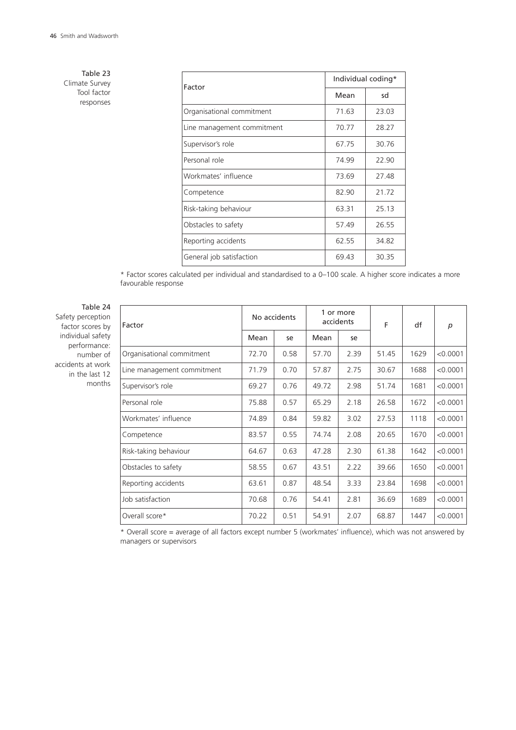Table 23
Climate Survey Tool factor responses

| Factor | Individual coding* | |
|---|---|---|
| | Mean | sd |
| Organisational commitment | 71.63 | 23.03 |
| Line management commitment | 70.77 | 28.27 |
| Supervisor's role | 67.75 | 30.76 |
| Personal role | 74.99 | 22.90 |
| Workmates' influence | 73.69 | 27.48 |
| Competence | 82.90 | 21.72 |
| Risk-taking behaviour | 63.31 | 25.13 |
| Obstacles to safety | 57.49 | 26.55 |
| Reporting accidents | 62.55 | 34.82 |
| General job satisfaction | 69.43 | 30.35 |

\* Factor scores calculated per individual and standardised to a 0–100 scale. A higher score indicates a more favourable response

Table 24
Safety perception factor scores by individual safety performance: number of accidents at work in the last 12 months

| Factor | No accidents | | 1 or more accidents | | F | df | *p* |
|---|---|---|---|---|---|---|---|
| | Mean | se | Mean | se | | | |
| Organisational commitment | 72.70 | 0.58 | 57.70 | 2.39 | 51.45 | 1629 | <0.0001 |
| Line management commitment | 71.79 | 0.70 | 57.87 | 2.75 | 30.67 | 1688 | <0.0001 |
| Supervisor's role | 69.27 | 0.76 | 49.72 | 2.98 | 51.74 | 1681 | <0.0001 |
| Personal role | 75.88 | 0.57 | 65.29 | 2.18 | 26.58 | 1672 | <0.0001 |
| Workmates' influence | 74.89 | 0.84 | 59.82 | 3.02 | 27.53 | 1118 | <0.0001 |
| Competence | 83.57 | 0.55 | 74.74 | 2.08 | 20.65 | 1670 | <0.0001 |
| Risk-taking behaviour | 64.67 | 0.63 | 47.28 | 2.30 | 61.38 | 1642 | <0.0001 |
| Obstacles to safety | 58.55 | 0.67 | 43.51 | 2.22 | 39.66 | 1650 | <0.0001 |
| Reporting accidents | 63.61 | 0.87 | 48.54 | 3.33 | 23.84 | 1698 | <0.0001 |
| Job satisfaction | 70.68 | 0.76 | 54.41 | 2.81 | 36.69 | 1689 | <0.0001 |
| Overall score* | 70.22 | 0.51 | 54.91 | 2.07 | 68.87 | 1447 | <0.0001 |

\* Overall score = average of all factors except number 5 (workmates' influence), which was not answered by managers or supervisors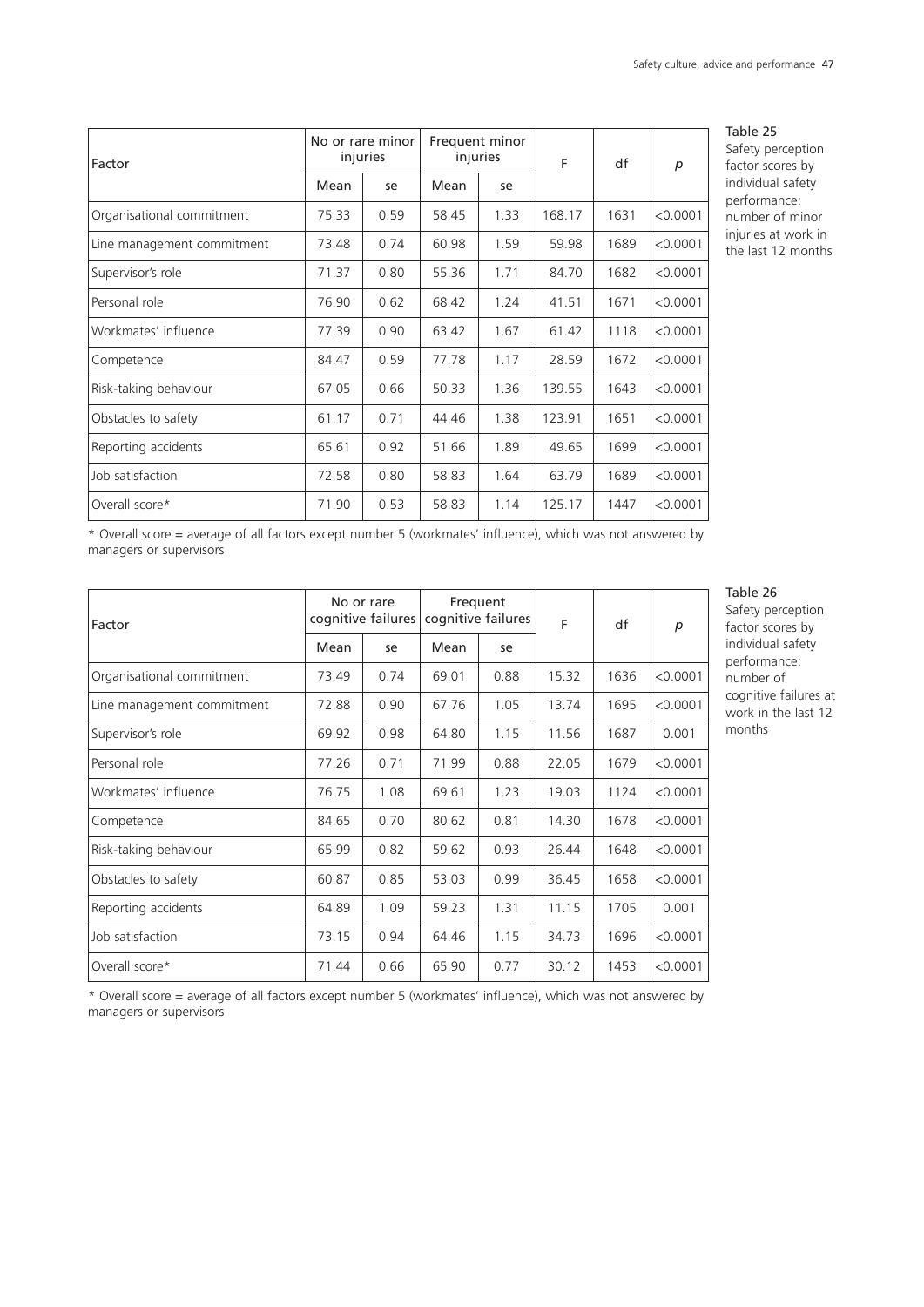Table 25
Safety perception factor scores by individual safety performance: number of minor injuries at work in the last 12 months

| Factor | No or rare minor injuries | | Frequent minor injuries | | F | df | $p$ |
|---|---|---|---|---|---|---|---|
| | Mean | se | Mean | se | | | |
| Organisational commitment | 75.33 | 0.59 | 58.45 | 1.33 | 168.17 | 1631 | <0.0001 |
| Line management commitment | 73.48 | 0.74 | 60.98 | 1.59 | 59.98 | 1689 | <0.0001 |
| Supervisor's role | 71.37 | 0.80 | 55.36 | 1.71 | 84.70 | 1682 | <0.0001 |
| Personal role | 76.90 | 0.62 | 68.42 | 1.24 | 41.51 | 1671 | <0.0001 |
| Workmates' influence | 77.39 | 0.90 | 63.42 | 1.67 | 61.42 | 1118 | <0.0001 |
| Competence | 84.47 | 0.59 | 77.78 | 1.17 | 28.59 | 1672 | <0.0001 |
| Risk-taking behaviour | 67.05 | 0.66 | 50.33 | 1.36 | 139.55 | 1643 | <0.0001 |
| Obstacles to safety | 61.17 | 0.71 | 44.46 | 1.38 | 123.91 | 1651 | <0.0001 |
| Reporting accidents | 65.61 | 0.92 | 51.66 | 1.89 | 49.65 | 1699 | <0.0001 |
| Job satisfaction | 72.58 | 0.80 | 58.83 | 1.64 | 63.79 | 1689 | <0.0001 |
| Overall score* | 71.90 | 0.53 | 58.83 | 1.14 | 125.17 | 1447 | <0.0001 |

* Overall score = average of all factors except number 5 (workmates' influence), which was not answered by managers or supervisors

Table 26
Safety perception factor scores by individual safety performance: number of cognitive failures at work in the last 12 months

| Factor | No or rare cognitive failures | | Frequent cognitive failures | | F | df | $p$ |
|---|---|---|---|---|---|---|---|
| | Mean | se | Mean | se | | | |
| Organisational commitment | 73.49 | 0.74 | 69.01 | 0.88 | 15.32 | 1636 | <0.0001 |
| Line management commitment | 72.88 | 0.90 | 67.76 | 1.05 | 13.74 | 1695 | <0.0001 |
| Supervisor's role | 69.92 | 0.98 | 64.80 | 1.15 | 11.56 | 1687 | 0.001 |
| Personal role | 77.26 | 0.71 | 71.99 | 0.88 | 22.05 | 1679 | <0.0001 |
| Workmates' influence | 76.75 | 1.08 | 69.61 | 1.23 | 19.03 | 1124 | <0.0001 |
| Competence | 84.65 | 0.70 | 80.62 | 0.81 | 14.30 | 1678 | <0.0001 |
| Risk-taking behaviour | 65.99 | 0.82 | 59.62 | 0.93 | 26.44 | 1648 | <0.0001 |
| Obstacles to safety | 60.87 | 0.85 | 53.03 | 0.99 | 36.45 | 1658 | <0.0001 |
| Reporting accidents | 64.89 | 1.09 | 59.23 | 1.31 | 11.15 | 1705 | 0.001 |
| Job satisfaction | 73.15 | 0.94 | 64.46 | 1.15 | 34.73 | 1696 | <0.0001 |
| Overall score* | 71.44 | 0.66 | 65.90 | 0.77 | 30.12 | 1453 | <0.0001 |

* Overall score = average of all factors except number 5 (workmates' influence), which was not answered by managers or supervisors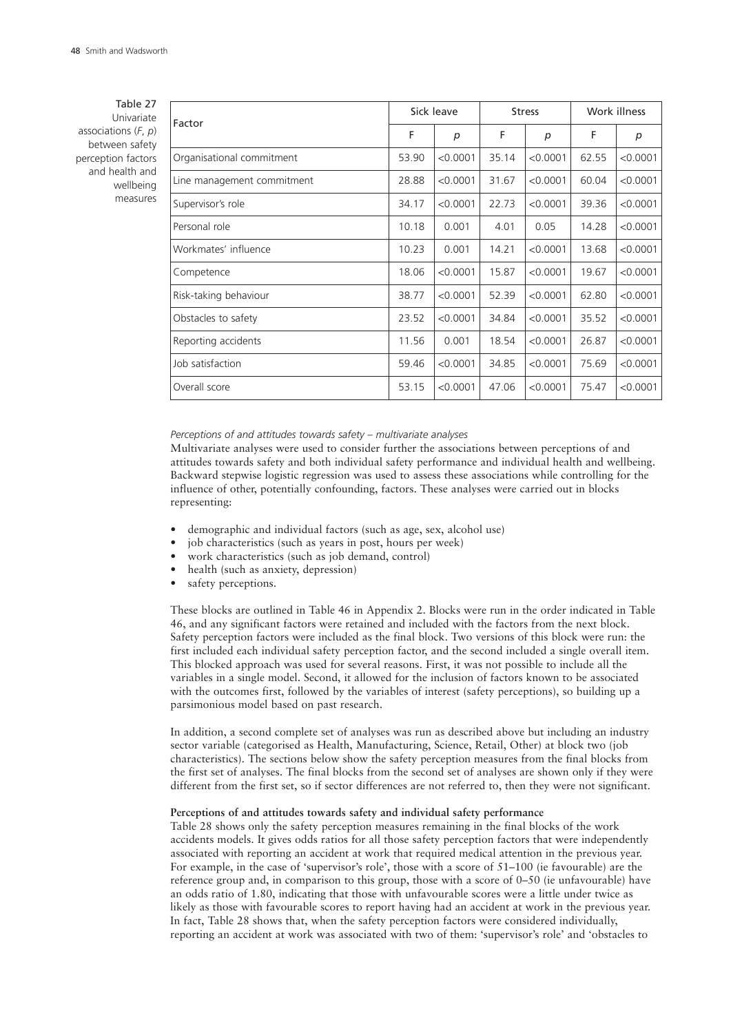Table 27 Univariate associations ($F$, $p$) between safety perception factors and health and wellbeing measures

| Factor | Sick leave | | Stress | | Work illness | |
|---|---|---|---|---|---|---|
| | F | $p$ | F | $p$ | F | $p$ |
| Organisational commitment | 53.90 | <0.0001 | 35.14 | <0.0001 | 62.55 | <0.0001 |
| Line management commitment | 28.88 | <0.0001 | 31.67 | <0.0001 | 60.04 | <0.0001 |
| Supervisor's role | 34.17 | <0.0001 | 22.73 | <0.0001 | 39.36 | <0.0001 |
| Personal role | 10.18 | 0.001 | 4.01 | 0.05 | 14.28 | <0.0001 |
| Workmates' influence | 10.23 | 0.001 | 14.21 | <0.0001 | 13.68 | <0.0001 |
| Competence | 18.06 | <0.0001 | 15.87 | <0.0001 | 19.67 | <0.0001 |
| Risk-taking behaviour | 38.77 | <0.0001 | 52.39 | <0.0001 | 62.80 | <0.0001 |
| Obstacles to safety | 23.52 | <0.0001 | 34.84 | <0.0001 | 35.52 | <0.0001 |
| Reporting accidents | 11.56 | 0.001 | 18.54 | <0.0001 | 26.87 | <0.0001 |
| Job satisfaction | 59.46 | <0.0001 | 34.85 | <0.0001 | 75.69 | <0.0001 |
| Overall score | 53.15 | <0.0001 | 47.06 | <0.0001 | 75.47 | <0.0001 |

*Perceptions of and attitudes towards safety – multivariate analyses*

Multivariate analyses were used to consider further the associations between perceptions of and attitudes towards safety and both individual safety performance and individual health and wellbeing. Backward stepwise logistic regression was used to assess these associations while controlling for the influence of other, potentially confounding, factors. These analyses were carried out in blocks representing:

- demographic and individual factors (such as age, sex, alcohol use)
- job characteristics (such as years in post, hours per week)
- work characteristics (such as job demand, control)
- health (such as anxiety, depression)
- safety perceptions.

These blocks are outlined in Table 46 in Appendix 2. Blocks were run in the order indicated in Table 46, and any significant factors were retained and included with the factors from the next block. Safety perception factors were included as the final block. Two versions of this block were run: the first included each individual safety perception factor, and the second included a single overall item. This blocked approach was used for several reasons. First, it was not possible to include all the variables in a single model. Second, it allowed for the inclusion of factors known to be associated with the outcomes first, followed by the variables of interest (safety perceptions), so building up a parsimonious model based on past research.

In addition, a second complete set of analyses was run as described above but including an industry sector variable (categorised as Health, Manufacturing, Science, Retail, Other) at block two (job characteristics). The sections below show the safety perception measures from the final blocks from the first set of analyses. The final blocks from the second set of analyses are shown only if they were different from the first set, so if sector differences are not referred to, then they were not significant.

**Perceptions of and attitudes towards safety and individual safety performance**

Table 28 shows only the safety perception measures remaining in the final blocks of the work accidents models. It gives odds ratios for all those safety perception factors that were independently associated with reporting an accident at work that required medical attention in the previous year. For example, in the case of 'supervisor's role', those with a score of 51–100 (ie favourable) are the reference group and, in comparison to this group, those with a score of 0–50 (ie unfavourable) have an odds ratio of 1.80, indicating that those with unfavourable scores were a little under twice as likely as those with favourable scores to report having had an accident at work in the previous year. In fact, Table 28 shows that, when the safety perception factors were considered individually, reporting an accident at work was associated with two of them: 'supervisor's role' and 'obstacles to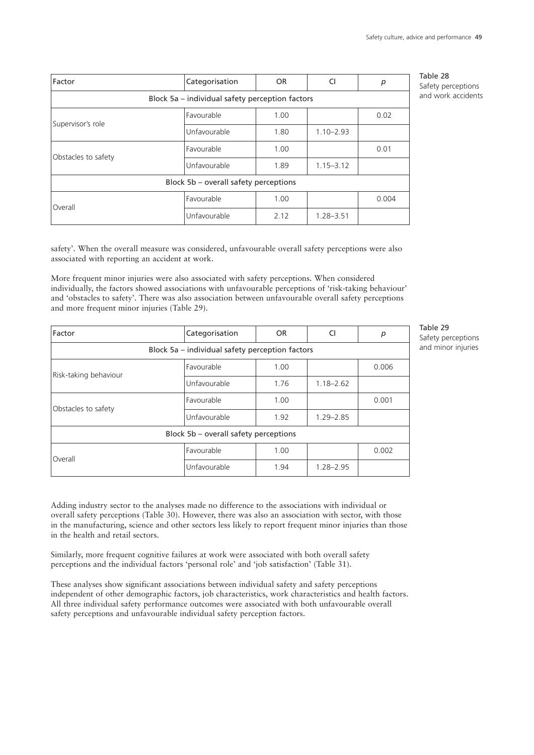Table 28
Safety perceptions and work accidents

| Factor | Categorisation | OR | CI | *p* |
|---|---|---|---|---|
| Block 5a – individual safety perception factors | | | | |
| Supervisor's role | Favourable | 1.00 | | 0.02 |
| | Unfavourable | 1.80 | 1.10–2.93 | |
| Obstacles to safety | Favourable | 1.00 | | 0.01 |
| | Unfavourable | 1.89 | 1.15–3.12 | |
| Block 5b – overall safety perceptions | | | | |
| Overall | Favourable | 1.00 | | 0.004 |
| | Unfavourable | 2.12 | 1.28–3.51 | |

safety'. When the overall measure was considered, unfavourable overall safety perceptions were also associated with reporting an accident at work.

More frequent minor injuries were also associated with safety perceptions. When considered individually, the factors showed associations with unfavourable perceptions of 'risk-taking behaviour' and 'obstacles to safety'. There was also association between unfavourable overall safety perceptions and more frequent minor injuries (Table 29).

Table 29
Safety perceptions and minor injuries

| Factor | Categorisation | OR | CI | *p* |
|---|---|---|---|---|
| Block 5a – individual safety perception factors | | | | |
| Risk-taking behaviour | Favourable | 1.00 | | 0.006 |
| | Unfavourable | 1.76 | 1.18–2.62 | |
| Obstacles to safety | Favourable | 1.00 | | 0.001 |
| | Unfavourable | 1.92 | 1.29–2.85 | |
| Block 5b – overall safety perceptions | | | | |
| Overall | Favourable | 1.00 | | 0.002 |
| | Unfavourable | 1.94 | 1.28–2.95 | |

Adding industry sector to the analyses made no difference to the associations with individual or overall safety perceptions (Table 30). However, there was also an association with sector, with those in the manufacturing, science and other sectors less likely to report frequent minor injuries than those in the health and retail sectors.

Similarly, more frequent cognitive failures at work were associated with both overall safety perceptions and the individual factors 'personal role' and 'job satisfaction' (Table 31).

These analyses show significant associations between individual safety and safety perceptions independent of other demographic factors, job characteristics, work characteristics and health factors. All three individual safety performance outcomes were associated with both unfavourable overall safety perceptions and unfavourable individual safety perception factors.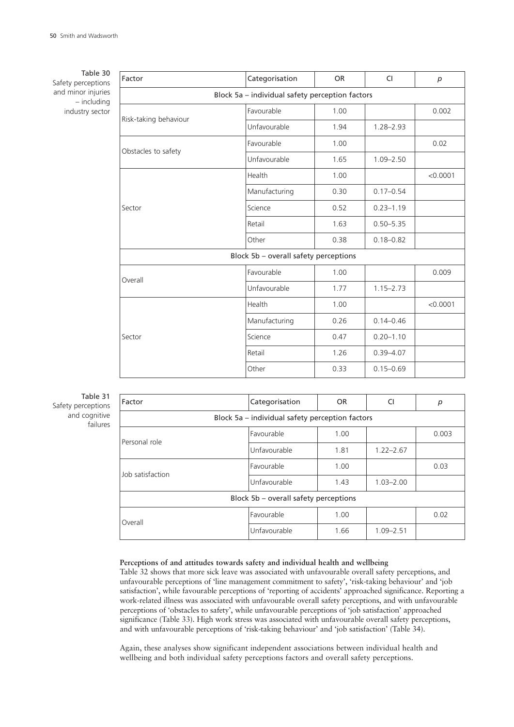Table 30
Safety perceptions and minor injuries – including industry sector

| Factor | Categorisation | OR | CI | *p* |
|---|---|---|---|---|
| Block 5a – individual safety perception factors | | | | |
| Risk-taking behaviour | Favourable | 1.00 | | 0.002 |
| | Unfavourable | 1.94 | 1.28–2.93 | |
| Obstacles to safety | Favourable | 1.00 | | 0.02 |
| | Unfavourable | 1.65 | 1.09–2.50 | |
| Sector | Health | 1.00 | | <0.0001 |
| | Manufacturing | 0.30 | 0.17–0.54 | |
| | Science | 0.52 | 0.23–1.19 | |
| | Retail | 1.63 | 0.50–5.35 | |
| | Other | 0.38 | 0.18–0.82 | |
| Block 5b – overall safety perceptions | | | | |
| Overall | Favourable | 1.00 | | 0.009 |
| | Unfavourable | 1.77 | 1.15–2.73 | |
| Sector | Health | 1.00 | | <0.0001 |
| | Manufacturing | 0.26 | 0.14–0.46 | |
| | Science | 0.47 | 0.20–1.10 | |
| | Retail | 1.26 | 0.39–4.07 | |
| | Other | 0.33 | 0.15–0.69 | |

Table 31
Safety perceptions and cognitive failures

| Factor | Categorisation | OR | CI | *p* |
|---|---|---|---|---|
| Block 5a – individual safety perception factors | | | | |
| Personal role | Favourable | 1.00 | | 0.003 |
| | Unfavourable | 1.81 | 1.22–2.67 | |
| Job satisfaction | Favourable | 1.00 | | 0.03 |
| | Unfavourable | 1.43 | 1.03–2.00 | |
| Block 5b – overall safety perceptions | | | | |
| Overall | Favourable | 1.00 | | 0.02 |
| | Unfavourable | 1.66 | 1.09–2.51 | |

**Perceptions of and attitudes towards safety and individual health and wellbeing**

Table 32 shows that more sick leave was associated with unfavourable overall safety perceptions, and unfavourable perceptions of 'line management commitment to safety', 'risk-taking behaviour' and 'job satisfaction', while favourable perceptions of 'reporting of accidents' approached significance. Reporting a work-related illness was associated with unfavourable overall safety perceptions, and with unfavourable perceptions of 'obstacles to safety', while unfavourable perceptions of 'job satisfaction' approached significance (Table 33). High work stress was associated with unfavourable overall safety perceptions, and with unfavourable perceptions of 'risk-taking behaviour' and 'job satisfaction' (Table 34).

Again, these analyses show significant independent associations between individual health and wellbeing and both individual safety perceptions factors and overall safety perceptions.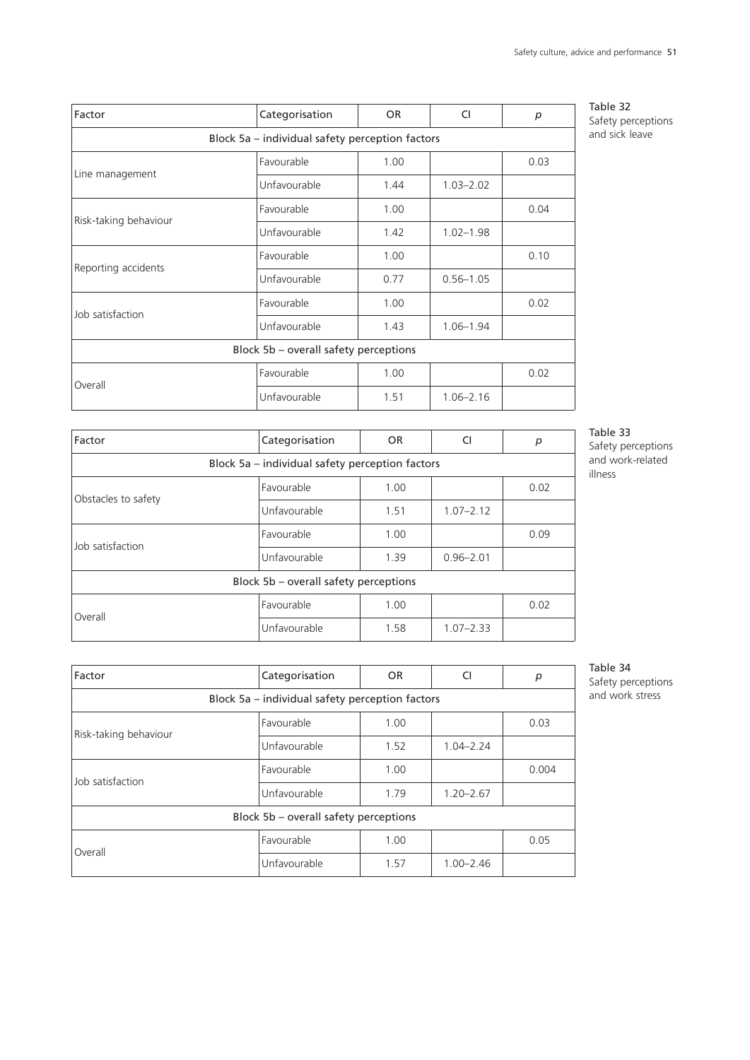Table 32
Safety perceptions and sick leave

| Factor | Categorisation | OR | CI | *p* |
|---|---|---|---|---|
| Block 5a – individual safety perception factors | | | | |
| Line management | Favourable | 1.00 | | 0.03 |
| | Unfavourable | 1.44 | 1.03–2.02 | |
| Risk-taking behaviour | Favourable | 1.00 | | 0.04 |
| | Unfavourable | 1.42 | 1.02–1.98 | |
| Reporting accidents | Favourable | 1.00 | | 0.10 |
| | Unfavourable | 0.77 | 0.56–1.05 | |
| Job satisfaction | Favourable | 1.00 | | 0.02 |
| | Unfavourable | 1.43 | 1.06–1.94 | |
| Block 5b – overall safety perceptions | | | | |
| Overall | Favourable | 1.00 | | 0.02 |
| | Unfavourable | 1.51 | 1.06–2.16 | |

Table 33
Safety perceptions and work-related illness

| Factor | Categorisation | OR | CI | *p* |
|---|---|---|---|---|
| Block 5a – individual safety perception factors | | | | |
| Obstacles to safety | Favourable | 1.00 | | 0.02 |
| | Unfavourable | 1.51 | 1.07–2.12 | |
| Job satisfaction | Favourable | 1.00 | | 0.09 |
| | Unfavourable | 1.39 | 0.96–2.01 | |
| Block 5b – overall safety perceptions | | | | |
| Overall | Favourable | 1.00 | | 0.02 |
| | Unfavourable | 1.58 | 1.07–2.33 | |

Table 34
Safety perceptions and work stress

| Factor | Categorisation | OR | CI | *p* |
|---|---|---|---|---|
| Block 5a – individual safety perception factors | | | | |
| Risk-taking behaviour | Favourable | 1.00 | | 0.03 |
| | Unfavourable | 1.52 | 1.04–2.24 | |
| Job satisfaction | Favourable | 1.00 | | 0.004 |
| | Unfavourable | 1.79 | 1.20–2.67 | |
| Block 5b – overall safety perceptions | | | | |
| Overall | Favourable | 1.00 | | 0.05 |
| | Unfavourable | 1.57 | 1.00–2.46 | |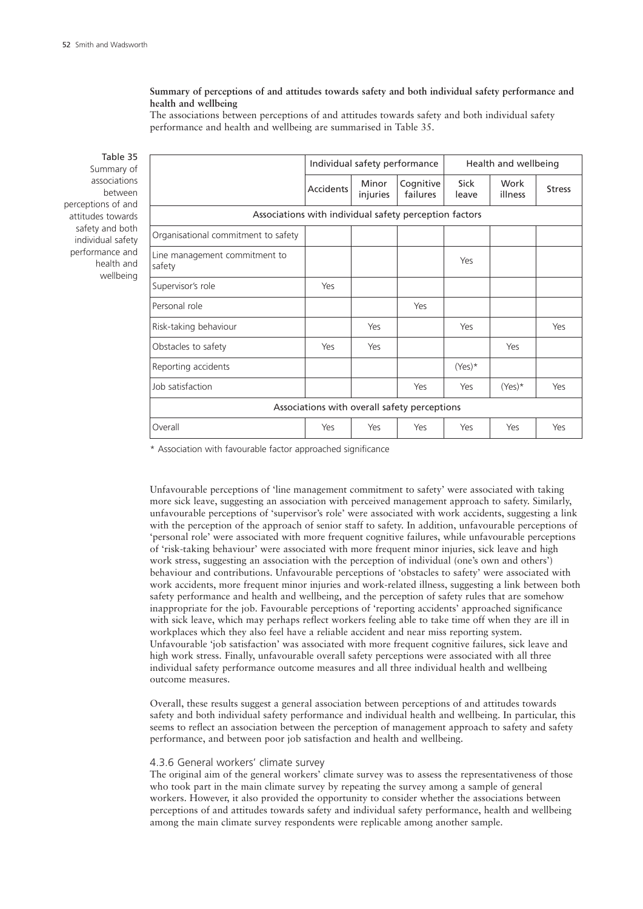**Summary of perceptions of and attitudes towards safety and both individual safety performance and health and wellbeing**

The associations between perceptions of and attitudes towards safety and both individual safety performance and health and wellbeing are summarised in Table 35.

Table 35
Summary of associations between perceptions of and attitudes towards safety and both individual safety performance and health and wellbeing

| | Individual safety performance | | | Health and wellbeing | | |
|---|---|---|---|---|---|---|
| | Accidents | Minor injuries | Cognitive failures | Sick leave | Work illness | Stress |
| **Associations with individual safety perception factors** | | | | | | |
| Organisational commitment to safety | | | | | | |
| Line management commitment to safety | | | | Yes | | |
| Supervisor's role | Yes | | | | | |
| Personal role | | | Yes | | | |
| Risk-taking behaviour | | Yes | | Yes | | Yes |
| Obstacles to safety | Yes | Yes | | | Yes | |
| Reporting accidents | | | | (Yes)* | | |
| Job satisfaction | | | Yes | Yes | (Yes)* | Yes |
| **Associations with overall safety perceptions** | | | | | | |
| Overall | Yes | Yes | Yes | Yes | Yes | Yes |

* Association with favourable factor approached significance

Unfavourable perceptions of 'line management commitment to safety' were associated with taking more sick leave, suggesting an association with perceived management approach to safety. Similarly, unfavourable perceptions of 'supervisor's role' were associated with work accidents, suggesting a link with the perception of the approach of senior staff to safety. In addition, unfavourable perceptions of 'personal role' were associated with more frequent cognitive failures, while unfavourable perceptions of 'risk-taking behaviour' were associated with more frequent minor injuries, sick leave and high work stress, suggesting an association with the perception of individual (one's own and others') behaviour and contributions. Unfavourable perceptions of 'obstacles to safety' were associated with work accidents, more frequent minor injuries and work-related illness, suggesting a link between both safety performance and health and wellbeing, and the perception of safety rules that are somehow inappropriate for the job. Favourable perceptions of 'reporting accidents' approached significance with sick leave, which may perhaps reflect workers feeling able to take time off when they are ill in workplaces which they also feel have a reliable accident and near miss reporting system. Unfavourable 'job satisfaction' was associated with more frequent cognitive failures, sick leave and high work stress. Finally, unfavourable overall safety perceptions were associated with all three individual safety performance outcome measures and all three individual health and wellbeing outcome measures.

Overall, these results suggest a general association between perceptions of and attitudes towards safety and both individual safety performance and individual health and wellbeing. In particular, this seems to reflect an association between the perception of management approach to safety and safety performance, and between poor job satisfaction and health and wellbeing.

### 4.3.6 General workers' climate survey

The original aim of the general workers' climate survey was to assess the representativeness of those who took part in the main climate survey by repeating the survey among a sample of general workers. However, it also provided the opportunity to consider whether the associations between perceptions of and attitudes towards safety and individual safety performance, health and wellbeing among the main climate survey respondents were replicable among another sample.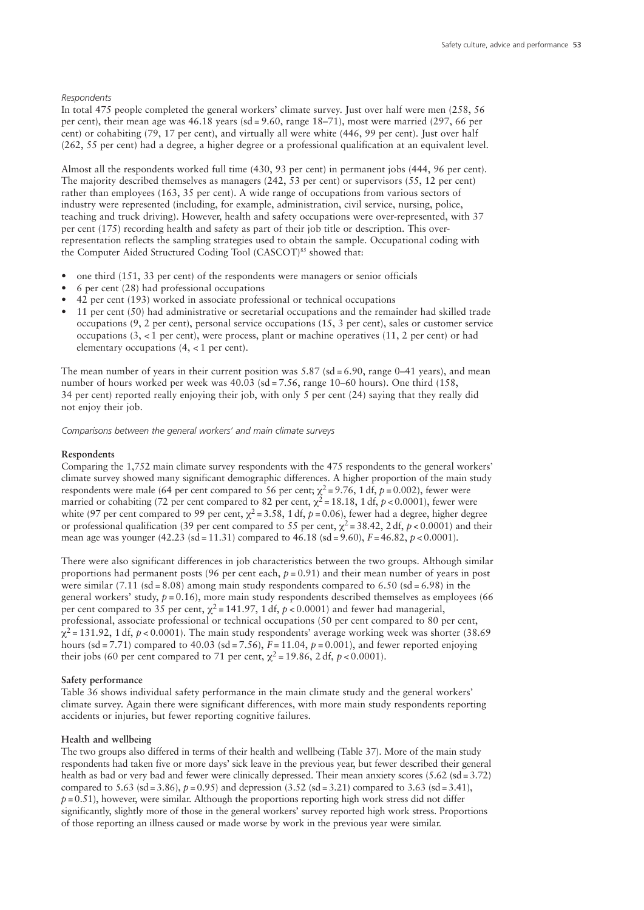*Respondents*

In total 475 people completed the general workers' climate survey. Just over half were men (258, 56 per cent), their mean age was 46.18 years (sd = 9.60, range 18–71), most were married (297, 66 per cent) or cohabiting (79, 17 per cent), and virtually all were white (446, 99 per cent). Just over half (262, 55 per cent) had a degree, a higher degree or a professional qualification at an equivalent level.

Almost all the respondents worked full time (430, 93 per cent) in permanent jobs (444, 96 per cent). The majority described themselves as managers (242, 53 per cent) or supervisors (55, 12 per cent) rather than employees (163, 35 per cent). A wide range of occupations from various sectors of industry were represented (including, for example, administration, civil service, nursing, police, teaching and truck driving). However, health and safety occupations were over-represented, with 37 per cent (175) recording health and safety as part of their job title or description. This over-representation reflects the sampling strategies used to obtain the sample. Occupational coding with the Computer Aided Structured Coding Tool (CASCOT)[85] showed that:

- one third (151, 33 per cent) of the respondents were managers or senior officials
- 6 per cent (28) had professional occupations
- 42 per cent (193) worked in associate professional or technical occupations
- 11 per cent (50) had administrative or secretarial occupations and the remainder had skilled trade occupations (9, 2 per cent), personal service occupations (15, 3 per cent), sales or customer service occupations (3, < 1 per cent), were process, plant or machine operatives (11, 2 per cent) or had elementary occupations (4, < 1 per cent).

The mean number of years in their current position was 5.87 (sd = 6.90, range 0–41 years), and mean number of hours worked per week was 40.03 (sd = 7.56, range 10–60 hours). One third (158, 34 per cent) reported really enjoying their job, with only 5 per cent (24) saying that they really did not enjoy their job.

*Comparisons between the general workers' and main climate surveys*

**Respondents**

Comparing the 1,752 main climate survey respondents with the 475 respondents to the general workers' climate survey showed many significant demographic differences. A higher proportion of the main study respondents were male (64 per cent compared to 56 per cent; $\chi^2 = 9.76$, 1 df, $p = 0.002$), fewer were married or cohabiting (72 per cent compared to 82 per cent, $\chi^2 = 18.18$, 1 df, $p < 0.0001$), fewer were white (97 per cent compared to 99 per cent, $\chi^2 = 3.58$, 1 df, $p = 0.06$), fewer had a degree, higher degree or professional qualification (39 per cent compared to 55 per cent, $\chi^2 = 38.42$, 2 df, $p < 0.0001$) and their mean age was younger (42.23 (sd = 11.31) compared to 46.18 (sd = 9.60), $F = 46.82$, $p < 0.0001$).

There were also significant differences in job characteristics between the two groups. Although similar proportions had permanent posts (96 per cent each, $p = 0.91$) and their mean number of years in post were similar (7.11 (sd = 8.08) among main study respondents compared to 6.50 (sd = 6.98) in the general workers' study, $p = 0.16$), more main study respondents described themselves as employees (66 per cent compared to 35 per cent, $\chi^2 = 141.97$, 1 df, $p < 0.0001$) and fewer had managerial, professional, associate professional or technical occupations (50 per cent compared to 80 per cent, $\chi^2 = 131.92$, 1 df, $p < 0.0001$). The main study respondents' average working week was shorter (38.69 hours (sd = 7.71) compared to 40.03 (sd = 7.56), $F = 11.04$, $p = 0.001$), and fewer reported enjoying their jobs (60 per cent compared to 71 per cent, $\chi^2 = 19.86$, 2 df, $p < 0.0001$).

**Safety performance**

Table 36 shows individual safety performance in the main climate study and the general workers' climate survey. Again there were significant differences, with more main study respondents reporting accidents or injuries, but fewer reporting cognitive failures.

**Health and wellbeing**

The two groups also differed in terms of their health and wellbeing (Table 37). More of the main study respondents had taken five or more days' sick leave in the previous year, but fewer described their general health as bad or very bad and fewer were clinically depressed. Their mean anxiety scores (5.62 (sd = 3.72) compared to 5.63 (sd = 3.86), $p = 0.95$) and depression (3.52 (sd = 3.21) compared to 3.63 (sd = 3.41), $p = 0.51$), however, were similar. Although the proportions reporting high work stress did not differ significantly, slightly more of those in the general workers' survey reported high work stress. Proportions of those reporting an illness caused or made worse by work in the previous year were similar.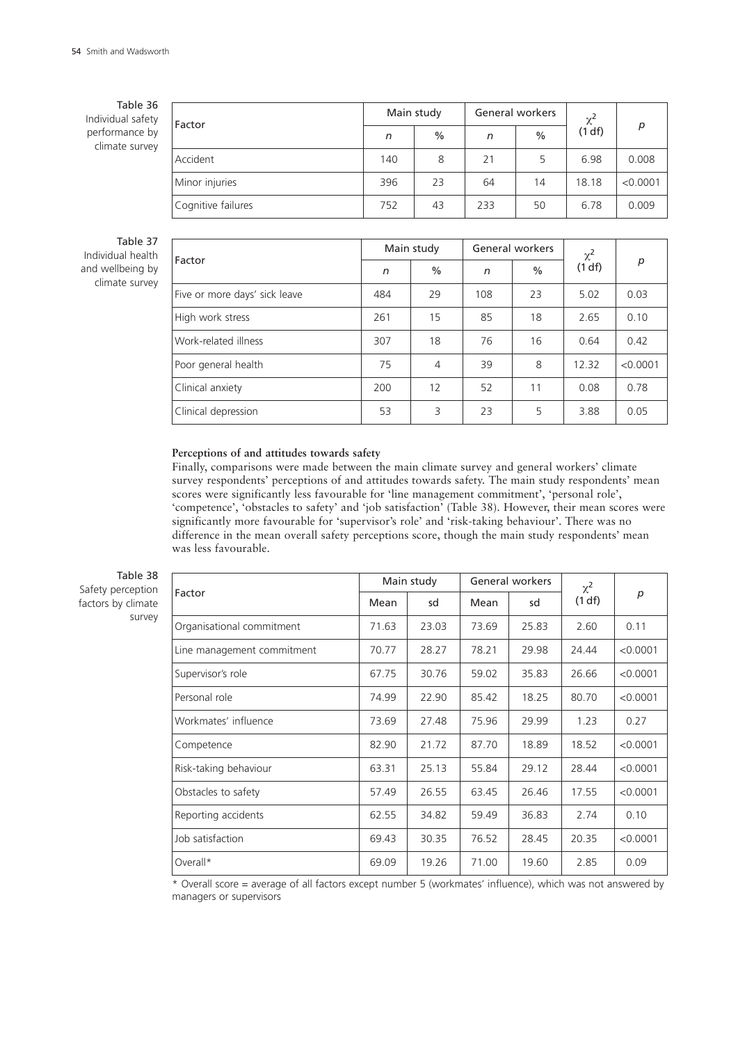Table 36
Individual safety performance by climate survey

| Factor | Main study | | General workers | | $\chi^2$ (1 df) | $p$ |
|---|---|---|---|---|---|---|
| | $n$ | % | $n$ | % | | |
| Accident | 140 | 8 | 21 | 5 | 6.98 | 0.008 |
| Minor injuries | 396 | 23 | 64 | 14 | 18.18 | <0.0001 |
| Cognitive failures | 752 | 43 | 233 | 50 | 6.78 | 0.009 |

Table 37
Individual health and wellbeing by climate survey

| Factor | Main study | | General workers | | $\chi^2$ (1 df) | $p$ |
|---|---|---|---|---|---|---|
| | $n$ | % | $n$ | % | | |
| Five or more days' sick leave | 484 | 29 | 108 | 23 | 5.02 | 0.03 |
| High work stress | 261 | 15 | 85 | 18 | 2.65 | 0.10 |
| Work-related illness | 307 | 18 | 76 | 16 | 0.64 | 0.42 |
| Poor general health | 75 | 4 | 39 | 8 | 12.32 | <0.0001 |
| Clinical anxiety | 200 | 12 | 52 | 11 | 0.08 | 0.78 |
| Clinical depression | 53 | 3 | 23 | 5 | 3.88 | 0.05 |

**Perceptions of and attitudes towards safety**

Finally, comparisons were made between the main climate survey and general workers' climate survey respondents' perceptions of and attitudes towards safety. The main study respondents' mean scores were significantly less favourable for 'line management commitment', 'personal role', 'competence', 'obstacles to safety' and 'job satisfaction' (Table 38). However, their mean scores were significantly more favourable for 'supervisor's role' and 'risk-taking behaviour'. There was no difference in the mean overall safety perceptions score, though the main study respondents' mean was less favourable.

Table 38
Safety perception factors by climate survey

| Factor | Main study | | General workers | | $\chi^2$ (1 df) | $p$ |
|---|---|---|---|---|---|---|
| | Mean | sd | Mean | sd | | |
| Organisational commitment | 71.63 | 23.03 | 73.69 | 25.83 | 2.60 | 0.11 |
| Line management commitment | 70.77 | 28.27 | 78.21 | 29.98 | 24.44 | <0.0001 |
| Supervisor's role | 67.75 | 30.76 | 59.02 | 35.83 | 26.66 | <0.0001 |
| Personal role | 74.99 | 22.90 | 85.42 | 18.25 | 80.70 | <0.0001 |
| Workmates' influence | 73.69 | 27.48 | 75.96 | 29.99 | 1.23 | 0.27 |
| Competence | 82.90 | 21.72 | 87.70 | 18.89 | 18.52 | <0.0001 |
| Risk-taking behaviour | 63.31 | 25.13 | 55.84 | 29.12 | 28.44 | <0.0001 |
| Obstacles to safety | 57.49 | 26.55 | 63.45 | 26.46 | 17.55 | <0.0001 |
| Reporting accidents | 62.55 | 34.82 | 59.49 | 36.83 | 2.74 | 0.10 |
| Job satisfaction | 69.43 | 30.35 | 76.52 | 28.45 | 20.35 | <0.0001 |
| Overall* | 69.09 | 19.26 | 71.00 | 19.60 | 2.85 | 0.09 |

\* Overall score = average of all factors except number 5 (workmates' influence), which was not answered by managers or supervisors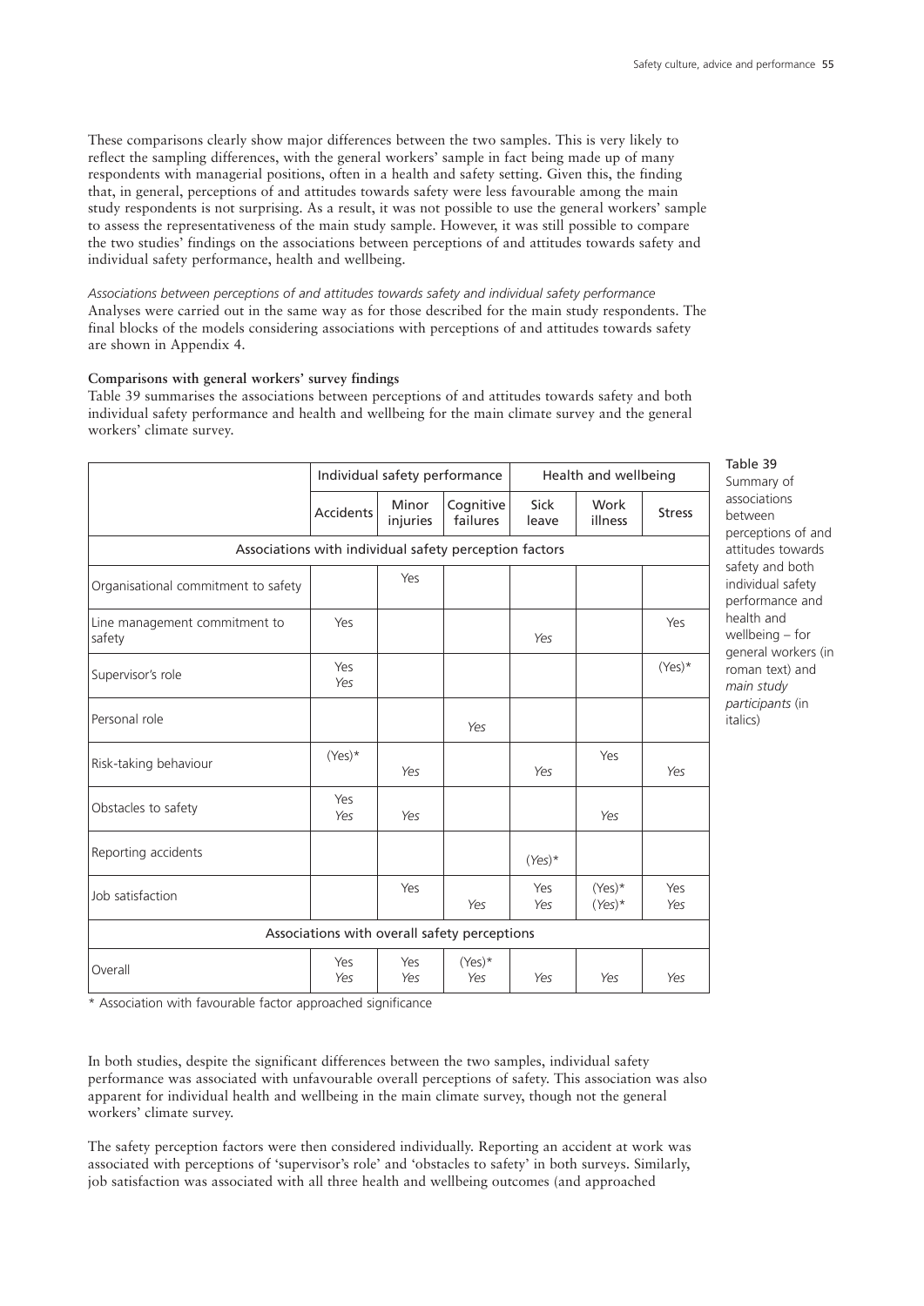These comparisons clearly show major differences between the two samples. This is very likely to reflect the sampling differences, with the general workers' sample in fact being made up of many respondents with managerial positions, often in a health and safety setting. Given this, the finding that, in general, perceptions of and attitudes towards safety were less favourable among the main study respondents is not surprising. As a result, it was not possible to use the general workers' sample to assess the representativeness of the main study sample. However, it was still possible to compare the two studies' findings on the associations between perceptions of and attitudes towards safety and individual safety performance, health and wellbeing.

*Associations between perceptions of and attitudes towards safety and individual safety performance*
Analyses were carried out in the same way as for those described for the main study respondents. The final blocks of the models considering associations with perceptions of and attitudes towards safety are shown in Appendix 4.

**Comparisons with general workers' survey findings**

Table 39 summarises the associations between perceptions of and attitudes towards safety and both individual safety performance and health and wellbeing for the main climate survey and the general workers' climate survey.

Table 39 Summary of associations between perceptions of and attitudes towards safety and both individual safety performance and health and wellbeing – for general workers (in roman text) and *main study participants* (in italics)

| | Individual safety performance | | | Health and wellbeing | | |
|---|---|---|---|---|---|---|
| | Accidents | Minor injuries | Cognitive failures | Sick leave | Work illness | Stress |
| **Associations with individual safety perception factors** | | | | | | |
| Organisational commitment to safety | | Yes | | | | |
| Line management commitment to safety | Yes | | | *Yes* | | Yes |
| Supervisor's role | Yes / *Yes* | | | | | (Yes)* |
| Personal role | | | *Yes* | | | |
| Risk-taking behaviour | (Yes)* | *Yes* | | *Yes* | Yes | *Yes* |
| Obstacles to safety | Yes / *Yes* | *Yes* | | | *Yes* | |
| Reporting accidents | | | | *(Yes)** | | |
| Job satisfaction | | Yes | *Yes* | Yes / *Yes* | (Yes)* / *(Yes)** | Yes / *Yes* |
| **Associations with overall safety perceptions** | | | | | | |
| Overall | Yes / *Yes* | Yes / *Yes* | (Yes)* / *Yes* | *Yes* | *Yes* | *Yes* |

\* Association with favourable factor approached significance

In both studies, despite the significant differences between the two samples, individual safety performance was associated with unfavourable overall perceptions of safety. This association was also apparent for individual health and wellbeing in the main climate survey, though not the general workers' climate survey.

The safety perception factors were then considered individually. Reporting an accident at work was associated with perceptions of 'supervisor's role' and 'obstacles to safety' in both surveys. Similarly, job satisfaction was associated with all three health and wellbeing outcomes (and approached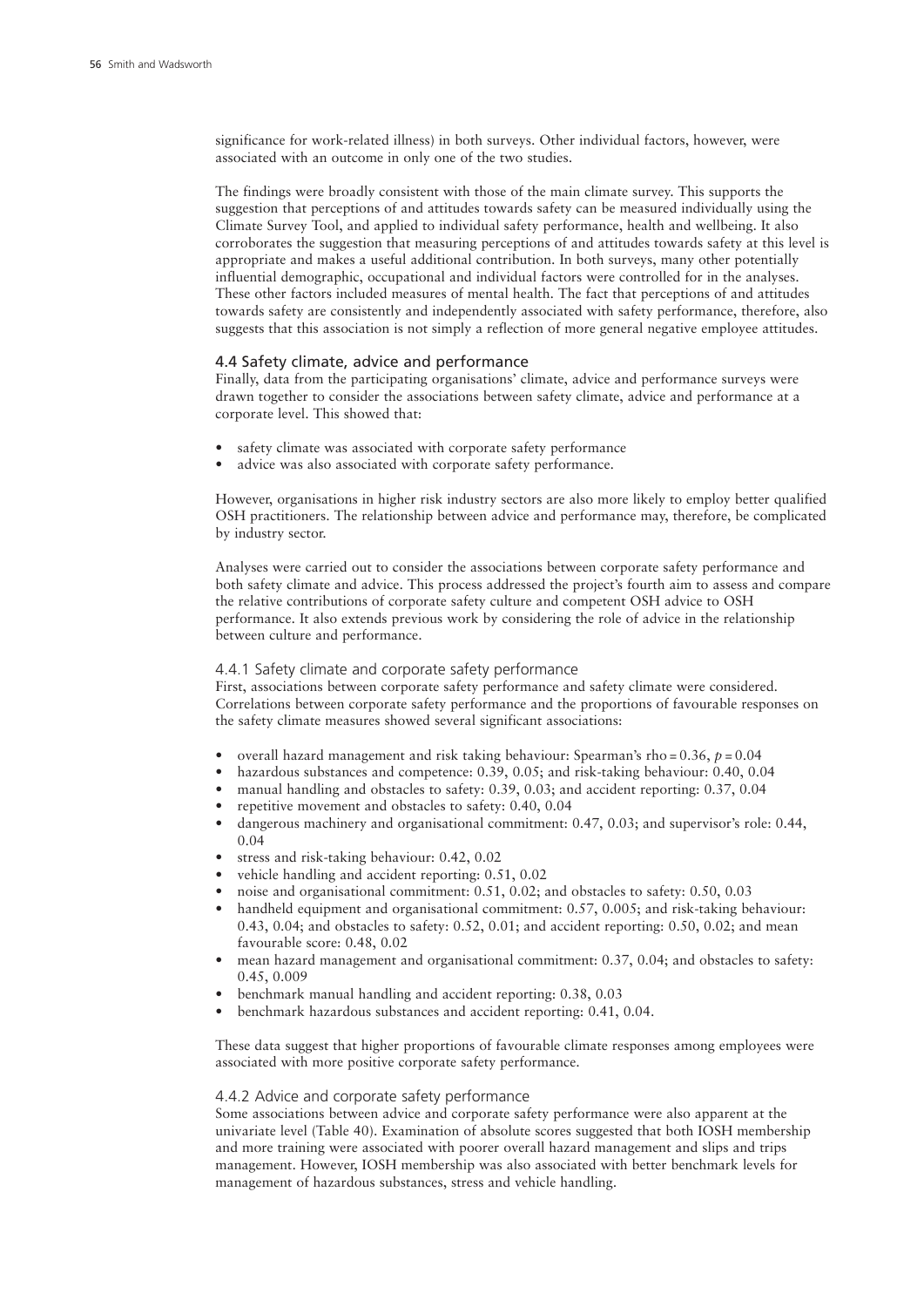significance for work-related illness) in both surveys. Other individual factors, however, were associated with an outcome in only one of the two studies.

The findings were broadly consistent with those of the main climate survey. This supports the suggestion that perceptions of and attitudes towards safety can be measured individually using the Climate Survey Tool, and applied to individual safety performance, health and wellbeing. It also corroborates the suggestion that measuring perceptions of and attitudes towards safety at this level is appropriate and makes a useful additional contribution. In both surveys, many other potentially influential demographic, occupational and individual factors were controlled for in the analyses. These other factors included measures of mental health. The fact that perceptions of and attitudes towards safety are consistently and independently associated with safety performance, therefore, also suggests that this association is not simply a reflection of more general negative employee attitudes.

## 4.4 Safety climate, advice and performance

Finally, data from the participating organisations' climate, advice and performance surveys were drawn together to consider the associations between safety climate, advice and performance at a corporate level. This showed that:

- safety climate was associated with corporate safety performance
- advice was also associated with corporate safety performance.

However, organisations in higher risk industry sectors are also more likely to employ better qualified OSH practitioners. The relationship between advice and performance may, therefore, be complicated by industry sector.

Analyses were carried out to consider the associations between corporate safety performance and both safety climate and advice. This process addressed the project's fourth aim to assess and compare the relative contributions of corporate safety culture and competent OSH advice to OSH performance. It also extends previous work by considering the role of advice in the relationship between culture and performance.

### 4.4.1 Safety climate and corporate safety performance

First, associations between corporate safety performance and safety climate were considered. Correlations between corporate safety performance and the proportions of favourable responses on the safety climate measures showed several significant associations:

- overall hazard management and risk taking behaviour: Spearman's rho = 0.36, $p = 0.04$
- hazardous substances and competence: 0.39, 0.05; and risk-taking behaviour: 0.40, 0.04
- manual handling and obstacles to safety: 0.39, 0.03; and accident reporting: 0.37, 0.04
- repetitive movement and obstacles to safety: 0.40, 0.04
- dangerous machinery and organisational commitment: 0.47, 0.03; and supervisor's role: 0.44, 0.04
- stress and risk-taking behaviour: 0.42, 0.02
- vehicle handling and accident reporting: 0.51, 0.02
- noise and organisational commitment: 0.51, 0.02; and obstacles to safety: 0.50, 0.03
- handheld equipment and organisational commitment: 0.57, 0.005; and risk-taking behaviour: 0.43, 0.04; and obstacles to safety: 0.52, 0.01; and accident reporting: 0.50, 0.02; and mean favourable score: 0.48, 0.02
- mean hazard management and organisational commitment: 0.37, 0.04; and obstacles to safety: 0.45, 0.009
- benchmark manual handling and accident reporting: 0.38, 0.03
- benchmark hazardous substances and accident reporting: 0.41, 0.04.

These data suggest that higher proportions of favourable climate responses among employees were associated with more positive corporate safety performance.

### 4.4.2 Advice and corporate safety performance

Some associations between advice and corporate safety performance were also apparent at the univariate level (Table 40). Examination of absolute scores suggested that both IOSH membership and more training were associated with poorer overall hazard management and slips and trips management. However, IOSH membership was also associated with better benchmark levels for management of hazardous substances, stress and vehicle handling.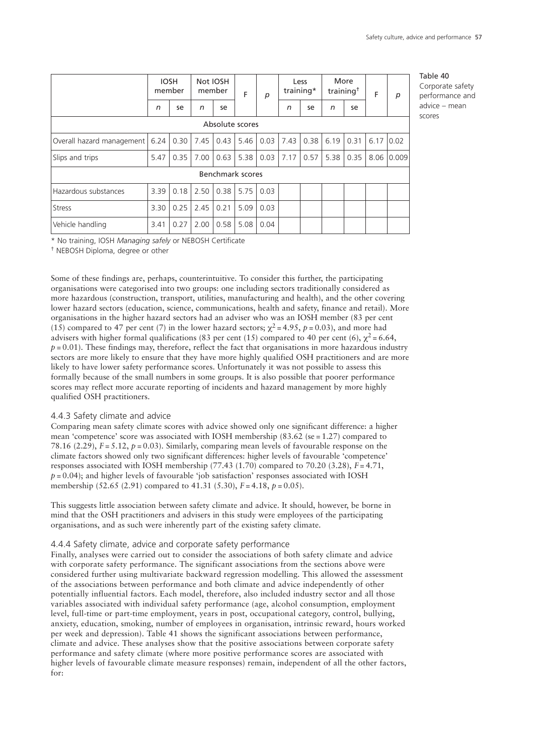Table 40
Corporate safety performance and advice – mean scores

| | IOSH member | | Not IOSH member | | F | *p* | Less training* | | More training† | | F | *p* |
|---|---|---|---|---|---|---|---|---|---|---|---|---|
| | *n* | se | *n* | se | | | *n* | se | *n* | se | | |
| **Absolute scores** | | | | | | | | | | | | |
| Overall hazard management | 6.24 | 0.30 | 7.45 | 0.43 | 5.46 | 0.03 | 7.43 | 0.38 | 6.19 | 0.31 | 6.17 | 0.02 |
| Slips and trips | 5.47 | 0.35 | 7.00 | 0.63 | 5.38 | 0.03 | 7.17 | 0.57 | 5.38 | 0.35 | 8.06 | 0.009 |
| **Benchmark scores** | | | | | | | | | | | | |
| Hazardous substances | 3.39 | 0.18 | 2.50 | 0.38 | 5.75 | 0.03 | | | | | | |
| Stress | 3.30 | 0.25 | 2.45 | 0.21 | 5.09 | 0.03 | | | | | | |
| Vehicle handling | 3.41 | 0.27 | 2.00 | 0.58 | 5.08 | 0.04 | | | | | | |

\* No training, IOSH *Managing safely* or NEBOSH Certificate

† NEBOSH Diploma, degree or other

Some of these findings are, perhaps, counterintuitive. To consider this further, the participating organisations were categorised into two groups: one including sectors traditionally considered as more hazardous (construction, transport, utilities, manufacturing and health), and the other covering lower hazard sectors (education, science, communications, health and safety, finance and retail). More organisations in the higher hazard sectors had an adviser who was an IOSH member (83 per cent (15) compared to 47 per cent (7) in the lower hazard sectors; $\chi^2 = 4.95$, $p = 0.03$), and more had advisers with higher formal qualifications (83 per cent (15) compared to 40 per cent (6), $\chi^2 = 6.64$, $p = 0.01$). These findings may, therefore, reflect the fact that organisations in more hazardous industry sectors are more likely to ensure that they have more highly qualified OSH practitioners and are more likely to have lower safety performance scores. Unfortunately it was not possible to assess this formally because of the small numbers in some groups. It is also possible that poorer performance scores may reflect more accurate reporting of incidents and hazard management by more highly qualified OSH practitioners.

### 4.4.3 Safety climate and advice

Comparing mean safety climate scores with advice showed only one significant difference: a higher mean 'competence' score was associated with IOSH membership (83.62 (se = 1.27) compared to 78.16 (2.29), $F = 5.12$, $p = 0.03$). Similarly, comparing mean levels of favourable response on the climate factors showed only two significant differences: higher levels of favourable 'competence' responses associated with IOSH membership (77.43 (1.70) compared to 70.20 (3.28), $F = 4.71$, $p = 0.04$); and higher levels of favourable 'job satisfaction' responses associated with IOSH membership (52.65 (2.91) compared to 41.31 (5.30), $F = 4.18$, $p = 0.05$).

This suggests little association between safety climate and advice. It should, however, be borne in mind that the OSH practitioners and advisers in this study were employees of the participating organisations, and as such were inherently part of the existing safety climate.

### 4.4.4 Safety climate, advice and corporate safety performance

Finally, analyses were carried out to consider the associations of both safety climate and advice with corporate safety performance. The significant associations from the sections above were considered further using multivariate backward regression modelling. This allowed the assessment of the associations between performance and both climate and advice independently of other potentially influential factors. Each model, therefore, also included industry sector and all those variables associated with individual safety performance (age, alcohol consumption, employment level, full-time or part-time employment, years in post, occupational category, control, bullying, anxiety, education, smoking, number of employees in organisation, intrinsic reward, hours worked per week and depression). Table 41 shows the significant associations between performance, climate and advice. These analyses show that the positive associations between corporate safety performance and safety climate (where more positive performance scores are associated with higher levels of favourable climate measure responses) remain, independent of all the other factors, for: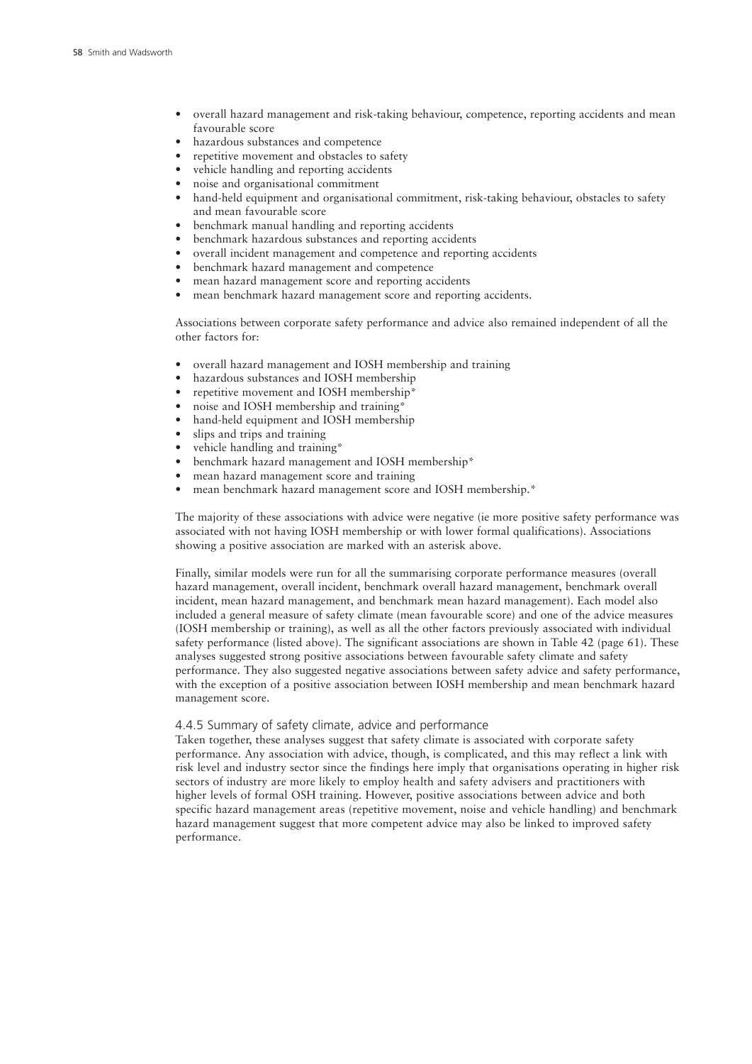- overall hazard management and risk-taking behaviour, competence, reporting accidents and mean favourable score
- hazardous substances and competence
- repetitive movement and obstacles to safety
- vehicle handling and reporting accidents
- noise and organisational commitment
- hand-held equipment and organisational commitment, risk-taking behaviour, obstacles to safety and mean favourable score
- benchmark manual handling and reporting accidents
- benchmark hazardous substances and reporting accidents
- overall incident management and competence and reporting accidents
- benchmark hazard management and competence
- mean hazard management score and reporting accidents
- mean benchmark hazard management score and reporting accidents.

Associations between corporate safety performance and advice also remained independent of all the other factors for:

- overall hazard management and IOSH membership and training
- hazardous substances and IOSH membership
- repetitive movement and IOSH membership*
- noise and IOSH membership and training*
- hand-held equipment and IOSH membership
- slips and trips and training
- vehicle handling and training*
- benchmark hazard management and IOSH membership*
- mean hazard management score and training
- mean benchmark hazard management score and IOSH membership.*

The majority of these associations with advice were negative (ie more positive safety performance was associated with not having IOSH membership or with lower formal qualifications). Associations showing a positive association are marked with an asterisk above.

Finally, similar models were run for all the summarising corporate performance measures (overall hazard management, overall incident, benchmark overall hazard management, benchmark overall incident, mean hazard management, and benchmark mean hazard management). Each model also included a general measure of safety climate (mean favourable score) and one of the advice measures (IOSH membership or training), as well as all the other factors previously associated with individual safety performance (listed above). The significant associations are shown in Table 42 (page 61). These analyses suggested strong positive associations between favourable safety climate and safety performance. They also suggested negative associations between safety advice and safety performance, with the exception of a positive association between IOSH membership and mean benchmark hazard management score.

### 4.4.5 Summary of safety climate, advice and performance

Taken together, these analyses suggest that safety climate is associated with corporate safety performance. Any association with advice, though, is complicated, and this may reflect a link with risk level and industry sector since the findings here imply that organisations operating in higher risk sectors of industry are more likely to employ health and safety advisers and practitioners with higher levels of formal OSH training. However, positive associations between advice and both specific hazard management areas (repetitive movement, noise and vehicle handling) and benchmark hazard management suggest that more competent advice may also be linked to improved safety performance.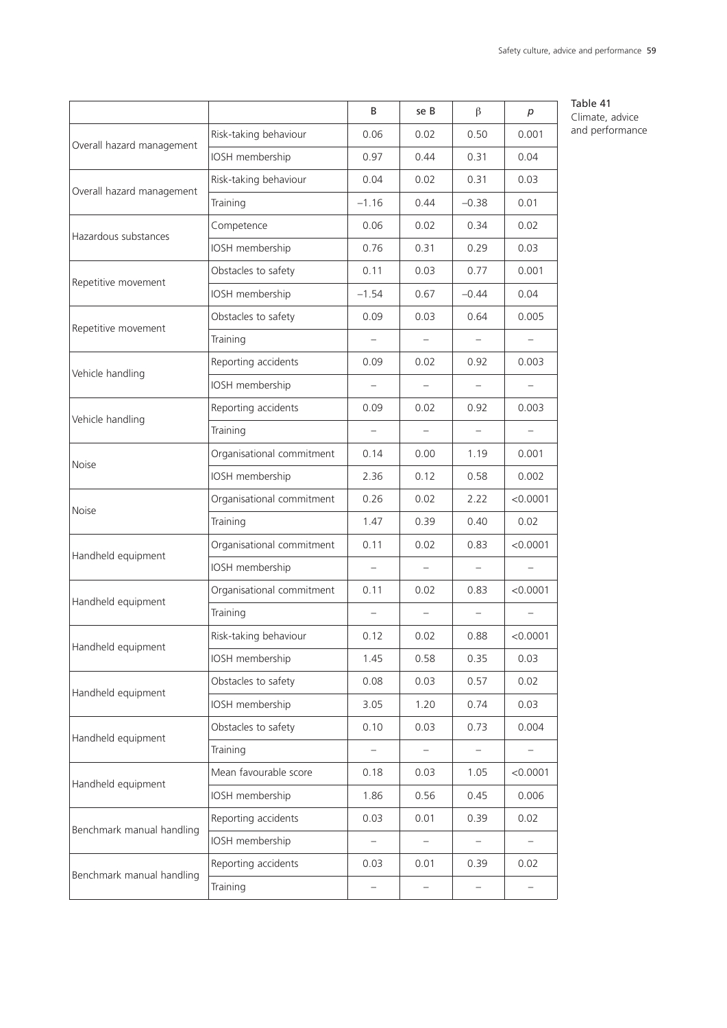Table 41
Climate, advice and performance

| | | B | se B | β | *p* |
|---|---|---|---|---|---|
| Overall hazard management | Risk-taking behaviour | 0.06 | 0.02 | 0.50 | 0.001 |
| | IOSH membership | 0.97 | 0.44 | 0.31 | 0.04 |
| Overall hazard management | Risk-taking behaviour | 0.04 | 0.02 | 0.31 | 0.03 |
| | Training | –1.16 | 0.44 | –0.38 | 0.01 |
| Hazardous substances | Competence | 0.06 | 0.02 | 0.34 | 0.02 |
| | IOSH membership | 0.76 | 0.31 | 0.29 | 0.03 |
| Repetitive movement | Obstacles to safety | 0.11 | 0.03 | 0.77 | 0.001 |
| | IOSH membership | –1.54 | 0.67 | –0.44 | 0.04 |
| Repetitive movement | Obstacles to safety | 0.09 | 0.03 | 0.64 | 0.005 |
| | Training | – | – | – | – |
| Vehicle handling | Reporting accidents | 0.09 | 0.02 | 0.92 | 0.003 |
| | IOSH membership | – | – | – | – |
| Vehicle handling | Reporting accidents | 0.09 | 0.02 | 0.92 | 0.003 |
| | Training | – | – | – | – |
| Noise | Organisational commitment | 0.14 | 0.00 | 1.19 | 0.001 |
| | IOSH membership | 2.36 | 0.12 | 0.58 | 0.002 |
| Noise | Organisational commitment | 0.26 | 0.02 | 2.22 | <0.0001 |
| | Training | 1.47 | 0.39 | 0.40 | 0.02 |
| Handheld equipment | Organisational commitment | 0.11 | 0.02 | 0.83 | <0.0001 |
| | IOSH membership | – | – | – | – |
| Handheld equipment | Organisational commitment | 0.11 | 0.02 | 0.83 | <0.0001 |
| | Training | – | – | – | – |
| Handheld equipment | Risk-taking behaviour | 0.12 | 0.02 | 0.88 | <0.0001 |
| | IOSH membership | 1.45 | 0.58 | 0.35 | 0.03 |
| Handheld equipment | Obstacles to safety | 0.08 | 0.03 | 0.57 | 0.02 |
| | IOSH membership | 3.05 | 1.20 | 0.74 | 0.03 |
| Handheld equipment | Obstacles to safety | 0.10 | 0.03 | 0.73 | 0.004 |
| | Training | – | – | – | – |
| Handheld equipment | Mean favourable score | 0.18 | 0.03 | 1.05 | <0.0001 |
| | IOSH membership | 1.86 | 0.56 | 0.45 | 0.006 |
| Benchmark manual handling | Reporting accidents | 0.03 | 0.01 | 0.39 | 0.02 |
| | IOSH membership | – | – | – | – |
| Benchmark manual handling | Reporting accidents | 0.03 | 0.01 | 0.39 | 0.02 |
| | Training | – | – | – | – |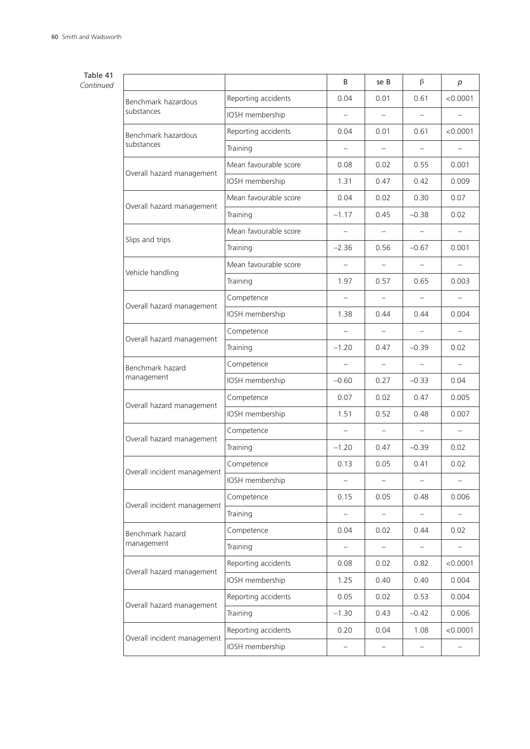Table 41
*Continued*

| | | B | se B | β | *p* |
|---|---|---|---|---|---|
| Benchmark hazardous substances | Reporting accidents | 0.04 | 0.01 | 0.61 | <0.0001 |
| | IOSH membership | – | – | – | – |
| Benchmark hazardous substances | Reporting accidents | 0.04 | 0.01 | 0.61 | <0.0001 |
| | Training | – | – | – | – |
| Overall hazard management | Mean favourable score | 0.08 | 0.02 | 0.55 | 0.001 |
| | IOSH membership | 1.31 | 0.47 | 0.42 | 0.009 |
| Overall hazard management | Mean favourable score | 0.04 | 0.02 | 0.30 | 0.07 |
| | Training | –1.17 | 0.45 | –0.38 | 0.02 |
| Slips and trips | Mean favourable score | – | – | – | – |
| | Training | –2.36 | 0.56 | –0.67 | 0.001 |
| Vehicle handling | Mean favourable score | – | – | – | – |
| | Training | 1.97 | 0.57 | 0.65 | 0.003 |
| Overall hazard management | Competence | – | – | – | – |
| | IOSH membership | 1.38 | 0.44 | 0.44 | 0.004 |
| Overall hazard management | Competence | – | – | – | – |
| | Training | –1.20 | 0.47 | –0.39 | 0.02 |
| Benchmark hazard management | Competence | – | – | – | – |
| | IOSH membership | –0.60 | 0.27 | –0.33 | 0.04 |
| Overall hazard management | Competence | 0.07 | 0.02 | 0.47 | 0.005 |
| | IOSH membership | 1.51 | 0.52 | 0.48 | 0.007 |
| Overall hazard management | Competence | – | – | – | – |
| | Training | –1.20 | 0.47 | –0.39 | 0.02 |
| Overall incident management | Competence | 0.13 | 0.05 | 0.41 | 0.02 |
| | IOSH membership | – | – | – | – |
| Overall incident management | Competence | 0.15 | 0.05 | 0.48 | 0.006 |
| | Training | – | – | – | – |
| Benchmark hazard management | Competence | 0.04 | 0.02 | 0.44 | 0.02 |
| | Training | – | – | – | – |
| Overall hazard management | Reporting accidents | 0.08 | 0.02 | 0.82 | <0.0001 |
| | IOSH membership | 1.25 | 0.40 | 0.40 | 0.004 |
| Overall hazard management | Reporting accidents | 0.05 | 0.02 | 0.53 | 0.004 |
| | Training | –1.30 | 0.43 | –0.42 | 0.006 |
| Overall incident management | Reporting accidents | 0.20 | 0.04 | 1.08 | <0.0001 |
| | IOSH membership | – | – | – | – |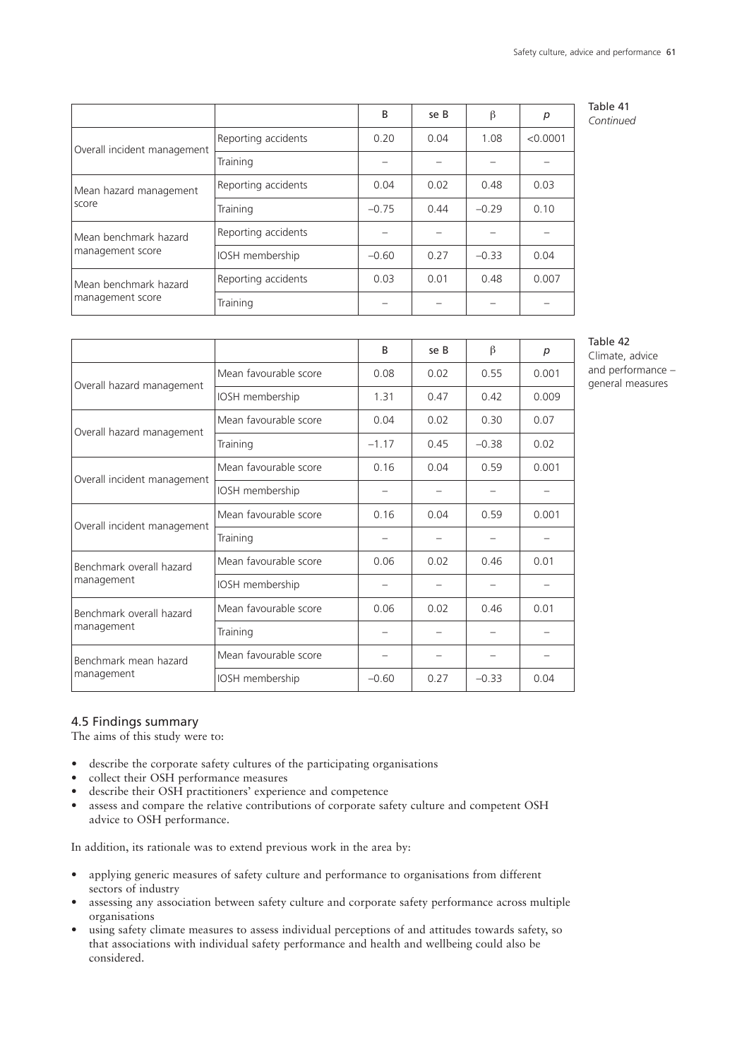Table 41
*Continued*

| | | B | se B | β | *p* |
|---|---|---|---|---|---|
| Overall incident management | Reporting accidents | 0.20 | 0.04 | 1.08 | <0.0001 |
| | Training | – | – | – | – |
| Mean hazard management score | Reporting accidents | 0.04 | 0.02 | 0.48 | 0.03 |
| | Training | –0.75 | 0.44 | –0.29 | 0.10 |
| Mean benchmark hazard management score | Reporting accidents | – | – | – | – |
| | IOSH membership | –0.60 | 0.27 | –0.33 | 0.04 |
| Mean benchmark hazard management score | Reporting accidents | 0.03 | 0.01 | 0.48 | 0.007 |
| | Training | – | – | – | – |

Table 42
Climate, advice and performance – general measures

| | | B | se B | β | *p* |
|---|---|---|---|---|---|
| Overall hazard management | Mean favourable score | 0.08 | 0.02 | 0.55 | 0.001 |
| | IOSH membership | 1.31 | 0.47 | 0.42 | 0.009 |
| Overall hazard management | Mean favourable score | 0.04 | 0.02 | 0.30 | 0.07 |
| | Training | –1.17 | 0.45 | –0.38 | 0.02 |
| Overall incident management | Mean favourable score | 0.16 | 0.04 | 0.59 | 0.001 |
| | IOSH membership | – | – | – | – |
| Overall incident management | Mean favourable score | 0.16 | 0.04 | 0.59 | 0.001 |
| | Training | – | – | – | – |
| Benchmark overall hazard management | Mean favourable score | 0.06 | 0.02 | 0.46 | 0.01 |
| | IOSH membership | – | – | – | – |
| Benchmark overall hazard management | Mean favourable score | 0.06 | 0.02 | 0.46 | 0.01 |
| | Training | – | – | – | – |
| Benchmark mean hazard management | Mean favourable score | – | – | – | – |
| | IOSH membership | –0.60 | 0.27 | –0.33 | 0.04 |

## 4.5 Findings summary

The aims of this study were to:

- describe the corporate safety cultures of the participating organisations
- collect their OSH performance measures
- describe their OSH practitioners' experience and competence
- assess and compare the relative contributions of corporate safety culture and competent OSH advice to OSH performance.

In addition, its rationale was to extend previous work in the area by:

- applying generic measures of safety culture and performance to organisations from different sectors of industry
- assessing any association between safety culture and corporate safety performance across multiple organisations
- using safety climate measures to assess individual perceptions of and attitudes towards safety, so that associations with individual safety performance and health and wellbeing could also be considered.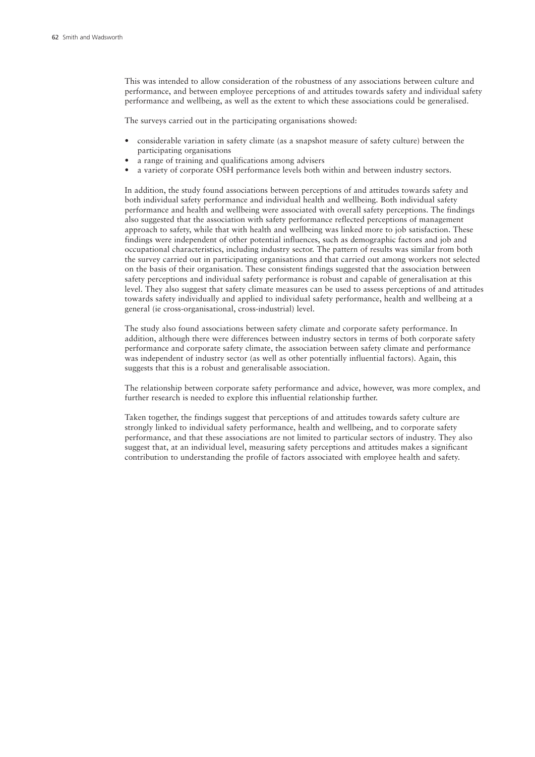This was intended to allow consideration of the robustness of any associations between culture and performance, and between employee perceptions of and attitudes towards safety and individual safety performance and wellbeing, as well as the extent to which these associations could be generalised.

The surveys carried out in the participating organisations showed:

- considerable variation in safety climate (as a snapshot measure of safety culture) between the participating organisations
- a range of training and qualifications among advisers
- a variety of corporate OSH performance levels both within and between industry sectors.

In addition, the study found associations between perceptions of and attitudes towards safety and both individual safety performance and individual health and wellbeing. Both individual safety performance and health and wellbeing were associated with overall safety perceptions. The findings also suggested that the association with safety performance reflected perceptions of management approach to safety, while that with health and wellbeing was linked more to job satisfaction. These findings were independent of other potential influences, such as demographic factors and job and occupational characteristics, including industry sector. The pattern of results was similar from both the survey carried out in participating organisations and that carried out among workers not selected on the basis of their organisation. These consistent findings suggested that the association between safety perceptions and individual safety performance is robust and capable of generalisation at this level. They also suggest that safety climate measures can be used to assess perceptions of and attitudes towards safety individually and applied to individual safety performance, health and wellbeing at a general (ie cross-organisational, cross-industrial) level.

The study also found associations between safety climate and corporate safety performance. In addition, although there were differences between industry sectors in terms of both corporate safety performance and corporate safety climate, the association between safety climate and performance was independent of industry sector (as well as other potentially influential factors). Again, this suggests that this is a robust and generalisable association.

The relationship between corporate safety performance and advice, however, was more complex, and further research is needed to explore this influential relationship further.

Taken together, the findings suggest that perceptions of and attitudes towards safety culture are strongly linked to individual safety performance, health and wellbeing, and to corporate safety performance, and that these associations are not limited to particular sectors of industry. They also suggest that, at an individual level, measuring safety perceptions and attitudes makes a significant contribution to understanding the profile of factors associated with employee health and safety.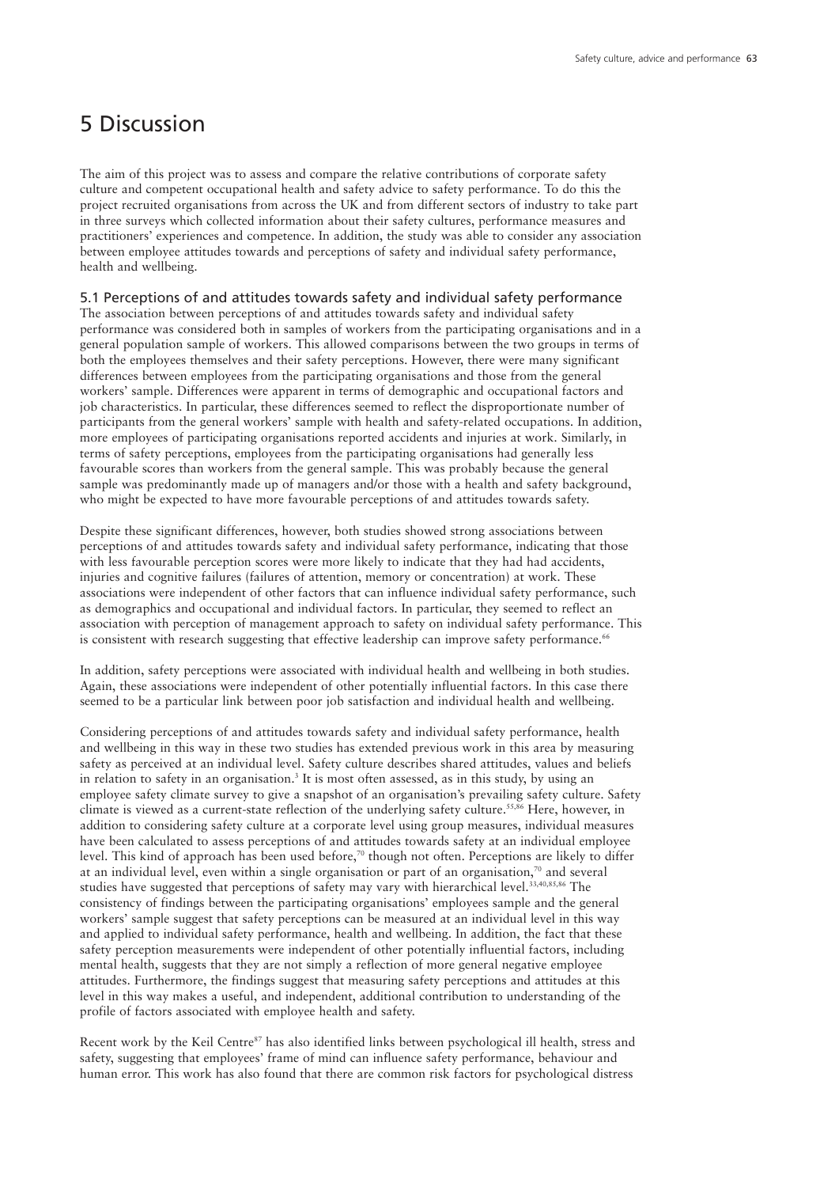# 5 Discussion

The aim of this project was to assess and compare the relative contributions of corporate safety culture and competent occupational health and safety advice to safety performance. To do this the project recruited organisations from across the UK and from different sectors of industry to take part in three surveys which collected information about their safety cultures, performance measures and practitioners' experiences and competence. In addition, the study was able to consider any association between employee attitudes towards and perceptions of safety and individual safety performance, health and wellbeing.

## 5.1 Perceptions of and attitudes towards safety and individual safety performance

The association between perceptions of and attitudes towards safety and individual safety performance was considered both in samples of workers from the participating organisations and in a general population sample of workers. This allowed comparisons between the two groups in terms of both the employees themselves and their safety perceptions. However, there were many significant differences between employees from the participating organisations and those from the general workers' sample. Differences were apparent in terms of demographic and occupational factors and job characteristics. In particular, these differences seemed to reflect the disproportionate number of participants from the general workers' sample with health and safety-related occupations. In addition, more employees of participating organisations reported accidents and injuries at work. Similarly, in terms of safety perceptions, employees from the participating organisations had generally less favourable scores than workers from the general sample. This was probably because the general sample was predominantly made up of managers and/or those with a health and safety background, who might be expected to have more favourable perceptions of and attitudes towards safety.

Despite these significant differences, however, both studies showed strong associations between perceptions of and attitudes towards safety and individual safety performance, indicating that those with less favourable perception scores were more likely to indicate that they had had accidents, injuries and cognitive failures (failures of attention, memory or concentration) at work. These associations were independent of other factors that can influence individual safety performance, such as demographics and occupational and individual factors. In particular, they seemed to reflect an association with perception of management approach to safety on individual safety performance. This is consistent with research suggesting that effective leadership can improve safety performance.[66]

In addition, safety perceptions were associated with individual health and wellbeing in both studies. Again, these associations were independent of other potentially influential factors. In this case there seemed to be a particular link between poor job satisfaction and individual health and wellbeing.

Considering perceptions of and attitudes towards safety and individual safety performance, health and wellbeing in this way in these two studies has extended previous work in this area by measuring safety as perceived at an individual level. Safety culture describes shared attitudes, values and beliefs in relation to safety in an organisation.[3] It is most often assessed, as in this study, by using an employee safety climate survey to give a snapshot of an organisation's prevailing safety culture. Safety climate is viewed as a current-state reflection of the underlying safety culture.[55,86] Here, however, in addition to considering safety culture at a corporate level using group measures, individual measures have been calculated to assess perceptions of and attitudes towards safety at an individual employee level. This kind of approach has been used before,[70] though not often. Perceptions are likely to differ at an individual level, even within a single organisation or part of an organisation,[70] and several studies have suggested that perceptions of safety may vary with hierarchical level.[33,40,85,86] The consistency of findings between the participating organisations' employees sample and the general workers' sample suggest that safety perceptions can be measured at an individual level in this way and applied to individual safety performance, health and wellbeing. In addition, the fact that these safety perception measurements were independent of other potentially influential factors, including mental health, suggests that they are not simply a reflection of more general negative employee attitudes. Furthermore, the findings suggest that measuring safety perceptions and attitudes at this level in this way makes a useful, and independent, additional contribution to understanding of the profile of factors associated with employee health and safety.

Recent work by the Keil Centre[87] has also identified links between psychological ill health, stress and safety, suggesting that employees' frame of mind can influence safety performance, behaviour and human error. This work has also found that there are common risk factors for psychological distress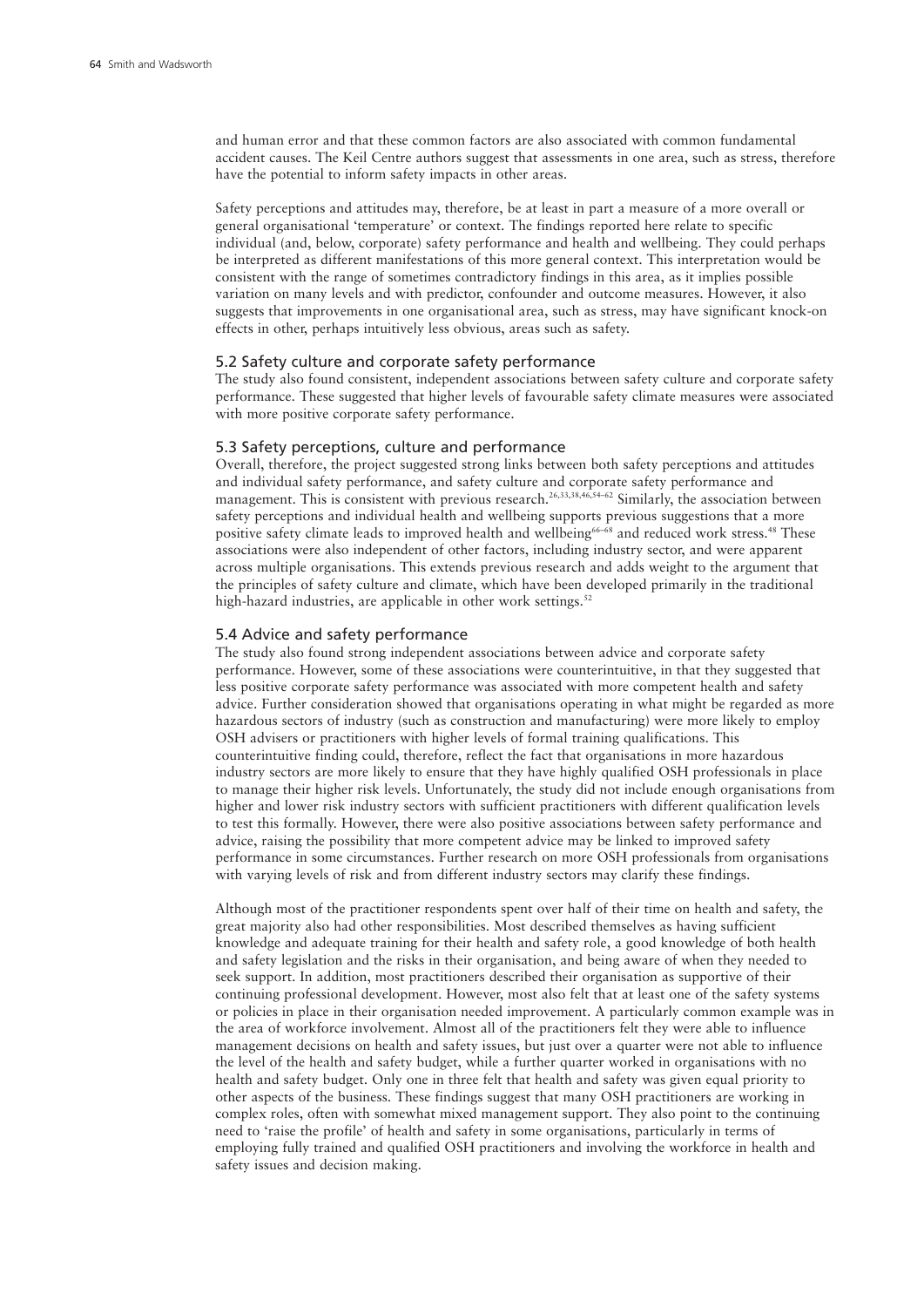and human error and that these common factors are also associated with common fundamental accident causes. The Keil Centre authors suggest that assessments in one area, such as stress, therefore have the potential to inform safety impacts in other areas.

Safety perceptions and attitudes may, therefore, be at least in part a measure of a more overall or general organisational 'temperature' or context. The findings reported here relate to specific individual (and, below, corporate) safety performance and health and wellbeing. They could perhaps be interpreted as different manifestations of this more general context. This interpretation would be consistent with the range of sometimes contradictory findings in this area, as it implies possible variation on many levels and with predictor, confounder and outcome measures. However, it also suggests that improvements in one organisational area, such as stress, may have significant knock-on effects in other, perhaps intuitively less obvious, areas such as safety.

### 5.2 Safety culture and corporate safety performance

The study also found consistent, independent associations between safety culture and corporate safety performance. These suggested that higher levels of favourable safety climate measures were associated with more positive corporate safety performance.

### 5.3 Safety perceptions, culture and performance

Overall, therefore, the project suggested strong links between both safety perceptions and attitudes and individual safety performance, and safety culture and corporate safety performance and management. This is consistent with previous research.[26,33,38,46,54–62] Similarly, the association between safety perceptions and individual health and wellbeing supports previous suggestions that a more positive safety climate leads to improved health and wellbeing[66–68] and reduced work stress.[48] These associations were also independent of other factors, including industry sector, and were apparent across multiple organisations. This extends previous research and adds weight to the argument that the principles of safety culture and climate, which have been developed primarily in the traditional high-hazard industries, are applicable in other work settings.[52]

### 5.4 Advice and safety performance

The study also found strong independent associations between advice and corporate safety performance. However, some of these associations were counterintuitive, in that they suggested that less positive corporate safety performance was associated with more competent health and safety advice. Further consideration showed that organisations operating in what might be regarded as more hazardous sectors of industry (such as construction and manufacturing) were more likely to employ OSH advisers or practitioners with higher levels of formal training qualifications. This counterintuitive finding could, therefore, reflect the fact that organisations in more hazardous industry sectors are more likely to ensure that they have highly qualified OSH professionals in place to manage their higher risk levels. Unfortunately, the study did not include enough organisations from higher and lower risk industry sectors with sufficient practitioners with different qualification levels to test this formally. However, there were also positive associations between safety performance and advice, raising the possibility that more competent advice may be linked to improved safety performance in some circumstances. Further research on more OSH professionals from organisations with varying levels of risk and from different industry sectors may clarify these findings.

Although most of the practitioner respondents spent over half of their time on health and safety, the great majority also had other responsibilities. Most described themselves as having sufficient knowledge and adequate training for their health and safety role, a good knowledge of both health and safety legislation and the risks in their organisation, and being aware of when they needed to seek support. In addition, most practitioners described their organisation as supportive of their continuing professional development. However, most also felt that at least one of the safety systems or policies in place in their organisation needed improvement. A particularly common example was in the area of workforce involvement. Almost all of the practitioners felt they were able to influence management decisions on health and safety issues, but just over a quarter were not able to influence the level of the health and safety budget, while a further quarter worked in organisations with no health and safety budget. Only one in three felt that health and safety was given equal priority to other aspects of the business. These findings suggest that many OSH practitioners are working in complex roles, often with somewhat mixed management support. They also point to the continuing need to 'raise the profile' of health and safety in some organisations, particularly in terms of employing fully trained and qualified OSH practitioners and involving the workforce in health and safety issues and decision making.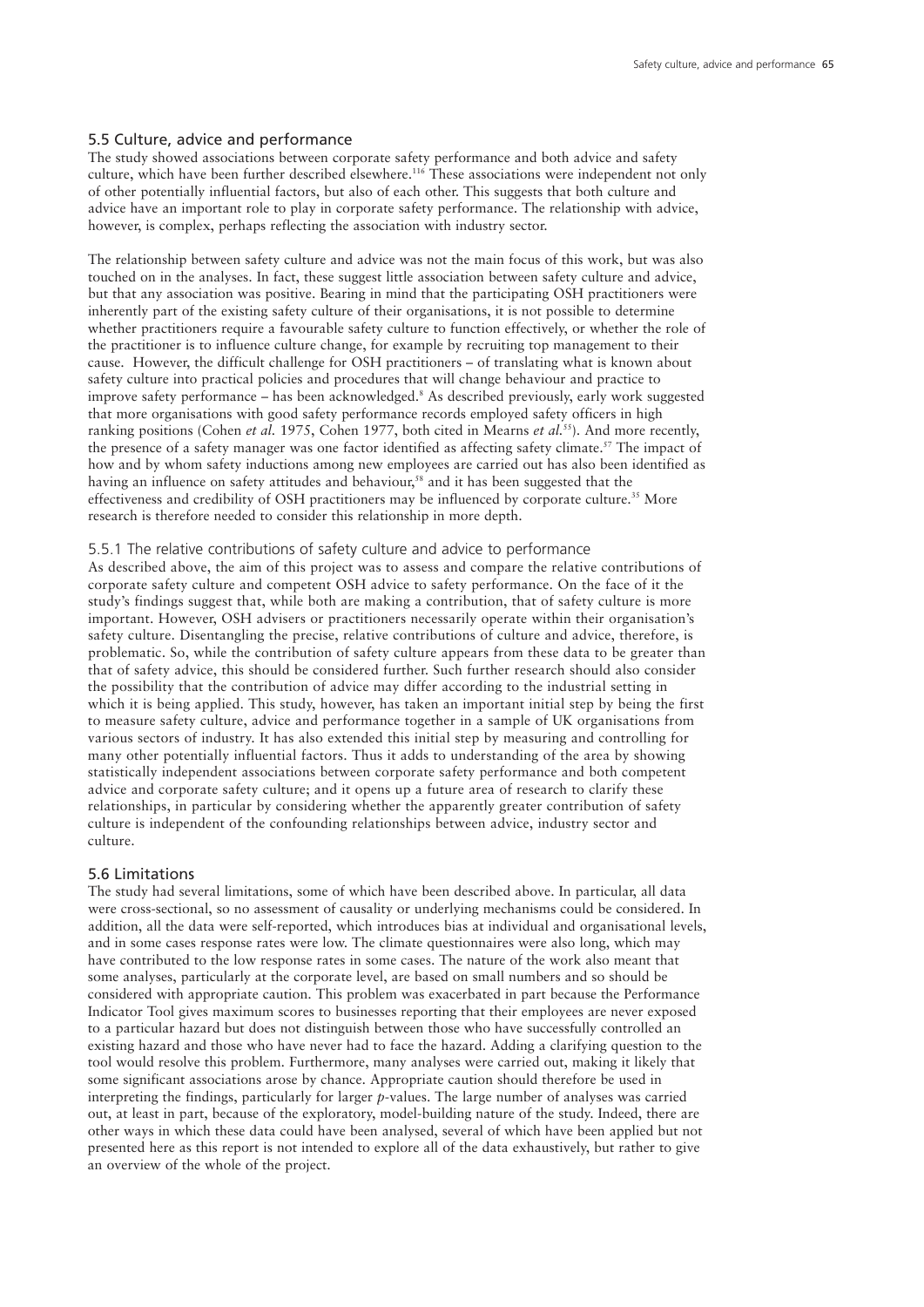## 5.5 Culture, advice and performance

The study showed associations between corporate safety performance and both advice and safety culture, which have been further described elsewhere.[116] These associations were independent not only of other potentially influential factors, but also of each other. This suggests that both culture and advice have an important role to play in corporate safety performance. The relationship with advice, however, is complex, perhaps reflecting the association with industry sector.

The relationship between safety culture and advice was not the main focus of this work, but was also touched on in the analyses. In fact, these suggest little association between safety culture and advice, but that any association was positive. Bearing in mind that the participating OSH practitioners were inherently part of the existing safety culture of their organisations, it is not possible to determine whether practitioners require a favourable safety culture to function effectively, or whether the role of the practitioner is to influence culture change, for example by recruiting top management to their cause. However, the difficult challenge for OSH practitioners – of translating what is known about safety culture into practical policies and procedures that will change behaviour and practice to improve safety performance – has been acknowledged.[8] As described previously, early work suggested that more organisations with good safety performance records employed safety officers in high ranking positions (Cohen *et al.* 1975, Cohen 1977, both cited in Mearns *et al.*[55]). And more recently, the presence of a safety manager was one factor identified as affecting safety climate.[57] The impact of how and by whom safety inductions among new employees are carried out has also been identified as having an influence on safety attitudes and behaviour,[58] and it has been suggested that the effectiveness and credibility of OSH practitioners may be influenced by corporate culture.[35] More research is therefore needed to consider this relationship in more depth.

### 5.5.1 The relative contributions of safety culture and advice to performance

As described above, the aim of this project was to assess and compare the relative contributions of corporate safety culture and competent OSH advice to safety performance. On the face of it the study's findings suggest that, while both are making a contribution, that of safety culture is more important. However, OSH advisers or practitioners necessarily operate within their organisation's safety culture. Disentangling the precise, relative contributions of culture and advice, therefore, is problematic. So, while the contribution of safety culture appears from these data to be greater than that of safety advice, this should be considered further. Such further research should also consider the possibility that the contribution of advice may differ according to the industrial setting in which it is being applied. This study, however, has taken an important initial step by being the first to measure safety culture, advice and performance together in a sample of UK organisations from various sectors of industry. It has also extended this initial step by measuring and controlling for many other potentially influential factors. Thus it adds to understanding of the area by showing statistically independent associations between corporate safety performance and both competent advice and corporate safety culture; and it opens up a future area of research to clarify these relationships, in particular by considering whether the apparently greater contribution of safety culture is independent of the confounding relationships between advice, industry sector and culture.

## 5.6 Limitations

The study had several limitations, some of which have been described above. In particular, all data were cross-sectional, so no assessment of causality or underlying mechanisms could be considered. In addition, all the data were self-reported, which introduces bias at individual and organisational levels, and in some cases response rates were low. The climate questionnaires were also long, which may have contributed to the low response rates in some cases. The nature of the work also meant that some analyses, particularly at the corporate level, are based on small numbers and so should be considered with appropriate caution. This problem was exacerbated in part because the Performance Indicator Tool gives maximum scores to businesses reporting that their employees are never exposed to a particular hazard but does not distinguish between those who have successfully controlled an existing hazard and those who have never had to face the hazard. Adding a clarifying question to the tool would resolve this problem. Furthermore, many analyses were carried out, making it likely that some significant associations arose by chance. Appropriate caution should therefore be used in interpreting the findings, particularly for larger $p$-values. The large number of analyses was carried out, at least in part, because of the exploratory, model-building nature of the study. Indeed, there are other ways in which these data could have been analysed, several of which have been applied but not presented here as this report is not intended to explore all of the data exhaustively, but rather to give an overview of the whole of the project.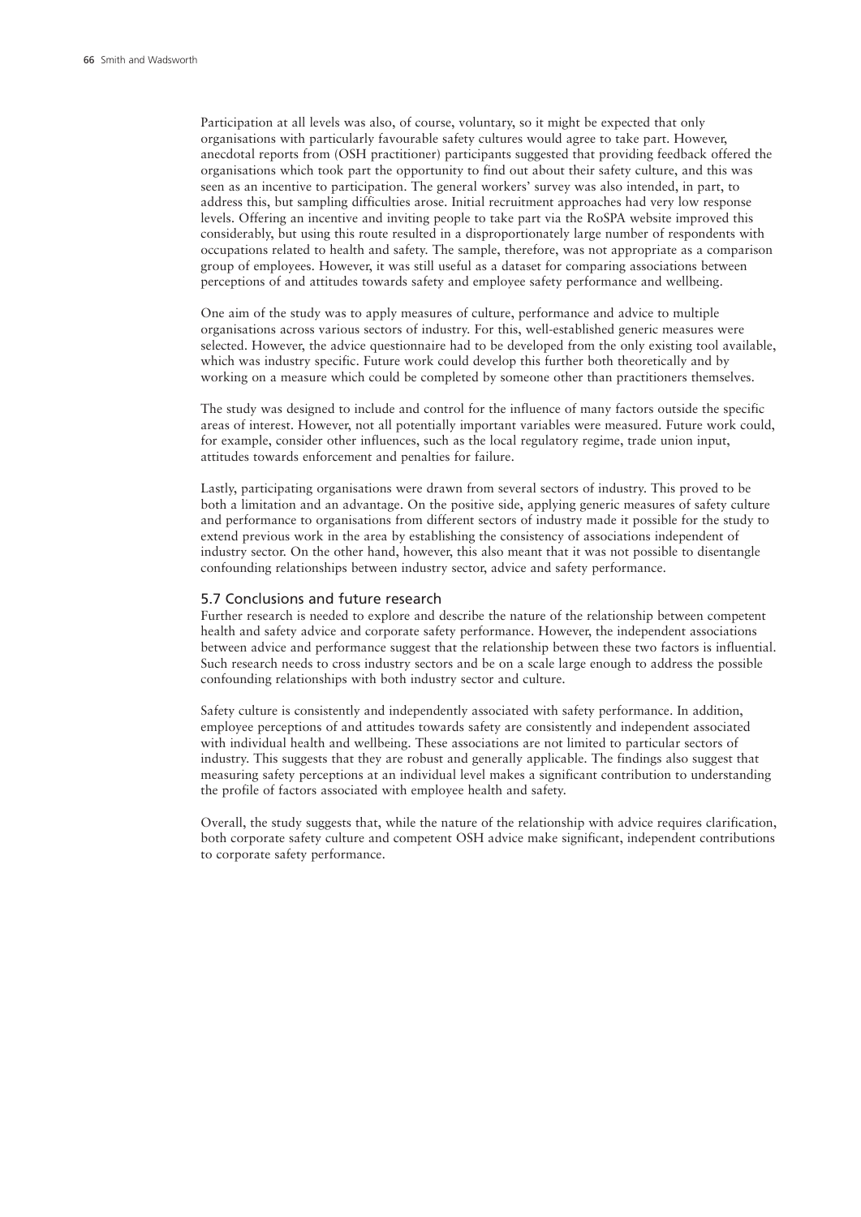Participation at all levels was also, of course, voluntary, so it might be expected that only organisations with particularly favourable safety cultures would agree to take part. However, anecdotal reports from (OSH practitioner) participants suggested that providing feedback offered the organisations which took part the opportunity to find out about their safety culture, and this was seen as an incentive to participation. The general workers' survey was also intended, in part, to address this, but sampling difficulties arose. Initial recruitment approaches had very low response levels. Offering an incentive and inviting people to take part via the RoSPA website improved this considerably, but using this route resulted in a disproportionately large number of respondents with occupations related to health and safety. The sample, therefore, was not appropriate as a comparison group of employees. However, it was still useful as a dataset for comparing associations between perceptions of and attitudes towards safety and employee safety performance and wellbeing.

One aim of the study was to apply measures of culture, performance and advice to multiple organisations across various sectors of industry. For this, well-established generic measures were selected. However, the advice questionnaire had to be developed from the only existing tool available, which was industry specific. Future work could develop this further both theoretically and by working on a measure which could be completed by someone other than practitioners themselves.

The study was designed to include and control for the influence of many factors outside the specific areas of interest. However, not all potentially important variables were measured. Future work could, for example, consider other influences, such as the local regulatory regime, trade union input, attitudes towards enforcement and penalties for failure.

Lastly, participating organisations were drawn from several sectors of industry. This proved to be both a limitation and an advantage. On the positive side, applying generic measures of safety culture and performance to organisations from different sectors of industry made it possible for the study to extend previous work in the area by establishing the consistency of associations independent of industry sector. On the other hand, however, this also meant that it was not possible to disentangle confounding relationships between industry sector, advice and safety performance.

## 5.7 Conclusions and future research

Further research is needed to explore and describe the nature of the relationship between competent health and safety advice and corporate safety performance. However, the independent associations between advice and performance suggest that the relationship between these two factors is influential. Such research needs to cross industry sectors and be on a scale large enough to address the possible confounding relationships with both industry sector and culture.

Safety culture is consistently and independently associated with safety performance. In addition, employee perceptions of and attitudes towards safety are consistently and independent associated with individual health and wellbeing. These associations are not limited to particular sectors of industry. This suggests that they are robust and generally applicable. The findings also suggest that measuring safety perceptions at an individual level makes a significant contribution to understanding the profile of factors associated with employee health and safety.

Overall, the study suggests that, while the nature of the relationship with advice requires clarification, both corporate safety culture and competent OSH advice make significant, independent contributions to corporate safety performance.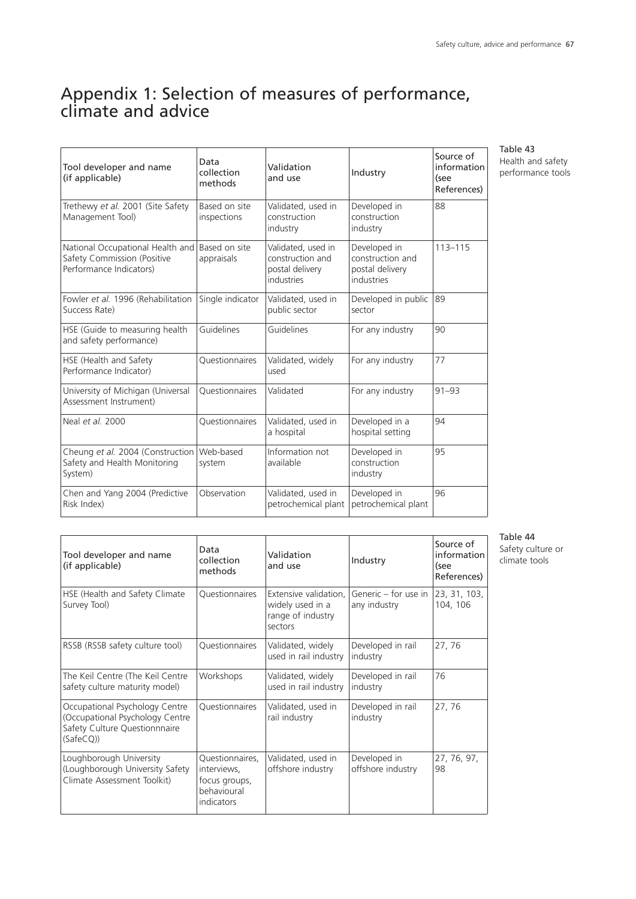# Appendix 1: Selection of measures of performance, climate and advice

Table 43
Health and safety performance tools

| Tool developer and name (if applicable) | Data collection methods | Validation and use | Industry | Source of information (see References) |
|---|---|---|---|---|
| Trethewy *et al.* 2001 (Site Safety Management Tool) | Based on site inspections | Validated, used in construction industry | Developed in construction industry | 88 |
| National Occupational Health and Safety Commission (Positive Performance Indicators) | Based on site appraisals | Validated, used in construction and postal delivery industries | Developed in construction and postal delivery industries | 113–115 |
| Fowler *et al.* 1996 (Rehabilitation Success Rate) | Single indicator | Validated, used in public sector | Developed in public sector | 89 |
| HSE (Guide to measuring health and safety performance) | Guidelines | Guidelines | For any industry | 90 |
| HSE (Health and Safety Performance Indicator) | Questionnaires | Validated, widely used | For any industry | 77 |
| University of Michigan (Universal Assessment Instrument) | Questionnaires | Validated | For any industry | 91–93 |
| Neal *et al.* 2000 | Questionnaires | Validated, used in a hospital | Developed in a hospital setting | 94 |
| Cheung *et al.* 2004 (Construction Safety and Health Monitoring System) | Web-based system | Information not available | Developed in construction industry | 95 |
| Chen and Yang 2004 (Predictive Risk Index) | Observation | Validated, used in petrochemical plant | Developed in petrochemical plant | 96 |

Table 44
Safety culture or climate tools

| Tool developer and name (if applicable) | Data collection methods | Validation and use | Industry | Source of information (see References) |
|---|---|---|---|---|
| HSE (Health and Safety Climate Survey Tool) | Questionnaires | Extensive validation, widely used in a range of industry sectors | Generic – for use in any industry | 23, 31, 103, 104, 106 |
| RSSB (RSSB safety culture tool) | Questionnaires | Validated, widely used in rail industry | Developed in rail industry | 27, 76 |
| The Keil Centre (The Keil Centre safety culture maturity model) | Workshops | Validated, widely used in rail industry | Developed in rail industry | 76 |
| Occupational Psychology Centre (Occupational Psychology Centre Safety Culture Questionnnaire (SafeCQ)) | Questionnaires | Validated, used in rail industry | Developed in rail industry | 27, 76 |
| Loughborough University (Loughborough University Safety Climate Assessment Toolkit) | Questionnaires, interviews, focus groups, behavioural indicators | Validated, used in offshore industry | Developed in offshore industry | 27, 76, 97, 98 |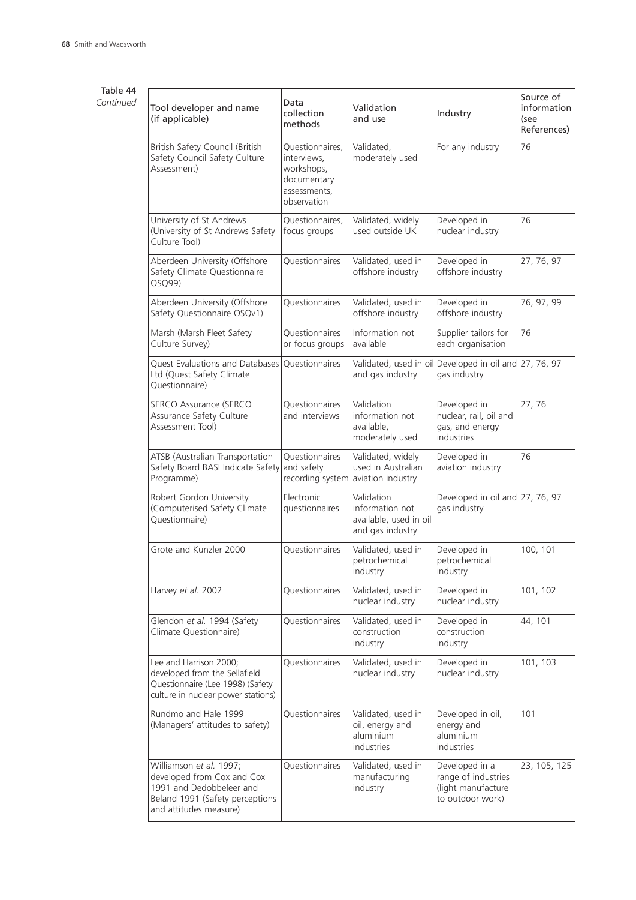Table 44 *Continued*

| Tool developer and name (if applicable) | Data collection methods | Validation and use | Industry | Source of information (see References) |
|---|---|---|---|---|
| British Safety Council (British Safety Council Safety Culture Assessment) | Questionnaires, interviews, workshops, documentary assessments, observation | Validated, moderately used | For any industry | 76 |
| University of St Andrews (University of St Andrews Safety Culture Tool) | Questionnaires, focus groups | Validated, widely used outside UK | Developed in nuclear industry | 76 |
| Aberdeen University (Offshore Safety Climate Questionnaire OSQ99) | Questionnaires | Validated, used in offshore industry | Developed in offshore industry | 27, 76, 97 |
| Aberdeen University (Offshore Safety Questionnaire OSQv1) | Questionnaires | Validated, used in offshore industry | Developed in offshore industry | 76, 97, 99 |
| Marsh (Marsh Fleet Safety Culture Survey) | Questionnaires or focus groups | Information not available | Supplier tailors for each organisation | 76 |
| Quest Evaluations and Databases Ltd (Quest Safety Climate Questionnaire) | Questionnaires | Validated, used in oil and gas industry | Developed in oil and gas industry | 27, 76, 97 |
| SERCO Assurance (SERCO Assurance Safety Culture Assessment Tool) | Questionnaires and interviews | Validation information not available, moderately used | Developed in nuclear, rail, oil and gas, and energy industries | 27, 76 |
| ATSB (Australian Transportation Safety Board BASI Indicate Safety Programme) | Questionnaires and safety recording system | Validated, widely used in Australian aviation industry | Developed in aviation industry | 76 |
| Robert Gordon University (Computerised Safety Climate Questionnaire) | Electronic questionnaires | Validation information not available, used in oil and gas industry | Developed in oil and gas industry | 27, 76, 97 |
| Grote and Kunzler 2000 | Questionnaires | Validated, used in petrochemical industry | Developed in petrochemical industry | 100, 101 |
| Harvey *et al.* 2002 | Questionnaires | Validated, used in nuclear industry | Developed in nuclear industry | 101, 102 |
| Glendon *et al.* 1994 (Safety Climate Questionnaire) | Questionnaires | Validated, used in construction industry | Developed in construction industry | 44, 101 |
| Lee and Harrison 2000; developed from the Sellafield Questionnaire (Lee 1998) (Safety culture in nuclear power stations) | Questionnaires | Validated, used in nuclear industry | Developed in nuclear industry | 101, 103 |
| Rundmo and Hale 1999 (Managers' attitudes to safety) | Questionnaires | Validated, used in oil, energy and aluminium industries | Developed in oil, energy and aluminium industries | 101 |
| Williamson *et al.* 1997; developed from Cox and Cox 1991 and Dedobbeleer and Beland 1991 (Safety perceptions and attitudes measure) | Questionnaires | Validated, used in manufacturing industry | Developed in a range of industries (light manufacture to outdoor work) | 23, 105, 125 |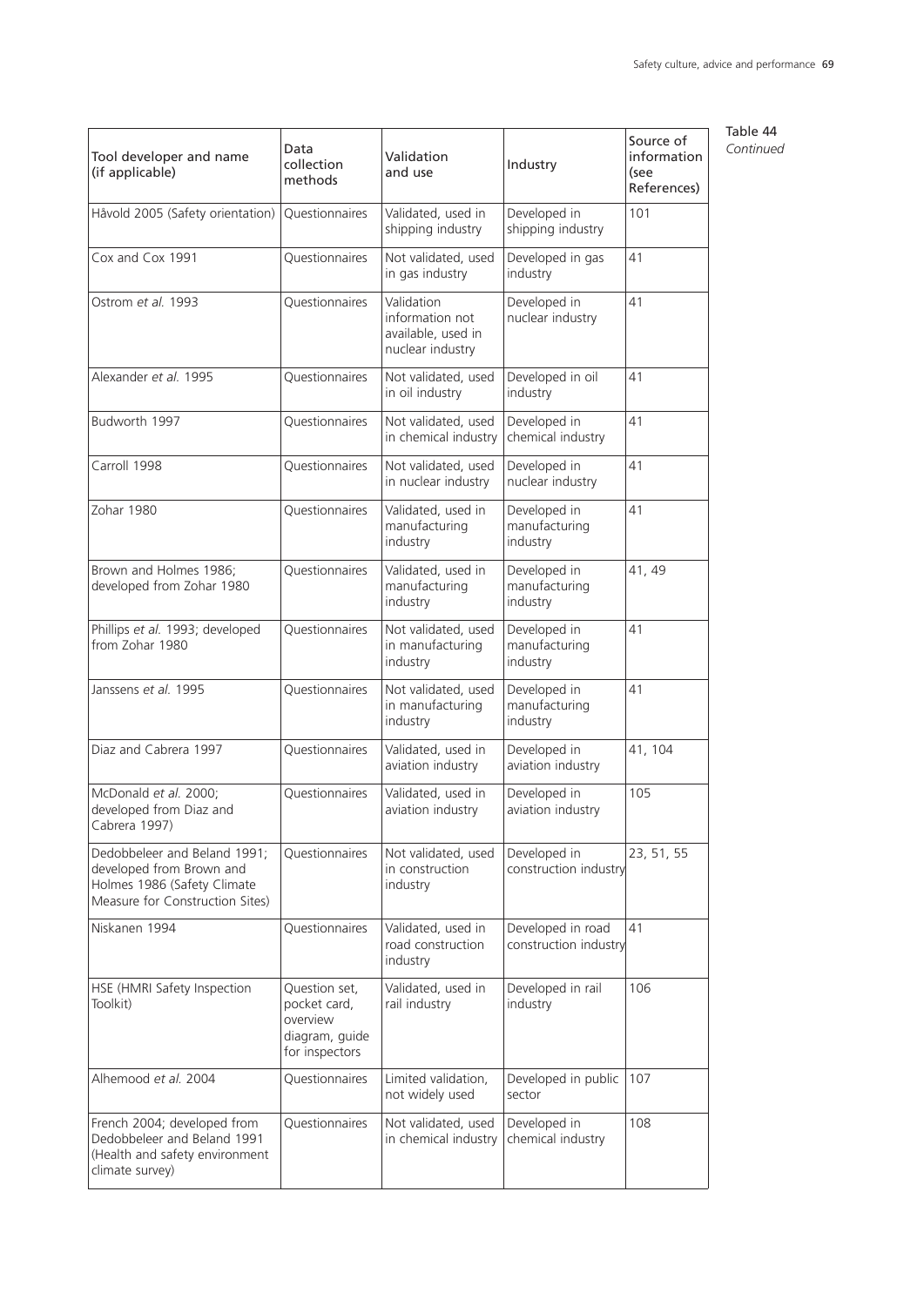Table 44
*Continued*

| Tool developer and name (if applicable) | Data collection methods | Validation and use | Industry | Source of information (see References) |
|---|---|---|---|---|
| Håvold 2005 (Safety orientation) | Questionnaires | Validated, used in shipping industry | Developed in shipping industry | 101 |
| Cox and Cox 1991 | Questionnaires | Not validated, used in gas industry | Developed in gas industry | 41 |
| Ostrom *et al.* 1993 | Questionnaires | Validation information not available, used in nuclear industry | Developed in nuclear industry | 41 |
| Alexander *et al.* 1995 | Questionnaires | Not validated, used in oil industry | Developed in oil industry | 41 |
| Budworth 1997 | Questionnaires | Not validated, used in chemical industry | Developed in chemical industry | 41 |
| Carroll 1998 | Questionnaires | Not validated, used in nuclear industry | Developed in nuclear industry | 41 |
| Zohar 1980 | Questionnaires | Validated, used in manufacturing industry | Developed in manufacturing industry | 41 |
| Brown and Holmes 1986; developed from Zohar 1980 | Questionnaires | Validated, used in manufacturing industry | Developed in manufacturing industry | 41, 49 |
| Phillips *et al.* 1993; developed from Zohar 1980 | Questionnaires | Not validated, used in manufacturing industry | Developed in manufacturing industry | 41 |
| Janssens *et al.* 1995 | Questionnaires | Not validated, used in manufacturing industry | Developed in manufacturing industry | 41 |
| Diaz and Cabrera 1997 | Questionnaires | Validated, used in aviation industry | Developed in aviation industry | 41, 104 |
| McDonald *et al.* 2000; developed from Diaz and Cabrera 1997) | Questionnaires | Validated, used in aviation industry | Developed in aviation industry | 105 |
| Dedobbeleer and Beland 1991; developed from Brown and Holmes 1986 (Safety Climate Measure for Construction Sites) | Questionnaires | Not validated, used in construction industry | Developed in construction industry | 23, 51, 55 |
| Niskanen 1994 | Questionnaires | Validated, used in road construction industry | Developed in road construction industry | 41 |
| HSE (HMRI Safety Inspection Toolkit) | Question set, pocket card, overview diagram, guide for inspectors | Validated, used in rail industry | Developed in rail industry | 106 |
| Alhemood *et al.* 2004 | Questionnaires | Limited validation, not widely used | Developed in public sector | 107 |
| French 2004; developed from Dedobbeleer and Beland 1991 (Health and safety environment climate survey) | Questionnaires | Not validated, used in chemical industry | Developed in chemical industry | 108 |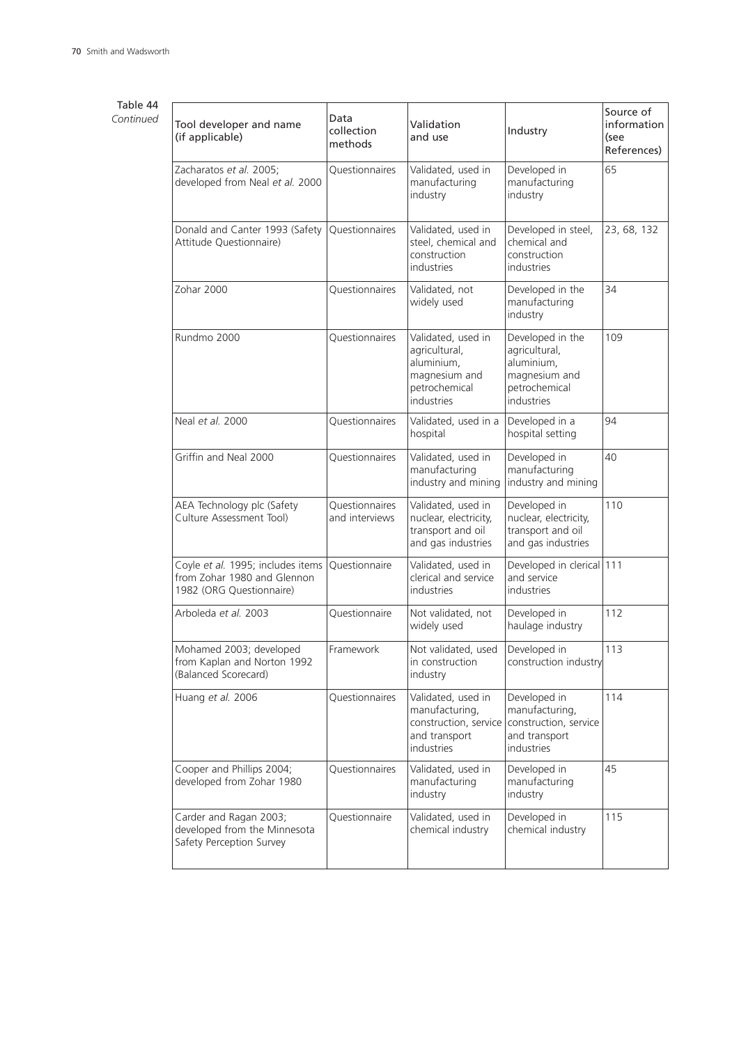Table 44 *Continued*

| Tool developer and name (if applicable) | Data collection methods | Validation and use | Industry | Source of information (see References) |
|---|---|---|---|---|
| Zacharatos *et al.* 2005; developed from Neal *et al.* 2000 | Questionnaires | Validated, used in manufacturing industry | Developed in manufacturing industry | 65 |
| Donald and Canter 1993 (Safety Attitude Questionnaire) | Questionnaires | Validated, used in steel, chemical and construction industries | Developed in steel, chemical and construction industries | 23, 68, 132 |
| Zohar 2000 | Questionnaires | Validated, not widely used | Developed in the manufacturing industry | 34 |
| Rundmo 2000 | Questionnaires | Validated, used in agricultural, aluminium, magnesium and petrochemical industries | Developed in the agricultural, aluminium, magnesium and petrochemical industries | 109 |
| Neal *et al.* 2000 | Questionnaires | Validated, used in a hospital | Developed in a hospital setting | 94 |
| Griffin and Neal 2000 | Questionnaires | Validated, used in manufacturing industry and mining | Developed in manufacturing industry and mining | 40 |
| AEA Technology plc (Safety Culture Assessment Tool) | Questionnaires and interviews | Validated, used in nuclear, electricity, transport and oil and gas industries | Developed in nuclear, electricity, transport and oil and gas industries | 110 |
| Coyle *et al.* 1995; includes items from Zohar 1980 and Glennon 1982 (ORG Questionnaire) | Questionnaire | Validated, used in clerical and service industries | Developed in clerical and service industries | 111 |
| Arboleda *et al.* 2003 | Questionnaire | Not validated, not widely used | Developed in haulage industry | 112 |
| Mohamed 2003; developed from Kaplan and Norton 1992 (Balanced Scorecard) | Framework | Not validated, used in construction industry | Developed in construction industry | 113 |
| Huang *et al.* 2006 | Questionnaires | Validated, used in manufacturing, construction, service and transport industries | Developed in manufacturing, construction, service and transport industries | 114 |
| Cooper and Phillips 2004; developed from Zohar 1980 | Questionnaires | Validated, used in manufacturing industry | Developed in manufacturing industry | 45 |
| Carder and Ragan 2003; developed from the Minnesota Safety Perception Survey | Questionnaire | Validated, used in chemical industry | Developed in chemical industry | 115 |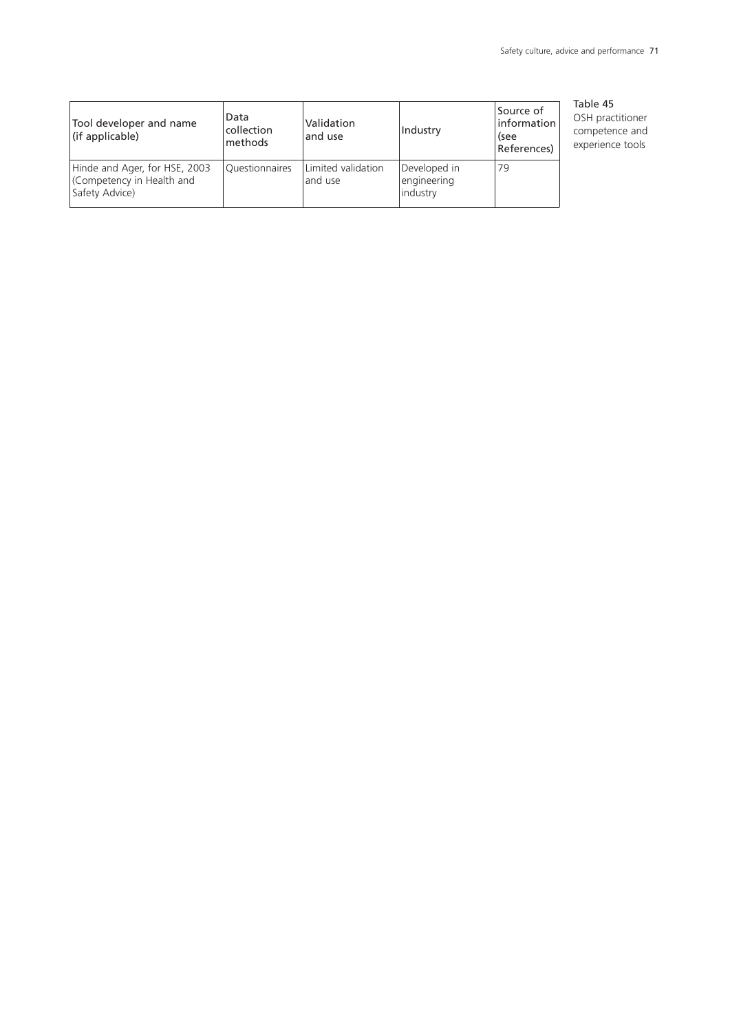Table 45
OSH practitioner competence and experience tools

| Tool developer and name (if applicable) | Data collection methods | Validation and use | Industry | Source of information (see References) |
|---|---|---|---|---|
| Hinde and Ager, for HSE, 2003 (Competency in Health and Safety Advice) | Questionnaires | Limited validation and use | Developed in engineering industry | 79 |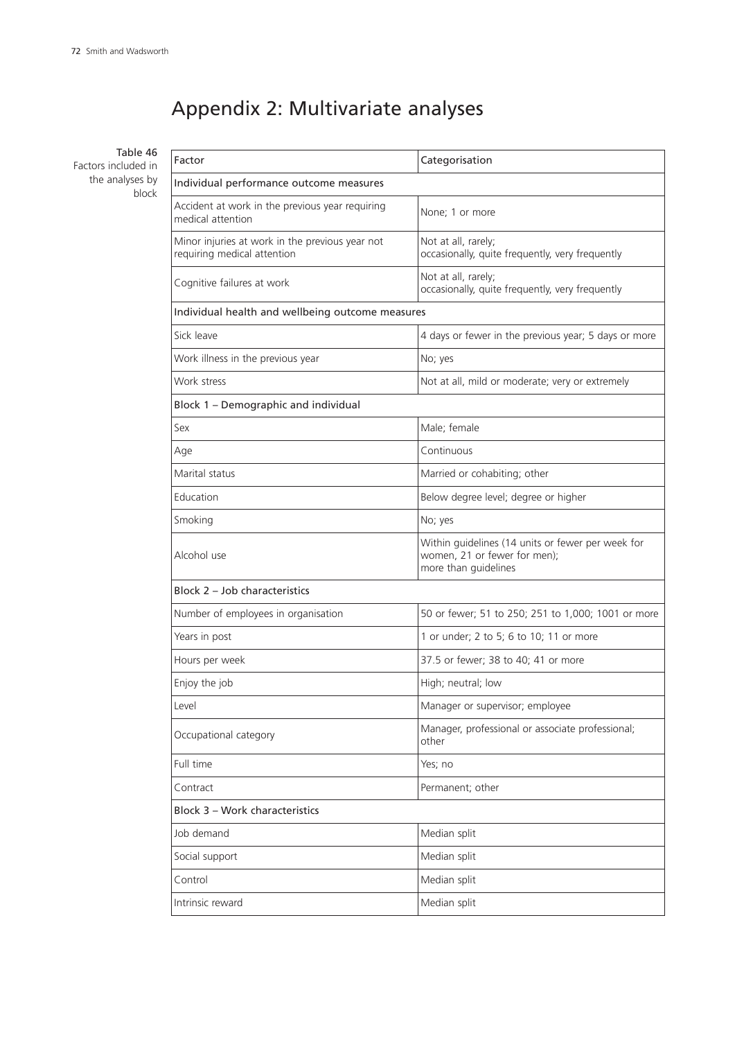# Appendix 2: Multivariate analyses

**Table 46** Factors included in the analyses by block

| Factor | Categorisation |
|---|---|
| Individual performance outcome measures | |
| Accident at work in the previous year requiring medical attention | None; 1 or more |
| Minor injuries at work in the previous year not requiring medical attention | Not at all, rarely; occasionally, quite frequently, very frequently |
| Cognitive failures at work | Not at all, rarely; occasionally, quite frequently, very frequently |
| Individual health and wellbeing outcome measures | |
| Sick leave | 4 days or fewer in the previous year; 5 days or more |
| Work illness in the previous year | No; yes |
| Work stress | Not at all, mild or moderate; very or extremely |
| Block 1 – Demographic and individual | |
| Sex | Male; female |
| Age | Continuous |
| Marital status | Married or cohabiting; other |
| Education | Below degree level; degree or higher |
| Smoking | No; yes |
| Alcohol use | Within guidelines (14 units or fewer per week for women, 21 or fewer for men); more than guidelines |
| Block 2 – Job characteristics | |
| Number of employees in organisation | 50 or fewer; 51 to 250; 251 to 1,000; 1001 or more |
| Years in post | 1 or under; 2 to 5; 6 to 10; 11 or more |
| Hours per week | 37.5 or fewer; 38 to 40; 41 or more |
| Enjoy the job | High; neutral; low |
| Level | Manager or supervisor; employee |
| Occupational category | Manager, professional or associate professional; other |
| Full time | Yes; no |
| Contract | Permanent; other |
| Block 3 – Work characteristics | |
| Job demand | Median split |
| Social support | Median split |
| Control | Median split |
| Intrinsic reward | Median split |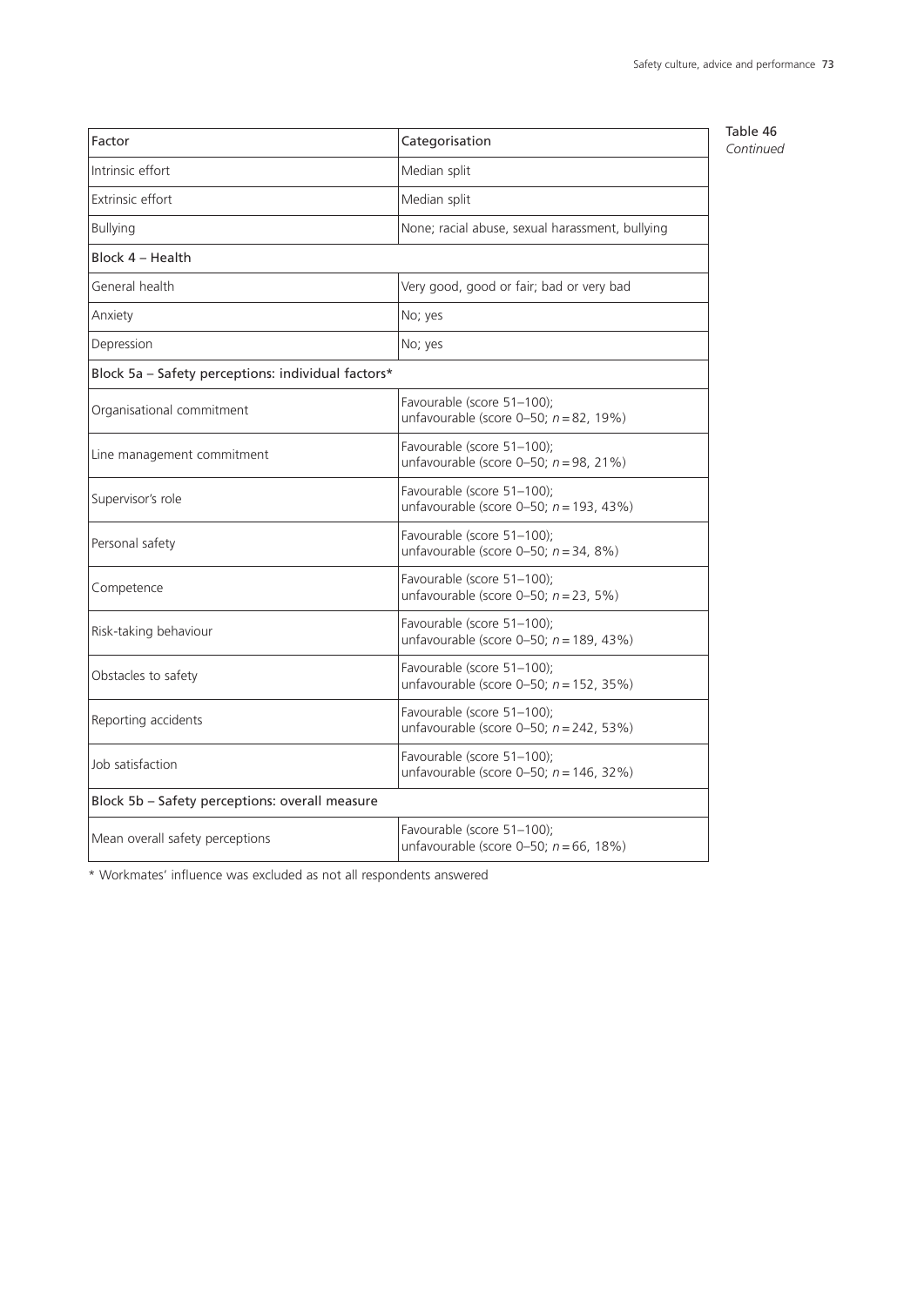Table 46 *Continued*

| Factor | Categorisation |
|---|---|
| Intrinsic effort | Median split |
| Extrinsic effort | Median split |
| Bullying | None; racial abuse, sexual harassment, bullying |
| Block 4 – Health | |
| General health | Very good, good or fair; bad or very bad |
| Anxiety | No; yes |
| Depression | No; yes |
| Block 5a – Safety perceptions: individual factors* | |
| Organisational commitment | Favourable (score 51–100); unfavourable (score 0–50; *n* = 82, 19%) |
| Line management commitment | Favourable (score 51–100); unfavourable (score 0–50; *n* = 98, 21%) |
| Supervisor's role | Favourable (score 51–100); unfavourable (score 0–50; *n* = 193, 43%) |
| Personal safety | Favourable (score 51–100); unfavourable (score 0–50; *n* = 34, 8%) |
| Competence | Favourable (score 51–100); unfavourable (score 0–50; *n* = 23, 5%) |
| Risk-taking behaviour | Favourable (score 51–100); unfavourable (score 0–50; *n* = 189, 43%) |
| Obstacles to safety | Favourable (score 51–100); unfavourable (score 0–50; *n* = 152, 35%) |
| Reporting accidents | Favourable (score 51–100); unfavourable (score 0–50; *n* = 242, 53%) |
| Job satisfaction | Favourable (score 51–100); unfavourable (score 0–50; *n* = 146, 32%) |
| Block 5b – Safety perceptions: overall measure | |
| Mean overall safety perceptions | Favourable (score 51–100); unfavourable (score 0–50; *n* = 66, 18%) |

\* Workmates' influence was excluded as not all respondents answered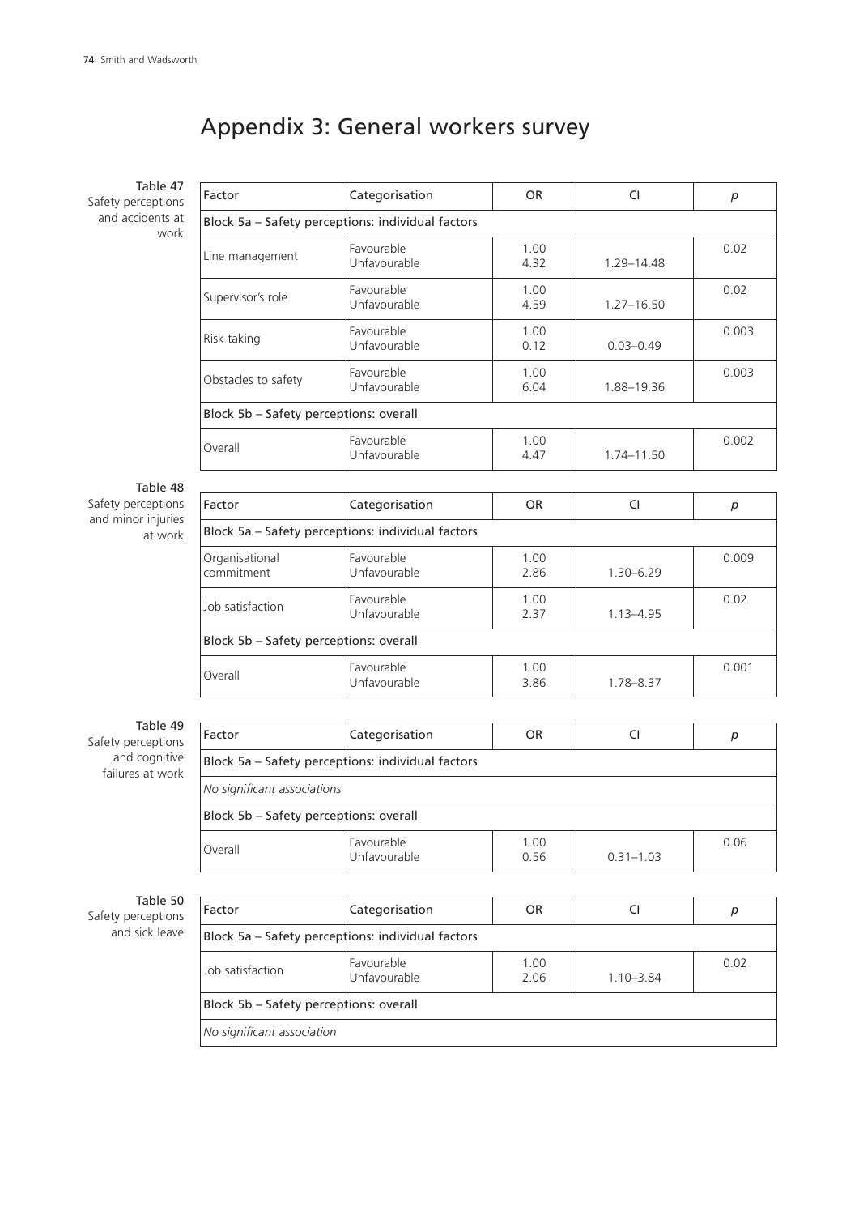# Appendix 3: General workers survey

Table 47 Safety perceptions and accidents at work

| Factor | Categorisation | OR | CI | *p* |
|---|---|---|---|---|
| **Block 5a – Safety perceptions: individual factors** | | | | |
| Line management | Favourable<br>Unfavourable | 1.00<br>4.32 | <br>1.29–14.48 | 0.02 |
| Supervisor's role | Favourable<br>Unfavourable | 1.00<br>4.59 | <br>1.27–16.50 | 0.02 |
| Risk taking | Favourable<br>Unfavourable | 1.00<br>0.12 | <br>0.03–0.49 | 0.003 |
| Obstacles to safety | Favourable<br>Unfavourable | 1.00<br>6.04 | <br>1.88–19.36 | 0.003 |
| **Block 5b – Safety perceptions: overall** | | | | |
| Overall | Favourable<br>Unfavourable | 1.00<br>4.47 | <br>1.74–11.50 | 0.002 |

Table 48 Safety perceptions and minor injuries at work

| Factor | Categorisation | OR | CI | *p* |
|---|---|---|---|---|
| **Block 5a – Safety perceptions: individual factors** | | | | |
| Organisational commitment | Favourable<br>Unfavourable | 1.00<br>2.86 | <br>1.30–6.29 | 0.009 |
| Job satisfaction | Favourable<br>Unfavourable | 1.00<br>2.37 | <br>1.13–4.95 | 0.02 |
| **Block 5b – Safety perceptions: overall** | | | | |
| Overall | Favourable<br>Unfavourable | 1.00<br>3.86 | <br>1.78–8.37 | 0.001 |

Table 49 Safety perceptions and cognitive failures at work

| Factor | Categorisation | OR | CI | *p* |
|---|---|---|---|---|
| **Block 5a – Safety perceptions: individual factors** | | | | |
| *No significant associations* | | | | |
| **Block 5b – Safety perceptions: overall** | | | | |
| Overall | Favourable<br>Unfavourable | 1.00<br>0.56 | <br>0.31–1.03 | 0.06 |

Table 50 Safety perceptions and sick leave

| Factor | Categorisation | OR | CI | *p* |
|---|---|---|---|---|
| **Block 5a – Safety perceptions: individual factors** | | | | |
| Job satisfaction | Favourable<br>Unfavourable | 1.00<br>2.06 | <br>1.10–3.84 | 0.02 |
| **Block 5b – Safety perceptions: overall** | | | | |
| *No significant association* | | | | |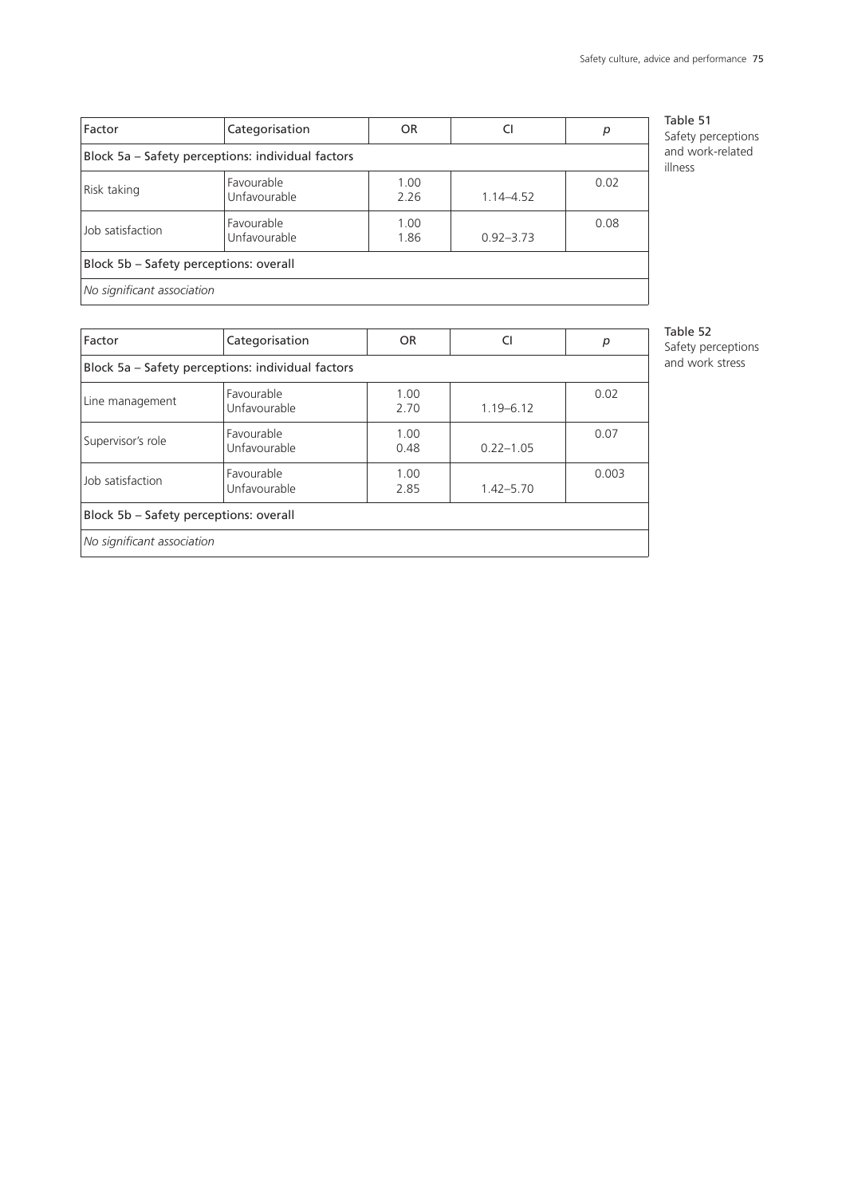Table 51
Safety perceptions and work-related illness

| Factor | Categorisation | OR | CI | *p* |
|---|---|---|---|---|
| Block 5a – Safety perceptions: individual factors | | | | |
| Risk taking | Favourable<br>Unfavourable | 1.00<br>2.26 | 1.14–4.52 | 0.02 |
| Job satisfaction | Favourable<br>Unfavourable | 1.00<br>1.86 | 0.92–3.73 | 0.08 |
| Block 5b – Safety perceptions: overall | | | | |
| *No significant association* | | | | |

Table 52
Safety perceptions and work stress

| Factor | Categorisation | OR | CI | *p* |
|---|---|---|---|---|
| Block 5a – Safety perceptions: individual factors | | | | |
| Line management | Favourable<br>Unfavourable | 1.00<br>2.70 | 1.19–6.12 | 0.02 |
| Supervisor's role | Favourable<br>Unfavourable | 1.00<br>0.48 | 0.22–1.05 | 0.07 |
| Job satisfaction | Favourable<br>Unfavourable | 1.00<br>2.85 | 1.42–5.70 | 0.003 |
| Block 5b – Safety perceptions: overall | | | | |
| *No significant association* | | | | |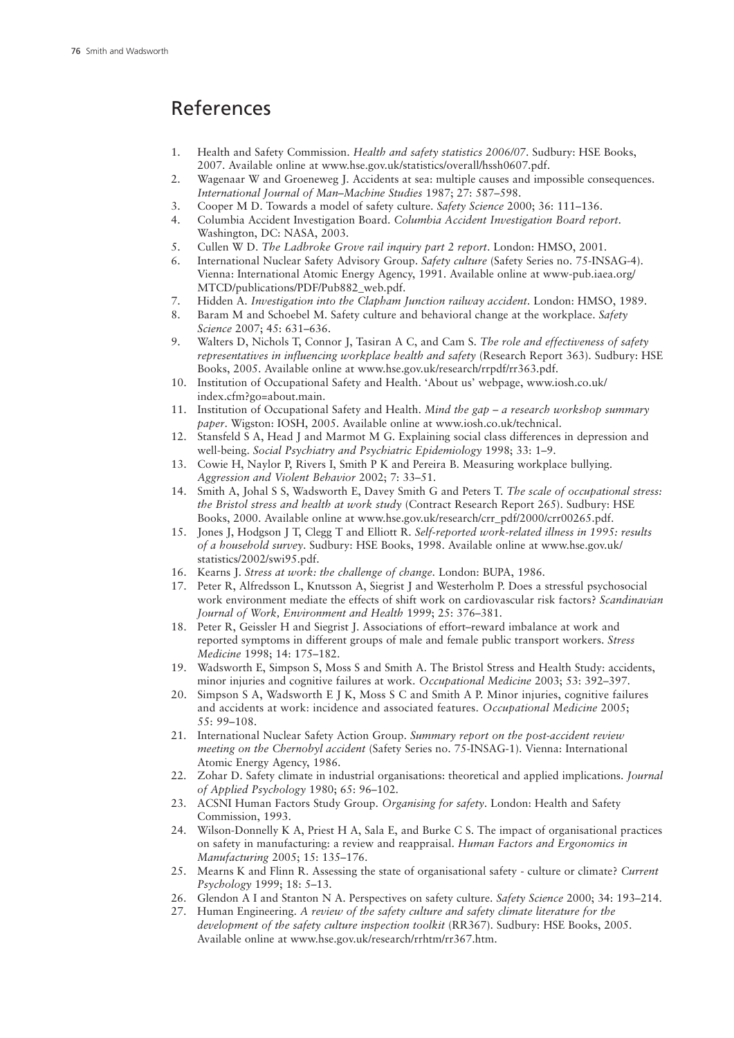## References

1. Health and Safety Commission. *Health and safety statistics 2006/07*. Sudbury: HSE Books, 2007. Available online at www.hse.gov.uk/statistics/overall/hssh0607.pdf.
2. Wagenaar W and Groeneweg J. Accidents at sea: multiple causes and impossible consequences. *International Journal of Man–Machine Studies* 1987; 27: 587–598.
3. Cooper M D. Towards a model of safety culture. *Safety Science* 2000; 36: 111–136.
4. Columbia Accident Investigation Board. *Columbia Accident Investigation Board report*. Washington, DC: NASA, 2003.
5. Cullen W D. *The Ladbroke Grove rail inquiry part 2 report*. London: HMSO, 2001.
6. International Nuclear Safety Advisory Group. *Safety culture* (Safety Series no. 75-INSAG-4). Vienna: International Atomic Energy Agency, 1991. Available online at www-pub.iaea.org/MTCD/publications/PDF/Pub882_web.pdf.
7. Hidden A. *Investigation into the Clapham Junction railway accident*. London: HMSO, 1989.
8. Baram M and Schoebel M. Safety culture and behavioral change at the workplace. *Safety Science* 2007; 45: 631–636.
9. Walters D, Nichols T, Connor J, Tasiran A C, and Cam S. *The role and effectiveness of safety representatives in influencing workplace health and safety* (Research Report 363). Sudbury: HSE Books, 2005. Available online at www.hse.gov.uk/research/rrpdf/rr363.pdf.
10. Institution of Occupational Safety and Health. 'About us' webpage, www.iosh.co.uk/index.cfm?go=about.main.
11. Institution of Occupational Safety and Health. *Mind the gap – a research workshop summary paper*. Wigston: IOSH, 2005. Available online at www.iosh.co.uk/technical.
12. Stansfeld S A, Head J and Marmot M G. Explaining social class differences in depression and well-being. *Social Psychiatry and Psychiatric Epidemiology* 1998; 33: 1–9.
13. Cowie H, Naylor P, Rivers I, Smith P K and Pereira B. Measuring workplace bullying. *Aggression and Violent Behavior* 2002; 7: 33–51.
14. Smith A, Johal S S, Wadsworth E, Davey Smith G and Peters T. *The scale of occupational stress: the Bristol stress and health at work study* (Contract Research Report 265). Sudbury: HSE Books, 2000. Available online at www.hse.gov.uk/research/crr_pdf/2000/crr00265.pdf.
15. Jones J, Hodgson J T, Clegg T and Elliott R. *Self-reported work-related illness in 1995: results of a household survey*. Sudbury: HSE Books, 1998. Available online at www.hse.gov.uk/statistics/2002/swi95.pdf.
16. Kearns J. *Stress at work: the challenge of change*. London: BUPA, 1986.
17. Peter R, Alfredsson L, Knutsson A, Siegrist J and Westerholm P. Does a stressful psychosocial work environment mediate the effects of shift work on cardiovascular risk factors? *Scandinavian Journal of Work, Environment and Health* 1999; 25: 376–381.
18. Peter R, Geissler H and Siegrist J. Associations of effort–reward imbalance at work and reported symptoms in different groups of male and female public transport workers. *Stress Medicine* 1998; 14: 175–182.
19. Wadsworth E, Simpson S, Moss S and Smith A. The Bristol Stress and Health Study: accidents, minor injuries and cognitive failures at work. *Occupational Medicine* 2003; 53: 392–397.
20. Simpson S A, Wadsworth E J K, Moss S C and Smith A P. Minor injuries, cognitive failures and accidents at work: incidence and associated features. *Occupational Medicine* 2005; 55: 99–108.
21. International Nuclear Safety Action Group. *Summary report on the post-accident review meeting on the Chernobyl accident* (Safety Series no. 75-INSAG-1). Vienna: International Atomic Energy Agency, 1986.
22. Zohar D. Safety climate in industrial organisations: theoretical and applied implications. *Journal of Applied Psychology* 1980; 65: 96–102.
23. ACSNI Human Factors Study Group. *Organising for safety*. London: Health and Safety Commission, 1993.
24. Wilson-Donnelly K A, Priest H A, Sala E, and Burke C S. The impact of organisational practices on safety in manufacturing: a review and reappraisal. *Human Factors and Ergonomics in Manufacturing* 2005; 15: 135–176.
25. Mearns K and Flinn R. Assessing the state of organisational safety - culture or climate? *Current Psychology* 1999; 18: 5–13.
26. Glendon A I and Stanton N A. Perspectives on safety culture. *Safety Science* 2000; 34: 193–214.
27. Human Engineering. *A review of the safety culture and safety climate literature for the development of the safety culture inspection toolkit* (RR367). Sudbury: HSE Books, 2005. Available online at www.hse.gov.uk/research/rrhtm/rr367.htm.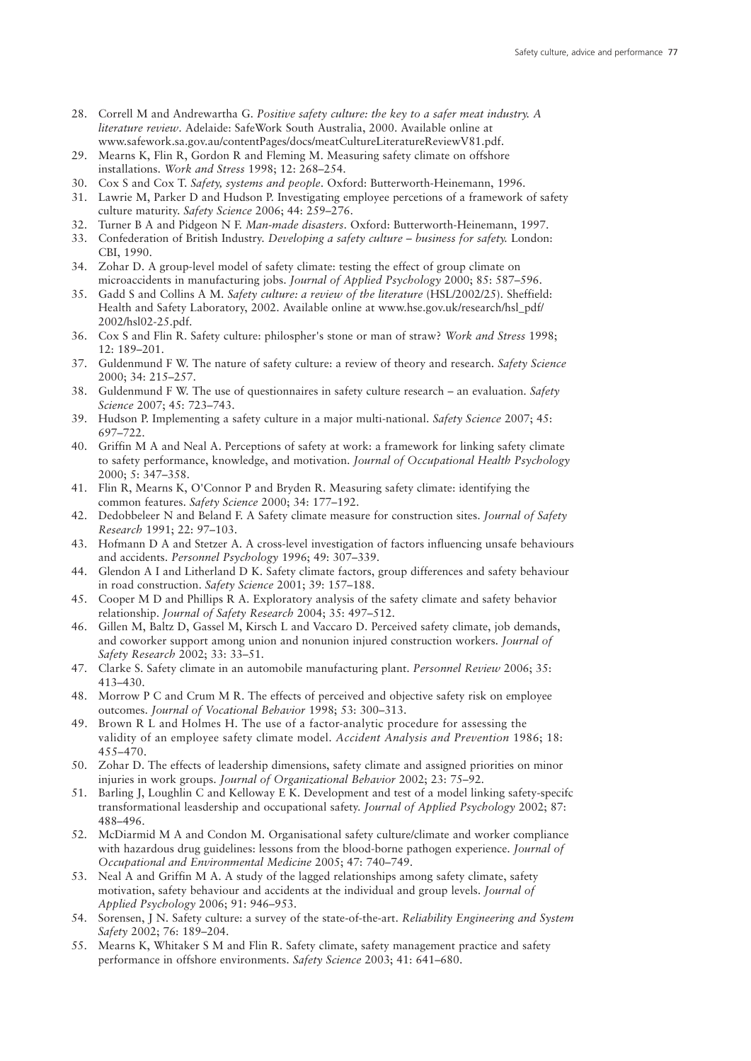28. Correll M and Andrewartha G. *Positive safety culture: the key to a safer meat industry. A literature review*. Adelaide: SafeWork South Australia, 2000. Available online at www.safework.sa.gov.au/contentPages/docs/meatCultureLiteratureReviewV81.pdf.
29. Mearns K, Flin R, Gordon R and Fleming M. Measuring safety climate on offshore installations. *Work and Stress* 1998; 12: 268–254.
30. Cox S and Cox T. *Safety, systems and people*. Oxford: Butterworth-Heinemann, 1996.
31. Lawrie M, Parker D and Hudson P. Investigating employee percetions of a framework of safety culture maturity. *Safety Science* 2006; 44: 259–276.
32. Turner B A and Pidgeon N F. *Man-made disasters*. Oxford: Butterworth-Heinemann, 1997.
33. Confederation of British Industry. *Developing a safety culture – business for safety.* London: CBI, 1990.
34. Zohar D. A group-level model of safety climate: testing the effect of group climate on microaccidents in manufacturing jobs. *Journal of Applied Psychology* 2000; 85: 587–596.
35. Gadd S and Collins A M. *Safety culture: a review of the literature* (HSL/2002/25). Sheffield: Health and Safety Laboratory, 2002. Available online at www.hse.gov.uk/research/hsl_pdf/2002/hsl02-25.pdf.
36. Cox S and Flin R. Safety culture: philospher's stone or man of straw? *Work and Stress* 1998; 12: 189–201.
37. Guldenmund F W. The nature of safety culture: a review of theory and research. *Safety Science* 2000; 34: 215–257.
38. Guldenmund F W. The use of questionnaires in safety culture research – an evaluation. *Safety Science* 2007; 45: 723–743.
39. Hudson P. Implementing a safety culture in a major multi-national. *Safety Science* 2007; 45: 697–722.
40. Griffin M A and Neal A. Perceptions of safety at work: a framework for linking safety climate to safety performance, knowledge, and motivation. *Journal of Occupational Health Psychology* 2000; 5: 347–358.
41. Flin R, Mearns K, O'Connor P and Bryden R. Measuring safety climate: identifying the common features. *Safety Science* 2000; 34: 177–192.
42. Dedobbeleer N and Beland F. A Safety climate measure for construction sites. *Journal of Safety Research* 1991; 22: 97–103.
43. Hofmann D A and Stetzer A. A cross-level investigation of factors influencing unsafe behaviours and accidents. *Personnel Psychology* 1996; 49: 307–339.
44. Glendon A I and Litherland D K. Safety climate factors, group differences and safety behaviour in road construction. *Safety Science* 2001; 39: 157–188.
45. Cooper M D and Phillips R A. Exploratory analysis of the safety climate and safety behavior relationship. *Journal of Safety Research* 2004; 35: 497–512.
46. Gillen M, Baltz D, Gassel M, Kirsch L and Vaccaro D. Perceived safety climate, job demands, and coworker support among union and nonunion injured construction workers. *Journal of Safety Research* 2002; 33: 33–51.
47. Clarke S. Safety climate in an automobile manufacturing plant. *Personnel Review* 2006; 35: 413–430.
48. Morrow P C and Crum M R. The effects of perceived and objective safety risk on employee outcomes. *Journal of Vocational Behavior* 1998; 53: 300–313.
49. Brown R L and Holmes H. The use of a factor-analytic procedure for assessing the validity of an employee safety climate model. *Accident Analysis and Prevention* 1986; 18: 455–470.
50. Zohar D. The effects of leadership dimensions, safety climate and assigned priorities on minor injuries in work groups. *Journal of Organizational Behavior* 2002; 23: 75–92.
51. Barling J, Loughlin C and Kelloway E K. Development and test of a model linking safety-specifc transformational leasdership and occupational safety. *Journal of Applied Psychology* 2002; 87: 488–496.
52. McDiarmid M A and Condon M. Organisational safety culture/climate and worker compliance with hazardous drug guidelines: lessons from the blood-borne pathogen experience. *Journal of Occupational and Environmental Medicine* 2005; 47: 740–749.
53. Neal A and Griffin M A. A study of the lagged relationships among safety climate, safety motivation, safety behaviour and accidents at the individual and group levels. *Journal of Applied Psychology* 2006; 91: 946–953.
54. Sorensen, J N. Safety culture: a survey of the state-of-the-art. *Reliability Engineering and System Safety* 2002; 76: 189–204.
55. Mearns K, Whitaker S M and Flin R. Safety climate, safety management practice and safety performance in offshore environments. *Safety Science* 2003; 41: 641–680.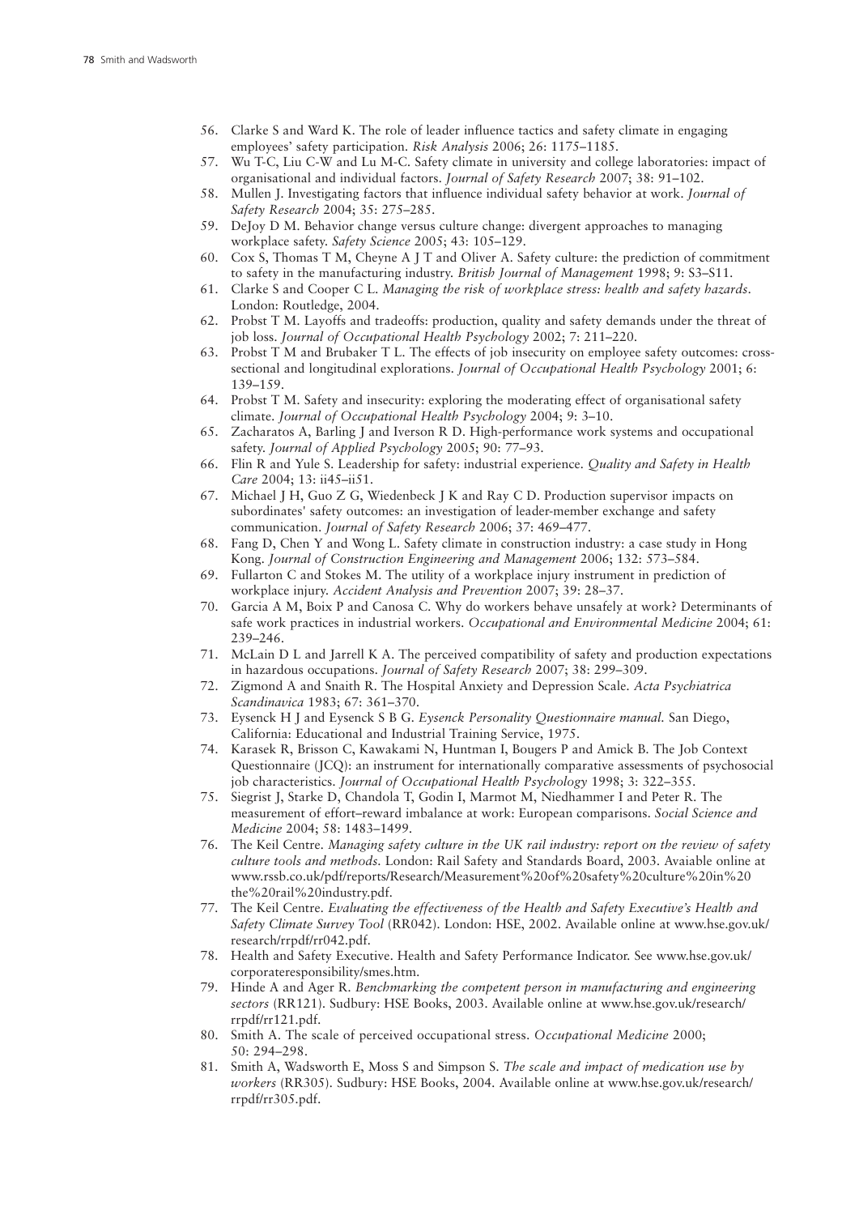56. Clarke S and Ward K. The role of leader influence tactics and safety climate in engaging employees' safety participation. *Risk Analysis* 2006; 26: 1175–1185.
57. Wu T-C, Liu C-W and Lu M-C. Safety climate in university and college laboratories: impact of organisational and individual factors. *Journal of Safety Research* 2007; 38: 91–102.
58. Mullen J. Investigating factors that influence individual safety behavior at work. *Journal of Safety Research* 2004; 35: 275–285.
59. DeJoy D M. Behavior change versus culture change: divergent approaches to managing workplace safety. *Safety Science* 2005; 43: 105–129.
60. Cox S, Thomas T M, Cheyne A J T and Oliver A. Safety culture: the prediction of commitment to safety in the manufacturing industry. *British Journal of Management* 1998; 9: S3–S11.
61. Clarke S and Cooper C L. *Managing the risk of workplace stress: health and safety hazards*. London: Routledge, 2004.
62. Probst T M. Layoffs and tradeoffs: production, quality and safety demands under the threat of job loss. *Journal of Occupational Health Psychology* 2002; 7: 211–220.
63. Probst T M and Brubaker T L. The effects of job insecurity on employee safety outcomes: cross-sectional and longitudinal explorations. *Journal of Occupational Health Psychology* 2001; 6: 139–159.
64. Probst T M. Safety and insecurity: exploring the moderating effect of organisational safety climate. *Journal of Occupational Health Psychology* 2004; 9: 3–10.
65. Zacharatos A, Barling J and Iverson R D. High-performance work systems and occupational safety. *Journal of Applied Psychology* 2005; 90: 77–93.
66. Flin R and Yule S. Leadership for safety: industrial experience. *Quality and Safety in Health Care* 2004; 13: ii45–ii51.
67. Michael J H, Guo Z G, Wiedenbeck J K and Ray C D. Production supervisor impacts on subordinates' safety outcomes: an investigation of leader-member exchange and safety communication. *Journal of Safety Research* 2006; 37: 469–477.
68. Fang D, Chen Y and Wong L. Safety climate in construction industry: a case study in Hong Kong. *Journal of Construction Engineering and Management* 2006; 132: 573–584.
69. Fullarton C and Stokes M. The utility of a workplace injury instrument in prediction of workplace injury. *Accident Analysis and Prevention* 2007; 39: 28–37.
70. Garcia A M, Boix P and Canosa C. Why do workers behave unsafely at work? Determinants of safe work practices in industrial workers. *Occupational and Environmental Medicine* 2004; 61: 239–246.
71. McLain D L and Jarrell K A. The perceived compatibility of safety and production expectations in hazardous occupations. *Journal of Safety Research* 2007; 38: 299–309.
72. Zigmond A and Snaith R. The Hospital Anxiety and Depression Scale. *Acta Psychiatrica Scandinavica* 1983; 67: 361–370.
73. Eysenck H J and Eysenck S B G. *Eysenck Personality Questionnaire manual.* San Diego, California: Educational and Industrial Training Service, 1975.
74. Karasek R, Brisson C, Kawakami N, Huntman I, Bougers P and Amick B. The Job Context Questionnaire (JCQ): an instrument for internationally comparative assessments of psychosocial job characteristics. *Journal of Occupational Health Psychology* 1998; 3: 322–355.
75. Siegrist J, Starke D, Chandola T, Godin I, Marmot M, Niedhammer I and Peter R. The measurement of effort–reward imbalance at work: European comparisons. *Social Science and Medicine* 2004; 58: 1483–1499.
76. The Keil Centre. *Managing safety culture in the UK rail industry: report on the review of safety culture tools and methods*. London: Rail Safety and Standards Board, 2003. Avaiable online at www.rssb.co.uk/pdf/reports/Research/Measurement%20of%20safety%20culture%20in%20the%20rail%20industry.pdf.
77. The Keil Centre. *Evaluating the effectiveness of the Health and Safety Executive's Health and Safety Climate Survey Tool* (RR042). London: HSE, 2002. Available online at www.hse.gov.uk/research/rrpdf/rr042.pdf.
78. Health and Safety Executive. Health and Safety Performance Indicator. See www.hse.gov.uk/corporateresponsibility/smes.htm.
79. Hinde A and Ager R. *Benchmarking the competent person in manufacturing and engineering sectors* (RR121). Sudbury: HSE Books, 2003. Available online at www.hse.gov.uk/research/rrpdf/rr121.pdf.
80. Smith A. The scale of perceived occupational stress. *Occupational Medicine* 2000; 50: 294–298.
81. Smith A, Wadsworth E, Moss S and Simpson S. *The scale and impact of medication use by workers* (RR305). Sudbury: HSE Books, 2004. Available online at www.hse.gov.uk/research/rrpdf/rr305.pdf.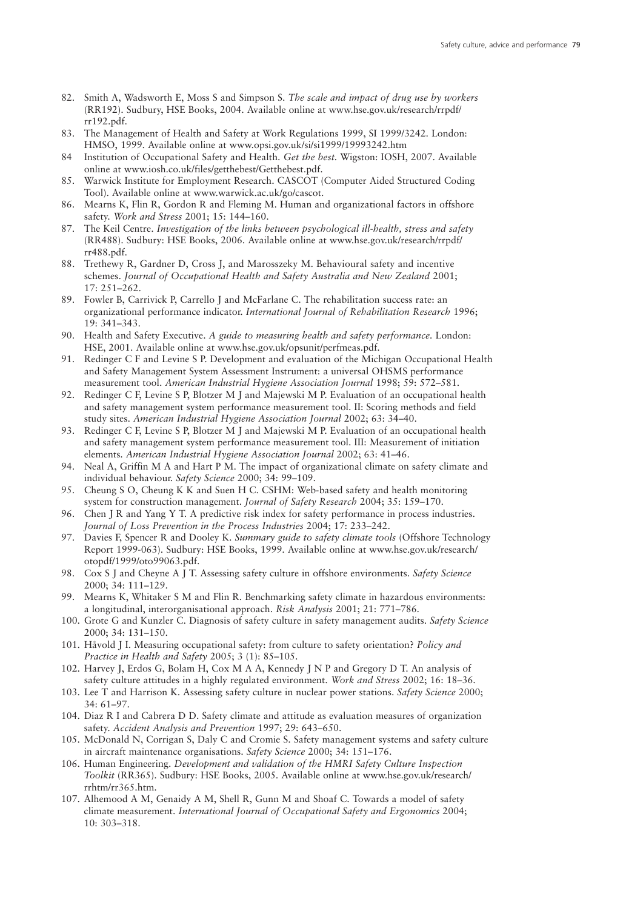82. Smith A, Wadsworth E, Moss S and Simpson S. *The scale and impact of drug use by workers* (RR192). Sudbury, HSE Books, 2004. Available online at www.hse.gov.uk/research/rrpdf/rr192.pdf.
83. The Management of Health and Safety at Work Regulations 1999, SI 1999/3242. London: HMSO, 1999. Available online at www.opsi.gov.uk/si/si1999/19993242.htm
84 Institution of Occupational Safety and Health. *Get the best.* Wigston: IOSH, 2007. Available online at www.iosh.co.uk/files/getthebest/Getthebest.pdf.
85. Warwick Institute for Employment Research. CASCOT (Computer Aided Structured Coding Tool). Available online at www.warwick.ac.uk/go/cascot.
86. Mearns K, Flin R, Gordon R and Fleming M. Human and organizational factors in offshore safety. *Work and Stress* 2001; 15: 144–160.
87. The Keil Centre. *Investigation of the links between psychological ill-health, stress and safety* (RR488). Sudbury: HSE Books, 2006. Available online at www.hse.gov.uk/research/rrpdf/rr488.pdf.
88. Trethewy R, Gardner D, Cross J, and Marosszeky M. Behavioural safety and incentive schemes. *Journal of Occupational Health and Safety Australia and New Zealand* 2001; 17: 251–262.
89. Fowler B, Carrivick P, Carrello J and McFarlane C. The rehabilitation success rate: an organizational performance indicator. *International Journal of Rehabilitation Research* 1996; 19: 341–343.
90. Health and Safety Executive. *A guide to measuring health and safety performance.* London: HSE, 2001. Available online at www.hse.gov.uk/opsunit/perfmeas.pdf.
91. Redinger C F and Levine S P. Development and evaluation of the Michigan Occupational Health and Safety Management System Assessment Instrument: a universal OHSMS performance measurement tool. *American Industrial Hygiene Association Journal* 1998; 59: 572–581.
92. Redinger C F, Levine S P, Blotzer M J and Majewski M P. Evaluation of an occupational health and safety management system performance measurement tool. II: Scoring methods and field study sites. *American Industrial Hygiene Association Journal* 2002; 63: 34–40.
93. Redinger C F, Levine S P, Blotzer M J and Majewski M P. Evaluation of an occupational health and safety management system performance measurement tool. III: Measurement of initiation elements. *American Industrial Hygiene Association Journal* 2002; 63: 41–46.
94. Neal A, Griffin M A and Hart P M. The impact of organizational climate on safety climate and individual behaviour. *Safety Science* 2000; 34: 99–109.
95. Cheung S O, Cheung K K and Suen H C. CSHM: Web-based safety and health monitoring system for construction management. *Journal of Safety Research* 2004; 35: 159–170.
96. Chen J R and Yang Y T. A predictive risk index for safety performance in process industries. *Journal of Loss Prevention in the Process Industries* 2004; 17: 233–242.
97. Davies F, Spencer R and Dooley K. *Summary guide to safety climate tools* (Offshore Technology Report 1999-063). Sudbury: HSE Books, 1999. Available online at www.hse.gov.uk/research/otopdf/1999/oto99063.pdf.
98. Cox S J and Cheyne A J T. Assessing safety culture in offshore environments. *Safety Science* 2000; 34: 111–129.
99. Mearns K, Whitaker S M and Flin R. Benchmarking safety climate in hazardous environments: a longitudinal, interorganisational approach. *Risk Analysis* 2001; 21: 771–786.
100. Grote G and Kunzler C. Diagnosis of safety culture in safety management audits. *Safety Science* 2000; 34: 131–150.
101. Håvold J I. Measuring occupational safety: from culture to safety orientation? *Policy and Practice in Health and Safety* 2005; 3 (1): 85–105.
102. Harvey J, Erdos G, Bolam H, Cox M A A, Kennedy J N P and Gregory D T. An analysis of safety culture attitudes in a highly regulated environment. *Work and Stress* 2002; 16: 18–36.
103. Lee T and Harrison K. Assessing safety culture in nuclear power stations. *Safety Science* 2000; 34: 61–97.
104. Diaz R I and Cabrera D D. Safety climate and attitude as evaluation measures of organization safety. *Accident Analysis and Prevention* 1997; 29: 643–650.
105. McDonald N, Corrigan S, Daly C and Cromie S. Safety management systems and safety culture in aircraft maintenance organisations. *Safety Science* 2000; 34: 151–176.
106. Human Engineering. *Development and validation of the HMRI Safety Culture Inspection Toolkit* (RR365). Sudbury: HSE Books, 2005. Available online at www.hse.gov.uk/research/rrhtm/rr365.htm.
107. Alhemood A M, Genaidy A M, Shell R, Gunn M and Shoaf C. Towards a model of safety climate measurement. *International Journal of Occupational Safety and Ergonomics* 2004; 10: 303–318.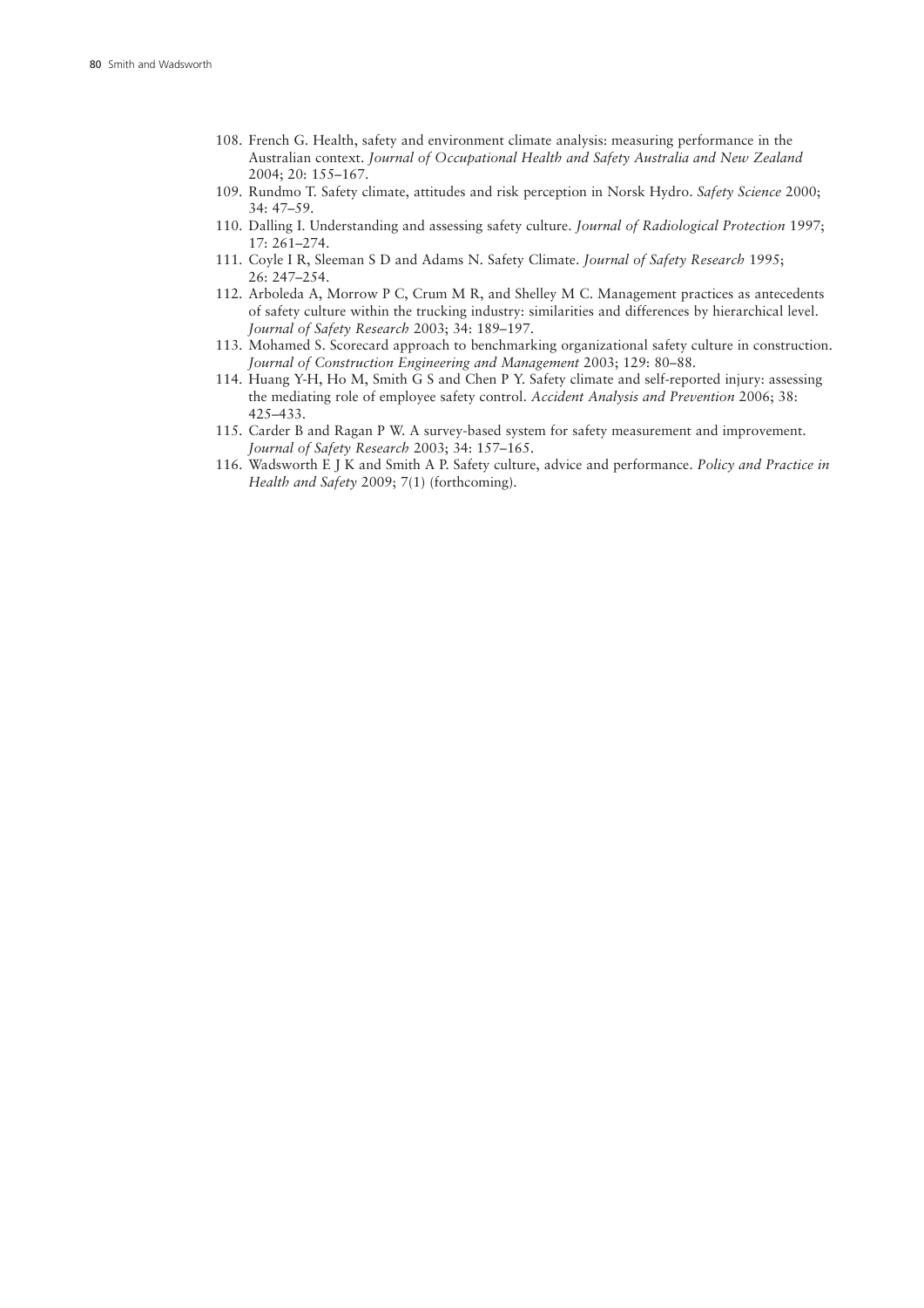108. French G. Health, safety and environment climate analysis: measuring performance in the Australian context. *Journal of Occupational Health and Safety Australia and New Zealand* 2004; 20: 155–167.
109. Rundmo T. Safety climate, attitudes and risk perception in Norsk Hydro. *Safety Science* 2000; 34: 47–59.
110. Dalling I. Understanding and assessing safety culture. *Journal of Radiological Protection* 1997; 17: 261–274.
111. Coyle I R, Sleeman S D and Adams N. Safety Climate. *Journal of Safety Research* 1995; 26: 247–254.
112. Arboleda A, Morrow P C, Crum M R, and Shelley M C. Management practices as antecedents of safety culture within the trucking industry: similarities and differences by hierarchical level. *Journal of Safety Research* 2003; 34: 189–197.
113. Mohamed S. Scorecard approach to benchmarking organizational safety culture in construction. *Journal of Construction Engineering and Management* 2003; 129: 80–88.
114. Huang Y-H, Ho M, Smith G S and Chen P Y. Safety climate and self-reported injury: assessing the mediating role of employee safety control. *Accident Analysis and Prevention* 2006; 38: 425–433.
115. Carder B and Ragan P W. A survey-based system for safety measurement and improvement. *Journal of Safety Research* 2003; 34: 157–165.
116. Wadsworth E J K and Smith A P. Safety culture, advice and performance. *Policy and Practice in Health and Safety* 2009; 7(1) (forthcoming).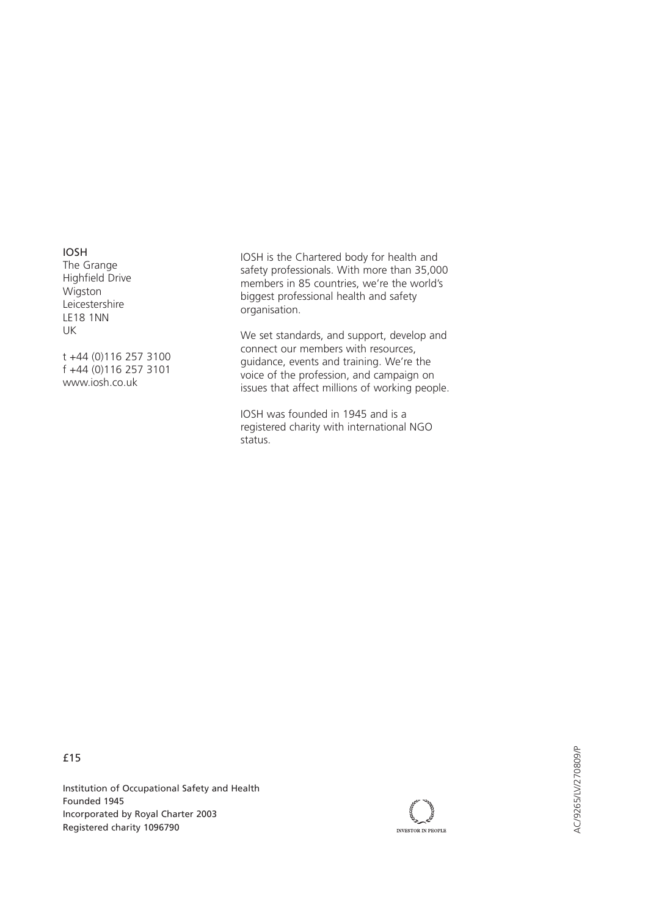IOSH
The Grange
Highfield Drive
Wigston
Leicestershire
LE18 1NN
UK

t +44 (0)116 257 3100
f +44 (0)116 257 3101
www.iosh.co.uk

IOSH is the Chartered body for health and safety professionals. With more than 35,000 members in 85 countries, we're the world's biggest professional health and safety organisation.

We set standards, and support, develop and connect our members with resources, guidance, events and training. We're the voice of the profession, and campaign on issues that affect millions of working people.

IOSH was founded in 1945 and is a registered charity with international NGO status.

£15

Institution of Occupational Safety and Health
Founded 1945
Incorporated by Royal Charter 2003
Registered charity 1096790

INVESTOR IN PEOPLE

AC/9265/LV/270809/P